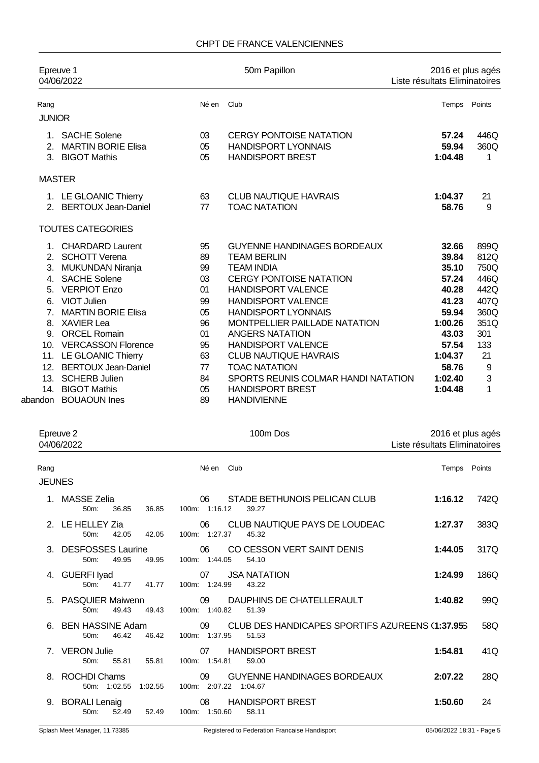# CHPT DE FRANCE VALENCIENNES

## Epreuve 1 — 50m Papillon

04/06/2022 — 2016 et plus agés — Liste résultats Eliminatoires

| Rang | | Né en | Club | Temps | Points |
|---|---|---|---|---|---|
| **JUNIOR** | | | | | |
| 1. | SACHE Solene | 03 | CERGY PONTOISE NATATION | **57.24** | 446Q |
| 2. | MARTIN BORIE Elisa | 05 | HANDISPORT LYONNAIS | **59.94** | 360Q |
| 3. | BIGOT Mathis | 05 | HANDISPORT BREST | **1:04.48** | 1 |
| **MASTER** | | | | | |
| 1. | LE GLOANIC Thierry | 63 | CLUB NAUTIQUE HAVRAIS | **1:04.37** | 21 |
| 2. | BERTOUX Jean-Daniel | 77 | TOAC NATATION | **58.76** | 9 |
| **TOUTES CATEGORIES** | | | | | |
| 1. | CHARDARD Laurent | 95 | GUYENNE HANDINAGES BORDEAUX | **32.66** | 899Q |
| 2. | SCHOTT Verena | 89 | TEAM BERLIN | **39.84** | 812Q |
| 3. | MUKUNDAN Niranja | 99 | TEAM INDIA | **35.10** | 750Q |
| 4. | SACHE Solene | 03 | CERGY PONTOISE NATATION | **57.24** | 446Q |
| 5. | VERPIOT Enzo | 01 | HANDISPORT VALENCE | **40.28** | 442Q |
| 6. | VIOT Julien | 99 | HANDISPORT VALENCE | **41.23** | 407Q |
| 7. | MARTIN BORIE Elisa | 05 | HANDISPORT LYONNAIS | **59.94** | 360Q |
| 8. | XAVIER Lea | 96 | MONTPELLIER PAILLADE NATATION | **1:00.26** | 351Q |
| 9. | ORCEL Romain | 01 | ANGERS NATATION | **43.03** | 301 |
| 10. | VERCASSON Florence | 95 | HANDISPORT VALENCE | **57.54** | 133 |
| 11. | LE GLOANIC Thierry | 63 | CLUB NAUTIQUE HAVRAIS | **1:04.37** | 21 |
| 12. | BERTOUX Jean-Daniel | 77 | TOAC NATATION | **58.76** | 9 |
| 13. | SCHERB Julien | 84 | SPORTS REUNIS COLMAR HANDI NATATION | **1:02.40** | 3 |
| 14. | BIGOT Mathis | 05 | HANDISPORT BREST | **1:04.48** | 1 |
| abandon | BOUAOUN Ines | 89 | HANDIVIENNE | | |

## Epreuve 2 — 100m Dos

04/06/2022 — 2016 et plus agés — Liste résultats Eliminatoires

| Rang | | Né en | Club | Temps | Points |
|---|---|---|---|---|---|
| **JEUNES** | | | | | |
| 1. | MASSE Zelia<br>50m: 36.85 36.85 | 06<br>100m: 1:16.12 | STADE BETHUNOIS PELICAN CLUB<br>39.27 | **1:16.12** | 742Q |
| 2. | LE HELLEY Zia<br>50m: 42.05 42.05 | 06<br>100m: 1:27.37 | CLUB NAUTIQUE PAYS DE LOUDEAC<br>45.32 | **1:27.37** | 383Q |
| 3. | DESFOSSES Laurine<br>50m: 49.95 49.95 | 06<br>100m: 1:44.05 | CO CESSON VERT SAINT DENIS<br>54.10 | **1:44.05** | 317Q |
| 4. | GUERFI Iyad<br>50m: 41.77 41.77 | 07<br>100m: 1:24.99 | JSA NATATION<br>43.22 | **1:24.99** | 186Q |
| 5. | PASQUIER Maiwenn<br>50m: 49.43 49.43 | 09<br>100m: 1:40.82 | DAUPHINS DE CHATELLERAULT<br>51.39 | **1:40.82** | 99Q |
| 6. | BEN HASSINE Adam<br>50m: 46.42 46.42 | 09<br>100m: 1:37.95 | CLUB DES HANDICAPES SPORTIFS AZUREENS (<br>51.53 | **1:37.95** | 58Q |
| 7. | VERON Julie<br>50m: 55.81 55.81 | 07<br>100m: 1:54.81 | HANDISPORT BREST<br>59.00 | **1:54.81** | 41Q |
| 8. | ROCHDI Chams<br>50m: 1:02.55 1:02.55 | 09<br>100m: 2:07.22 | GUYENNE HANDINAGES BORDEAUX<br>1:04.67 | **2:07.22** | 28Q |
| 9. | BORALI Lenaig<br>50m: 52.49 52.49 | 08<br>100m: 1:50.60 | HANDISPORT BREST<br>58.11 | **1:50.60** | 24 |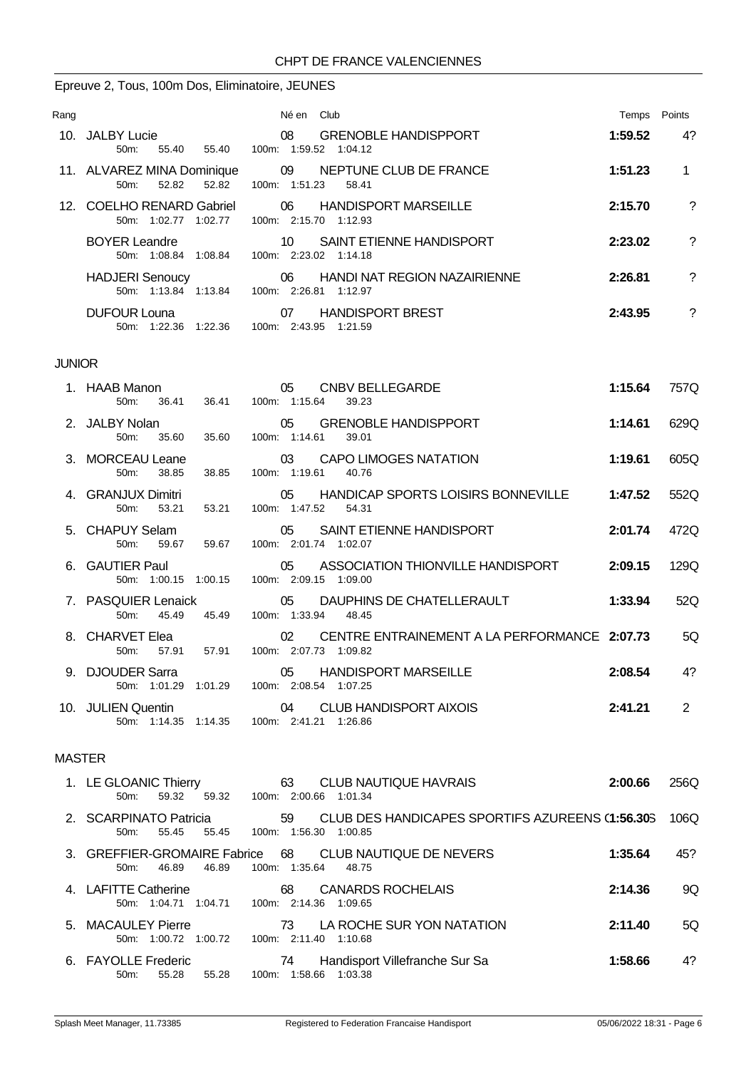## Epreuve 2, Tous, 100m Dos, Eliminatoire, JEUNES

| Rang | | Né en | Club | Temps | Points |
|---|---|---|---|---|---|
| 10. | JALBY Lucie<br>50m: 55.40 55.40 100m: 1:59.52 1:04.12 | 08 | GRENOBLE HANDISPPORT | **1:59.52** | 4? |
| 11. | ALVAREZ MINA Dominique<br>50m: 52.82 52.82 100m: 1:51.23 58.41 | 09 | NEPTUNE CLUB DE FRANCE | **1:51.23** | 1 |
| 12. | COELHO RENARD Gabriel<br>50m: 1:02.77 1:02.77 100m: 2:15.70 1:12.93 | 06 | HANDISPORT MARSEILLE | **2:15.70** | ? |
| | BOYER Leandre<br>50m: 1:08.84 1:08.84 100m: 2:23.02 1:14.18 | 10 | SAINT ETIENNE HANDISPORT | **2:23.02** | ? |
| | HADJERI Senoucy<br>50m: 1:13.84 1:13.84 100m: 2:26.81 1:12.97 | 06 | HANDI NAT REGION NAZAIRIENNE | **2:26.81** | ? |
| | DUFOUR Louna<br>50m: 1:22.36 1:22.36 100m: 2:43.95 1:21.59 | 07 | HANDISPORT BREST | **2:43.95** | ? |

### JUNIOR

| Rang | | Né en | Club | Temps | Points |
|---|---|---|---|---|---|
| 1. | HAAB Manon<br>50m: 36.41 36.41 100m: 1:15.64 39.23 | 05 | CNBV BELLEGARDE | **1:15.64** | 757Q |
| 2. | JALBY Nolan<br>50m: 35.60 35.60 100m: 1:14.61 39.01 | 05 | GRENOBLE HANDISPPORT | **1:14.61** | 629Q |
| 3. | MORCEAU Leane<br>50m: 38.85 38.85 100m: 1:19.61 40.76 | 03 | CAPO LIMOGES NATATION | **1:19.61** | 605Q |
| 4. | GRANJUX Dimitri<br>50m: 53.21 53.21 100m: 1:47.52 54.31 | 05 | HANDICAP SPORTS LOISIRS BONNEVILLE | **1:47.52** | 552Q |
| 5. | CHAPUY Selam<br>50m: 59.67 59.67 100m: 2:01.74 1:02.07 | 05 | SAINT ETIENNE HANDISPORT | **2:01.74** | 472Q |
| 6. | GAUTIER Paul<br>50m: 1:00.15 1:00.15 100m: 2:09.15 1:09.00 | 05 | ASSOCIATION THIONVILLE HANDISPORT | **2:09.15** | 129Q |
| 7. | PASQUIER Lenaick<br>50m: 45.49 45.49 100m: 1:33.94 48.45 | 05 | DAUPHINS DE CHATELLERAULT | **1:33.94** | 52Q |
| 8. | CHARVET Elea<br>50m: 57.91 57.91 100m: 2:07.73 1:09.82 | 02 | CENTRE ENTRAINEMENT A LA PERFORMANCE | **2:07.73** | 5Q |
| 9. | DJOUDER Sarra<br>50m: 1:01.29 1:01.29 100m: 2:08.54 1:07.25 | 05 | HANDISPORT MARSEILLE | **2:08.54** | 4? |
| 10. | JULIEN Quentin<br>50m: 1:14.35 1:14.35 100m: 2:41.21 1:26.86 | 04 | CLUB HANDISPORT AIXOIS | **2:41.21** | 2 |

### MASTER

| Rang | | Né en | Club | Temps | Points |
|---|---|---|---|---|---|
| 1. | LE GLOANIC Thierry<br>50m: 59.32 59.32 100m: 2:00.66 1:01.34 | 63 | CLUB NAUTIQUE HAVRAIS | **2:00.66** | 256Q |
| 2. | SCARPINATO Patricia<br>50m: 55.45 55.45 100m: 1:56.30 1:00.85 | 59 | CLUB DES HANDICAPES SPORTIFS AZUREENS (1:56.30S | | 106Q |
| 3. | GREFFIER-GROMAIRE Fabrice<br>50m: 46.89 46.89 100m: 1:35.64 48.75 | 68 | CLUB NAUTIQUE DE NEVERS | **1:35.64** | 45? |
| 4. | LAFITTE Catherine<br>50m: 1:04.71 1:04.71 100m: 2:14.36 1:09.65 | 68 | CANARDS ROCHELAIS | **2:14.36** | 9Q |
| 5. | MACAULEY Pierre<br>50m: 1:00.72 1:00.72 100m: 2:11.40 1:10.68 | 73 | LA ROCHE SUR YON NATATION | **2:11.40** | 5Q |
| 6. | FAYOLLE Frederic<br>50m: 55.28 55.28 100m: 1:58.66 1:03.38 | 74 | Handisport Villefranche Sur Sa | **1:58.66** | 4? |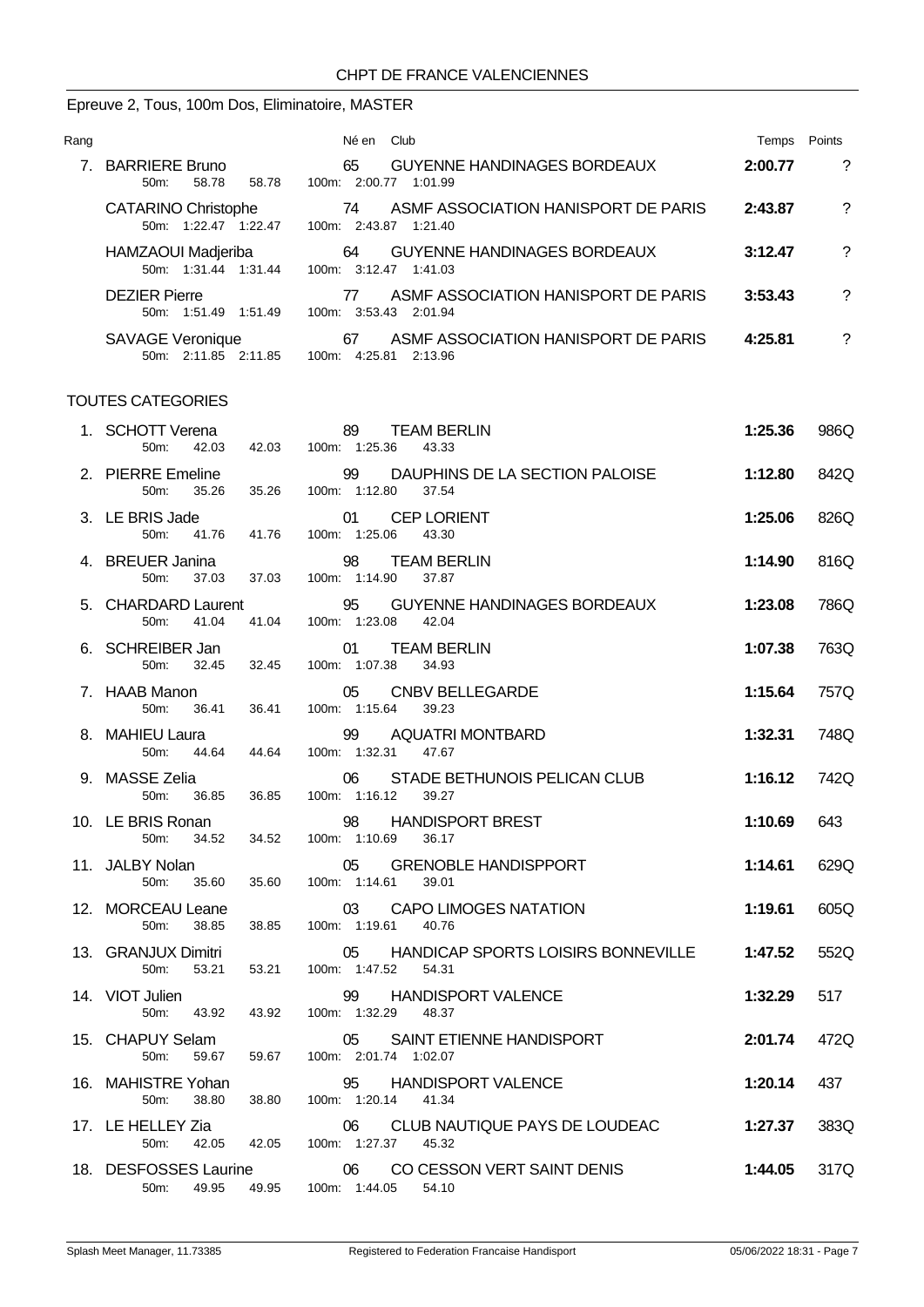CHPT DE FRANCE VALENCIENNES

## Epreuve 2, Tous, 100m Dos, Eliminatoire, MASTER

| Rang | | Né en | Club | Temps | Points |
|---|---|---|---|---|---|
| 7. | BARRIERE Bruno | 65 | GUYENNE HANDINAGES BORDEAUX | **2:00.77** | ? |
| | 50m: 58.78 58.78 | | 100m: 2:00.77 1:01.99 | | |
| | CATARINO Christophe | 74 | ASMF ASSOCIATION HANISPORT DE PARIS | **2:43.87** | ? |
| | 50m: 1:22.47 1:22.47 | | 100m: 2:43.87 1:21.40 | | |
| | HAMZAOUI Madjeriba | 64 | GUYENNE HANDINAGES BORDEAUX | **3:12.47** | ? |
| | 50m: 1:31.44 1:31.44 | | 100m: 3:12.47 1:41.03 | | |
| | DEZIER Pierre | 77 | ASMF ASSOCIATION HANISPORT DE PARIS | **3:53.43** | ? |
| | 50m: 1:51.49 1:51.49 | | 100m: 3:53.43 2:01.94 | | |
| | SAVAGE Veronique | 67 | ASMF ASSOCIATION HANISPORT DE PARIS | **4:25.81** | ? |
| | 50m: 2:11.85 2:11.85 | | 100m: 4:25.81 2:13.96 | | |

### TOUTES CATEGORIES

| Rang | | Né en | Club | Temps | Points |
|---|---|---|---|---|---|
| 1. | SCHOTT Verena | 89 | TEAM BERLIN | **1:25.36** | 986Q |
| | 50m: 42.03 42.03 | | 100m: 1:25.36 43.33 | | |
| 2. | PIERRE Emeline | 99 | DAUPHINS DE LA SECTION PALOISE | **1:12.80** | 842Q |
| | 50m: 35.26 35.26 | | 100m: 1:12.80 37.54 | | |
| 3. | LE BRIS Jade | 01 | CEP LORIENT | **1:25.06** | 826Q |
| | 50m: 41.76 41.76 | | 100m: 1:25.06 43.30 | | |
| 4. | BREUER Janina | 98 | TEAM BERLIN | **1:14.90** | 816Q |
| | 50m: 37.03 37.03 | | 100m: 1:14.90 37.87 | | |
| 5. | CHARDARD Laurent | 95 | GUYENNE HANDINAGES BORDEAUX | **1:23.08** | 786Q |
| | 50m: 41.04 41.04 | | 100m: 1:23.08 42.04 | | |
| 6. | SCHREIBER Jan | 01 | TEAM BERLIN | **1:07.38** | 763Q |
| | 50m: 32.45 32.45 | | 100m: 1:07.38 34.93 | | |
| 7. | HAAB Manon | 05 | CNBV BELLEGARDE | **1:15.64** | 757Q |
| | 50m: 36.41 36.41 | | 100m: 1:15.64 39.23 | | |
| 8. | MAHIEU Laura | 99 | AQUATRI MONTBARD | **1:32.31** | 748Q |
| | 50m: 44.64 44.64 | | 100m: 1:32.31 47.67 | | |
| 9. | MASSE Zelia | 06 | STADE BETHUNOIS PELICAN CLUB | **1:16.12** | 742Q |
| | 50m: 36.85 36.85 | | 100m: 1:16.12 39.27 | | |
| 10. | LE BRIS Ronan | 98 | HANDISPORT BREST | **1:10.69** | 643 |
| | 50m: 34.52 34.52 | | 100m: 1:10.69 36.17 | | |
| 11. | JALBY Nolan | 05 | GRENOBLE HANDISPPORT | **1:14.61** | 629Q |
| | 50m: 35.60 35.60 | | 100m: 1:14.61 39.01 | | |
| 12. | MORCEAU Leane | 03 | CAPO LIMOGES NATATION | **1:19.61** | 605Q |
| | 50m: 38.85 38.85 | | 100m: 1:19.61 40.76 | | |
| 13. | GRANJUX Dimitri | 05 | HANDICAP SPORTS LOISIRS BONNEVILLE | **1:47.52** | 552Q |
| | 50m: 53.21 53.21 | | 100m: 1:47.52 54.31 | | |
| 14. | VIOT Julien | 99 | HANDISPORT VALENCE | **1:32.29** | 517 |
| | 50m: 43.92 43.92 | | 100m: 1:32.29 48.37 | | |
| 15. | CHAPUY Selam | 05 | SAINT ETIENNE HANDISPORT | **2:01.74** | 472Q |
| | 50m: 59.67 59.67 | | 100m: 2:01.74 1:02.07 | | |
| 16. | MAHISTRE Yohan | 95 | HANDISPORT VALENCE | **1:20.14** | 437 |
| | 50m: 38.80 38.80 | | 100m: 1:20.14 41.34 | | |
| 17. | LE HELLEY Zia | 06 | CLUB NAUTIQUE PAYS DE LOUDEAC | **1:27.37** | 383Q |
| | 50m: 42.05 42.05 | | 100m: 1:27.37 45.32 | | |
| 18. | DESFOSSES Laurine | 06 | CO CESSON VERT SAINT DENIS | **1:44.05** | 317Q |
| | 50m: 49.95 49.95 | | 100m: 1:44.05 54.10 | | |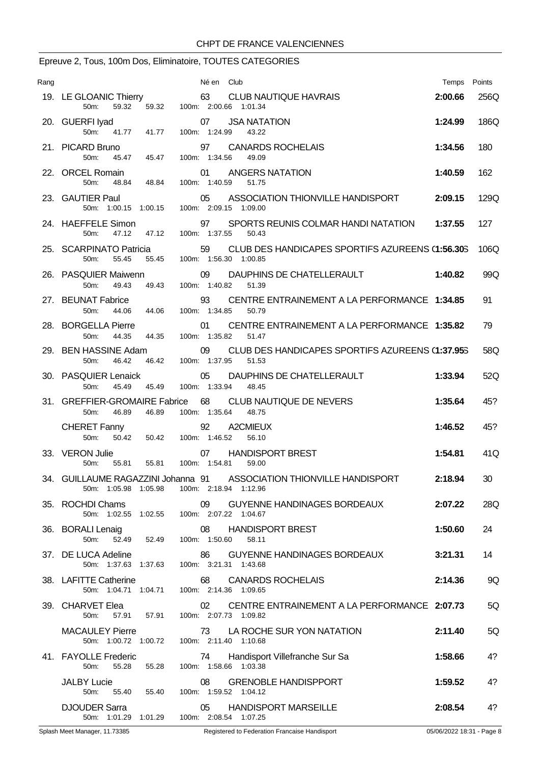CHPT DE FRANCE VALENCIENNES

## Epreuve 2, Tous, 100m Dos, Eliminatoire, TOUTES CATEGORIES

| Rang | | Né en | Club | Temps | Points |
|---|---|---|---|---|---|
| 19. | LE GLOANIC Thierry | 63 | CLUB NAUTIQUE HAVRAIS | **2:00.66** | 256Q |
| | 50m: 59.32 59.32 100m: 2:00.66 1:01.34 | | | | |
| 20. | GUERFI Iyad | 07 | JSA NATATION | **1:24.99** | 186Q |
| | 50m: 41.77 41.77 100m: 1:24.99 43.22 | | | | |
| 21. | PICARD Bruno | 97 | CANARDS ROCHELAIS | **1:34.56** | 180 |
| | 50m: 45.47 45.47 100m: 1:34.56 49.09 | | | | |
| 22. | ORCEL Romain | 01 | ANGERS NATATION | **1:40.59** | 162 |
| | 50m: 48.84 48.84 100m: 1:40.59 51.75 | | | | |
| 23. | GAUTIER Paul | 05 | ASSOCIATION THIONVILLE HANDISPORT | **2:09.15** | 129Q |
| | 50m: 1:00.15 1:00.15 100m: 2:09.15 1:09.00 | | | | |
| 24. | HAEFFELE Simon | 97 | SPORTS REUNIS COLMAR HANDI NATATION | **1:37.55** | 127 |
| | 50m: 47.12 47.12 100m: 1:37.55 50.43 | | | | |
| 25. | SCARPINATO Patricia | 59 | CLUB DES HANDICAPES SPORTIFS AZUREENS ( | **1:56.30** | 106Q |
| | 50m: 55.45 55.45 100m: 1:56.30 1:00.85 | | | | |
| 26. | PASQUIER Maiwenn | 09 | DAUPHINS DE CHATELLERAULT | **1:40.82** | 99Q |
| | 50m: 49.43 49.43 100m: 1:40.82 51.39 | | | | |
| 27. | BEUNAT Fabrice | 93 | CENTRE ENTRAINEMENT A LA PERFORMANCE | **1:34.85** | 91 |
| | 50m: 44.06 44.06 100m: 1:34.85 50.79 | | | | |
| 28. | BORGELLA Pierre | 01 | CENTRE ENTRAINEMENT A LA PERFORMANCE | **1:35.82** | 79 |
| | 50m: 44.35 44.35 100m: 1:35.82 51.47 | | | | |
| 29. | BEN HASSINE Adam | 09 | CLUB DES HANDICAPES SPORTIFS AZUREENS ( | **1:37.95** | 58Q |
| | 50m: 46.42 46.42 100m: 1:37.95 51.53 | | | | |
| 30. | PASQUIER Lenaick | 05 | DAUPHINS DE CHATELLERAULT | **1:33.94** | 52Q |
| | 50m: 45.49 45.49 100m: 1:33.94 48.45 | | | | |
| 31. | GREFFIER-GROMAIRE Fabrice | 68 | CLUB NAUTIQUE DE NEVERS | **1:35.64** | 45? |
| | 50m: 46.89 46.89 100m: 1:35.64 48.75 | | | | |
| | CHERET Fanny | 92 | A2CMIEUX | **1:46.52** | 45? |
| | 50m: 50.42 50.42 100m: 1:46.52 56.10 | | | | |
| 33. | VERON Julie | 07 | HANDISPORT BREST | **1:54.81** | 41Q |
| | 50m: 55.81 55.81 100m: 1:54.81 59.00 | | | | |
| 34. | GUILLAUME RAGAZZINI Johanna | 91 | ASSOCIATION THIONVILLE HANDISPORT | **2:18.94** | 30 |
| | 50m: 1:05.98 1:05.98 100m: 2:18.94 1:12.96 | | | | |
| 35. | ROCHDI Chams | 09 | GUYENNE HANDINAGES BORDEAUX | **2:07.22** | 28Q |
| | 50m: 1:02.55 1:02.55 100m: 2:07.22 1:04.67 | | | | |
| 36. | BORALI Lenaig | 08 | HANDISPORT BREST | **1:50.60** | 24 |
| | 50m: 52.49 52.49 100m: 1:50.60 58.11 | | | | |
| 37. | DE LUCA Adeline | 86 | GUYENNE HANDINAGES BORDEAUX | **3:21.31** | 14 |
| | 50m: 1:37.63 1:37.63 100m: 3:21.31 1:43.68 | | | | |
| 38. | LAFITTE Catherine | 68 | CANARDS ROCHELAIS | **2:14.36** | 9Q |
| | 50m: 1:04.71 1:04.71 100m: 2:14.36 1:09.65 | | | | |
| 39. | CHARVET Elea | 02 | CENTRE ENTRAINEMENT A LA PERFORMANCE | **2:07.73** | 5Q |
| | 50m: 57.91 57.91 100m: 2:07.73 1:09.82 | | | | |
| | MACAULEY Pierre | 73 | LA ROCHE SUR YON NATATION | **2:11.40** | 5Q |
| | 50m: 1:00.72 1:00.72 100m: 2:11.40 1:10.68 | | | | |
| 41. | FAYOLLE Frederic | 74 | Handisport Villefranche Sur Sa | **1:58.66** | 4? |
| | 50m: 55.28 55.28 100m: 1:58.66 1:03.38 | | | | |
| | JALBY Lucie | 08 | GRENOBLE HANDISPPORT | **1:59.52** | 4? |
| | 50m: 55.40 55.40 100m: 1:59.52 1:04.12 | | | | |
| | DJOUDER Sarra | 05 | HANDISPORT MARSEILLE | **2:08.54** | 4? |
| | 50m: 1:01.29 1:01.29 100m: 2:08.54 1:07.25 | | | | |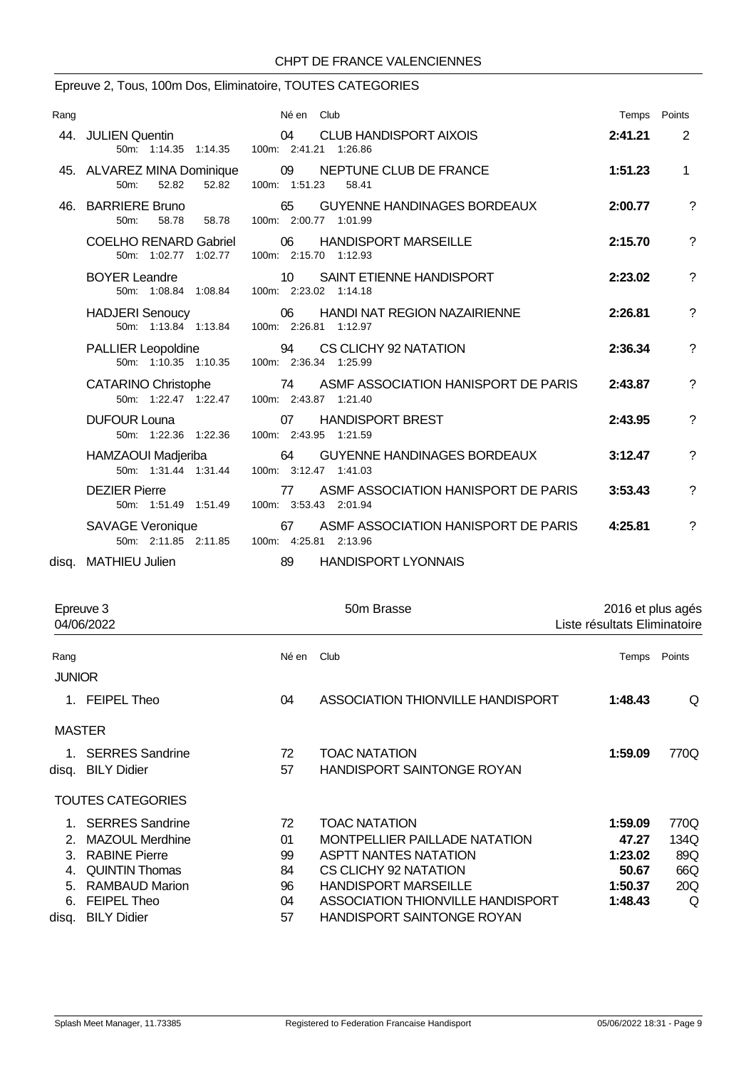## Epreuve 2, Tous, 100m Dos, Eliminatoire, TOUTES CATEGORIES

| Rang | | Né en | Club | Temps | Points |
|---|---|---|---|---|---|
| 44. | JULIEN Quentin<br>50m: 1:14.35 1:14.35 100m: 2:41.21 1:26.86 | 04 | CLUB HANDISPORT AIXOIS | **2:41.21** | 2 |
| 45. | ALVAREZ MINA Dominique<br>50m: 52.82 52.82 100m: 1:51.23 58.41 | 09 | NEPTUNE CLUB DE FRANCE | **1:51.23** | 1 |
| 46. | BARRIERE Bruno<br>50m: 58.78 58.78 100m: 2:00.77 1:01.99 | 65 | GUYENNE HANDINAGES BORDEAUX | **2:00.77** | ? |
| | COELHO RENARD Gabriel<br>50m: 1:02.77 1:02.77 100m: 2:15.70 1:12.93 | 06 | HANDISPORT MARSEILLE | **2:15.70** | ? |
| | BOYER Leandre<br>50m: 1:08.84 1:08.84 100m: 2:23.02 1:14.18 | 10 | SAINT ETIENNE HANDISPORT | **2:23.02** | ? |
| | HADJERI Senoucy<br>50m: 1:13.84 1:13.84 100m: 2:26.81 1:12.97 | 06 | HANDI NAT REGION NAZAIRIENNE | **2:26.81** | ? |
| | PALLIER Leopoldine<br>50m: 1:10.35 1:10.35 100m: 2:36.34 1:25.99 | 94 | CS CLICHY 92 NATATION | **2:36.34** | ? |
| | CATARINO Christophe<br>50m: 1:22.47 1:22.47 100m: 2:43.87 1:21.40 | 74 | ASMF ASSOCIATION HANISPORT DE PARIS | **2:43.87** | ? |
| | DUFOUR Louna<br>50m: 1:22.36 1:22.36 100m: 2:43.95 1:21.59 | 07 | HANDISPORT BREST | **2:43.95** | ? |
| | HAMZAOUI Madjeriba<br>50m: 1:31.44 1:31.44 100m: 3:12.47 1:41.03 | 64 | GUYENNE HANDINAGES BORDEAUX | **3:12.47** | ? |
| | DEZIER Pierre<br>50m: 1:51.49 1:51.49 100m: 3:53.43 2:01.94 | 77 | ASMF ASSOCIATION HANISPORT DE PARIS | **3:53.43** | ? |
| | SAVAGE Veronique<br>50m: 2:11.85 2:11.85 100m: 4:25.81 2:13.96 | 67 | ASMF ASSOCIATION HANISPORT DE PARIS | **4:25.81** | ? |
| disq. | MATHIEU Julien | 89 | HANDISPORT LYONNAIS | | |

## Epreuve 3 — 50m Brasse — 2016 et plus agés

04/06/2022 — Liste résultats Eliminatoire

| Rang | | Né en | Club | Temps | Points |
|---|---|---|---|---|---|
| **JUNIOR** | | | | | |
| 1. | FEIPEL Theo | 04 | ASSOCIATION THIONVILLE HANDISPORT | **1:48.43** | Q |
| **MASTER** | | | | | |
| 1. | SERRES Sandrine | 72 | TOAC NATATION | **1:59.09** | 770Q |
| disq. | BILY Didier | 57 | HANDISPORT SAINTONGE ROYAN | | |
| **TOUTES CATEGORIES** | | | | | |
| 1. | SERRES Sandrine | 72 | TOAC NATATION | **1:59.09** | 770Q |
| 2. | MAZOUL Merdhine | 01 | MONTPELLIER PAILLADE NATATION | **47.27** | 134Q |
| 3. | RABINE Pierre | 99 | ASPTT NANTES NATATION | **1:23.02** | 89Q |
| 4. | QUINTIN Thomas | 84 | CS CLICHY 92 NATATION | **50.67** | 66Q |
| 5. | RAMBAUD Marion | 96 | HANDISPORT MARSEILLE | **1:50.37** | 20Q |
| 6. | FEIPEL Theo | 04 | ASSOCIATION THIONVILLE HANDISPORT | **1:48.43** | Q |
| disq. | BILY Didier | 57 | HANDISPORT SAINTONGE ROYAN | | |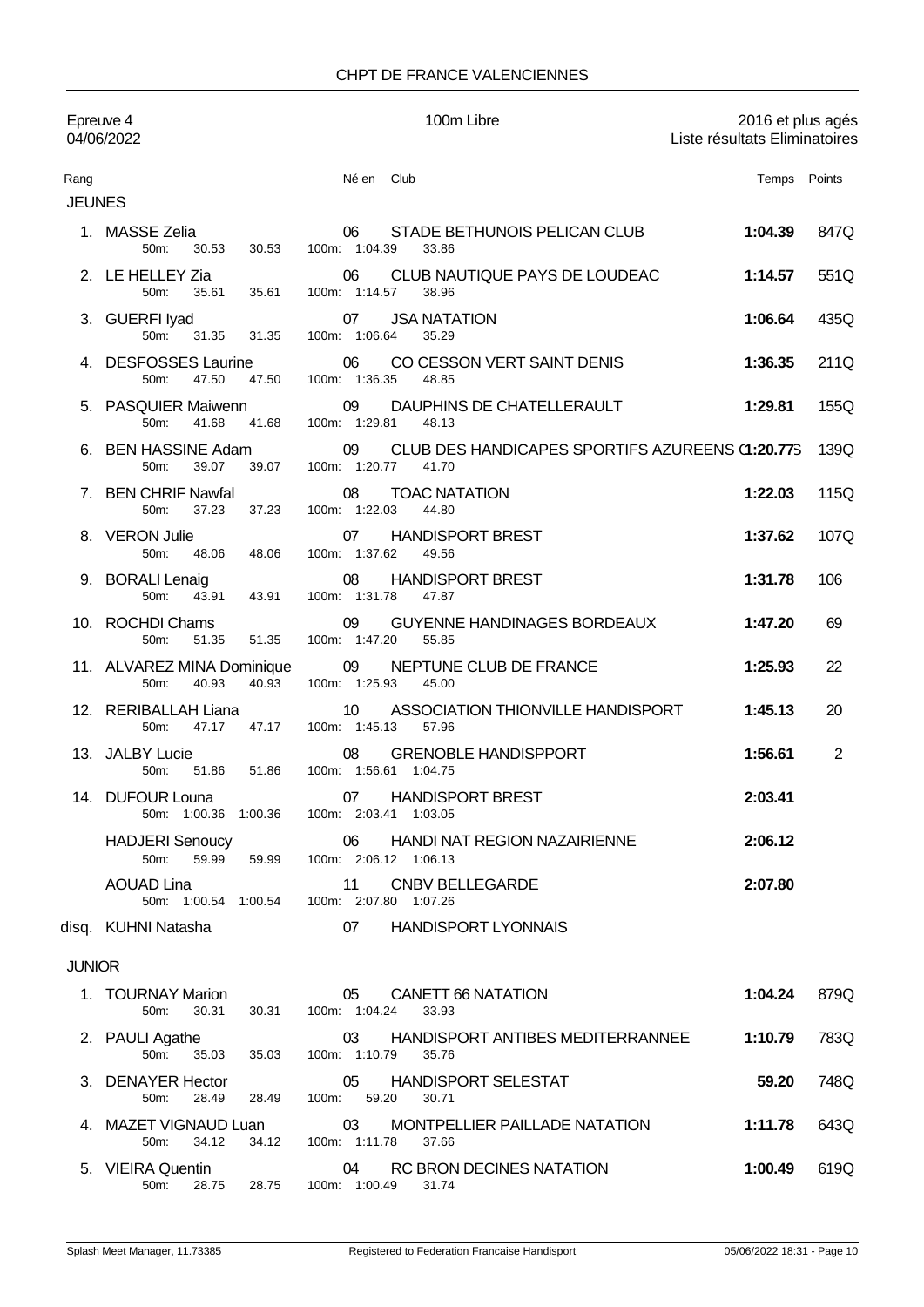CHPT DE FRANCE VALENCIENNES

Epreuve 4 — 100m Libre — 2016 et plus agés
04/06/2022 — Liste résultats Eliminatoires

| Rang | | Né en | Club | Temps | Points |
|---|---|---|---|---|---|
| **JEUNES** | | | | | |
| 1. | MASSE Zelia | 06 | STADE BETHUNOIS PELICAN CLUB | **1:04.39** | 847Q |
| | 50m: 30.53 30.53 | | 100m: 1:04.39 33.86 | | |
| 2. | LE HELLEY Zia | 06 | CLUB NAUTIQUE PAYS DE LOUDEAC | **1:14.57** | 551Q |
| | 50m: 35.61 35.61 | | 100m: 1:14.57 38.96 | | |
| 3. | GUERFI Iyad | 07 | JSA NATATION | **1:06.64** | 435Q |
| | 50m: 31.35 31.35 | | 100m: 1:06.64 35.29 | | |
| 4. | DESFOSSES Laurine | 06 | CO CESSON VERT SAINT DENIS | **1:36.35** | 211Q |
| | 50m: 47.50 47.50 | | 100m: 1:36.35 48.85 | | |
| 5. | PASQUIER Maiwenn | 09 | DAUPHINS DE CHATELLERAULT | **1:29.81** | 155Q |
| | 50m: 41.68 41.68 | | 100m: 1:29.81 48.13 | | |
| 6. | BEN HASSINE Adam | 09 | CLUB DES HANDICAPES SPORTIFS AZUREENS ( | **1:20.77** | 139Q |
| | 50m: 39.07 39.07 | | 100m: 1:20.77 41.70 | | |
| 7. | BEN CHRIF Nawfal | 08 | TOAC NATATION | **1:22.03** | 115Q |
| | 50m: 37.23 37.23 | | 100m: 1:22.03 44.80 | | |
| 8. | VERON Julie | 07 | HANDISPORT BREST | **1:37.62** | 107Q |
| | 50m: 48.06 48.06 | | 100m: 1:37.62 49.56 | | |
| 9. | BORALI Lenaig | 08 | HANDISPORT BREST | **1:31.78** | 106 |
| | 50m: 43.91 43.91 | | 100m: 1:31.78 47.87 | | |
| 10. | ROCHDI Chams | 09 | GUYENNE HANDINAGES BORDEAUX | **1:47.20** | 69 |
| | 50m: 51.35 51.35 | | 100m: 1:47.20 55.85 | | |
| 11. | ALVAREZ MINA Dominique | 09 | NEPTUNE CLUB DE FRANCE | **1:25.93** | 22 |
| | 50m: 40.93 40.93 | | 100m: 1:25.93 45.00 | | |
| 12. | RERIBALLAH Liana | 10 | ASSOCIATION THIONVILLE HANDISPORT | **1:45.13** | 20 |
| | 50m: 47.17 47.17 | | 100m: 1:45.13 57.96 | | |
| 13. | JALBY Lucie | 08 | GRENOBLE HANDISPPORT | **1:56.61** | 2 |
| | 50m: 51.86 51.86 | | 100m: 1:56.61 1:04.75 | | |
| 14. | DUFOUR Louna | 07 | HANDISPORT BREST | **2:03.41** | |
| | 50m: 1:00.36 1:00.36 | | 100m: 2:03.41 1:03.05 | | |
| | HADJERI Senoucy | 06 | HANDI NAT REGION NAZAIRIENNE | **2:06.12** | |
| | 50m: 59.99 59.99 | | 100m: 2:06.12 1:06.13 | | |
| | AOUAD Lina | 11 | CNBV BELLEGARDE | **2:07.80** | |
| | 50m: 1:00.54 1:00.54 | | 100m: 2:07.80 1:07.26 | | |
| disq. | KUHNI Natasha | 07 | HANDISPORT LYONNAIS | | |
| **JUNIOR** | | | | | |
| 1. | TOURNAY Marion | 05 | CANETT 66 NATATION | **1:04.24** | 879Q |
| | 50m: 30.31 30.31 | | 100m: 1:04.24 33.93 | | |
| 2. | PAULI Agathe | 03 | HANDISPORT ANTIBES MEDITERRANEE | **1:10.79** | 783Q |
| | 50m: 35.03 35.03 | | 100m: 1:10.79 35.76 | | |
| 3. | DENAYER Hector | 05 | HANDISPORT SELESTAT | **59.20** | 748Q |
| | 50m: 28.49 28.49 | | 100m: 59.20 30.71 | | |
| 4. | MAZET VIGNAUD Luan | 03 | MONTPELLIER PAILLADE NATATION | **1:11.78** | 643Q |
| | 50m: 34.12 34.12 | | 100m: 1:11.78 37.66 | | |
| 5. | VIEIRA Quentin | 04 | RC BRON DECINES NATATION | **1:00.49** | 619Q |
| | 50m: 28.75 28.75 | | 100m: 1:00.49 31.74 | | |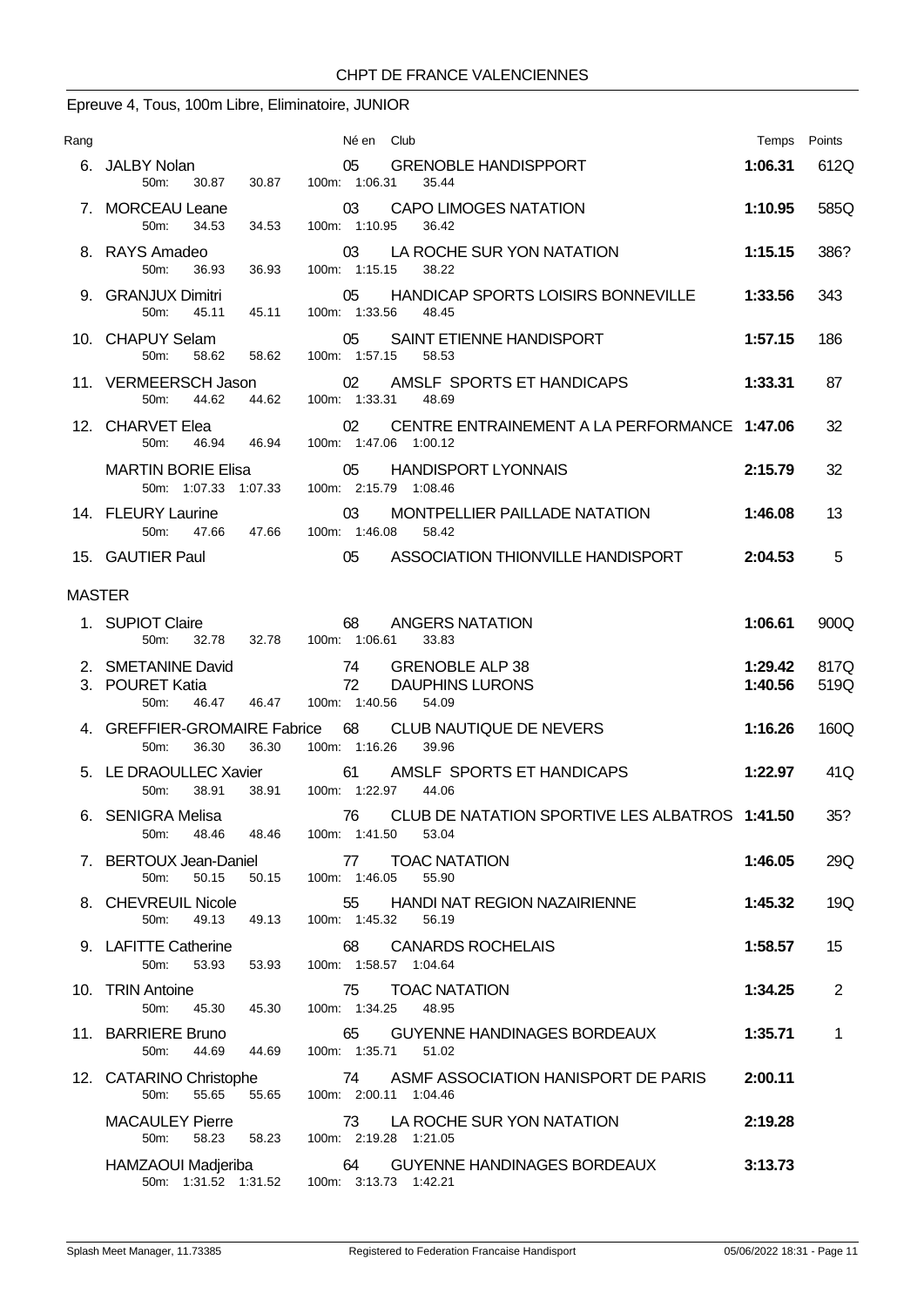CHPT DE FRANCE VALENCIENNES

## Epreuve 4, Tous, 100m Libre, Eliminatoire, JUNIOR

| Rang | Nom | Né en | Club | Temps | Points |
|---|---|---|---|---|---|
| 6. | JALBY Nolan | 05 | GRENOBLE HANDISPPORT | **1:06.31** | 612Q |
| | 50m: 30.87 30.87 | 100m: 1:06.31 35.44 | | | |
| 7. | MORCEAU Leane | 03 | CAPO LIMOGES NATATION | **1:10.95** | 585Q |
| | 50m: 34.53 34.53 | 100m: 1:10.95 36.42 | | | |
| 8. | RAYS Amadeo | 03 | LA ROCHE SUR YON NATATION | **1:15.15** | 386? |
| | 50m: 36.93 36.93 | 100m: 1:15.15 38.22 | | | |
| 9. | GRANJUX Dimitri | 05 | HANDICAP SPORTS LOISIRS BONNEVILLE | **1:33.56** | 343 |
| | 50m: 45.11 45.11 | 100m: 1:33.56 48.45 | | | |
| 10. | CHAPUY Selam | 05 | SAINT ETIENNE HANDISPORT | **1:57.15** | 186 |
| | 50m: 58.62 58.62 | 100m: 1:57.15 58.53 | | | |
| 11. | VERMEERSCH Jason | 02 | AMSLF SPORTS ET HANDICAPS | **1:33.31** | 87 |
| | 50m: 44.62 44.62 | 100m: 1:33.31 48.69 | | | |
| 12. | CHARVET Elea | 02 | CENTRE ENTRAINEMENT A LA PERFORMANCE | **1:47.06** | 32 |
| | 50m: 46.94 46.94 | 100m: 1:47.06 1:00.12 | | | |
| | MARTIN BORIE Elisa | 05 | HANDISPORT LYONNAIS | **2:15.79** | 32 |
| | 50m: 1:07.33 1:07.33 | 100m: 2:15.79 1:08.46 | | | |
| 14. | FLEURY Laurine | 03 | MONTPELLIER PAILLADE NATATION | **1:46.08** | 13 |
| | 50m: 47.66 47.66 | 100m: 1:46.08 58.42 | | | |
| 15. | GAUTIER Paul | 05 | ASSOCIATION THIONVILLE HANDISPORT | **2:04.53** | 5 |

### MASTER

| Rang | Nom | Né en | Club | Temps | Points |
|---|---|---|---|---|---|
| 1. | SUPIOT Claire | 68 | ANGERS NATATION | **1:06.61** | 900Q |
| | 50m: 32.78 32.78 | 100m: 1:06.61 33.83 | | | |
| 2. | SMETANINE David | 74 | GRENOBLE ALP 38 | **1:29.42** | 817Q |
| 3. | POURET Katia | 72 | DAUPHINS LURONS | **1:40.56** | 519Q |
| | 50m: 46.47 46.47 | 100m: 1:40.56 54.09 | | | |
| 4. | GREFFIER-GROMAIRE Fabrice | 68 | CLUB NAUTIQUE DE NEVERS | **1:16.26** | 160Q |
| | 50m: 36.30 36.30 | 100m: 1:16.26 39.96 | | | |
| 5. | LE DRAOULLEC Xavier | 61 | AMSLF SPORTS ET HANDICAPS | **1:22.97** | 41Q |
| | 50m: 38.91 38.91 | 100m: 1:22.97 44.06 | | | |
| 6. | SENIGRA Melisa | 76 | CLUB DE NATATION SPORTIVE LES ALBATROS | **1:41.50** | 35? |
| | 50m: 48.46 48.46 | 100m: 1:41.50 53.04 | | | |
| 7. | BERTOUX Jean-Daniel | 77 | TOAC NATATION | **1:46.05** | 29Q |
| | 50m: 50.15 50.15 | 100m: 1:46.05 55.90 | | | |
| 8. | CHEVREUIL Nicole | 55 | HANDI NAT REGION NAZAIRIENNE | **1:45.32** | 19Q |
| | 50m: 49.13 49.13 | 100m: 1:45.32 56.19 | | | |
| 9. | LAFITTE Catherine | 68 | CANARDS ROCHELAIS | **1:58.57** | 15 |
| | 50m: 53.93 53.93 | 100m: 1:58.57 1:04.64 | | | |
| 10. | TRIN Antoine | 75 | TOAC NATATION | **1:34.25** | 2 |
| | 50m: 45.30 45.30 | 100m: 1:34.25 48.95 | | | |
| 11. | BARRIERE Bruno | 65 | GUYENNE HANDINAGES BORDEAUX | **1:35.71** | 1 |
| | 50m: 44.69 44.69 | 100m: 1:35.71 51.02 | | | |
| 12. | CATARINO Christophe | 74 | ASMF ASSOCIATION HANISPORT DE PARIS | **2:00.11** | |
| | 50m: 55.65 55.65 | 100m: 2:00.11 1:04.46 | | | |
| | MACAULEY Pierre | 73 | LA ROCHE SUR YON NATATION | **2:19.28** | |
| | 50m: 58.23 58.23 | 100m: 2:19.28 1:21.05 | | | |
| | HAMZAOUI Madjeriba | 64 | GUYENNE HANDINAGES BORDEAUX | **3:13.73** | |
| | 50m: 1:31.52 1:31.52 | 100m: 3:13.73 1:42.21 | | | |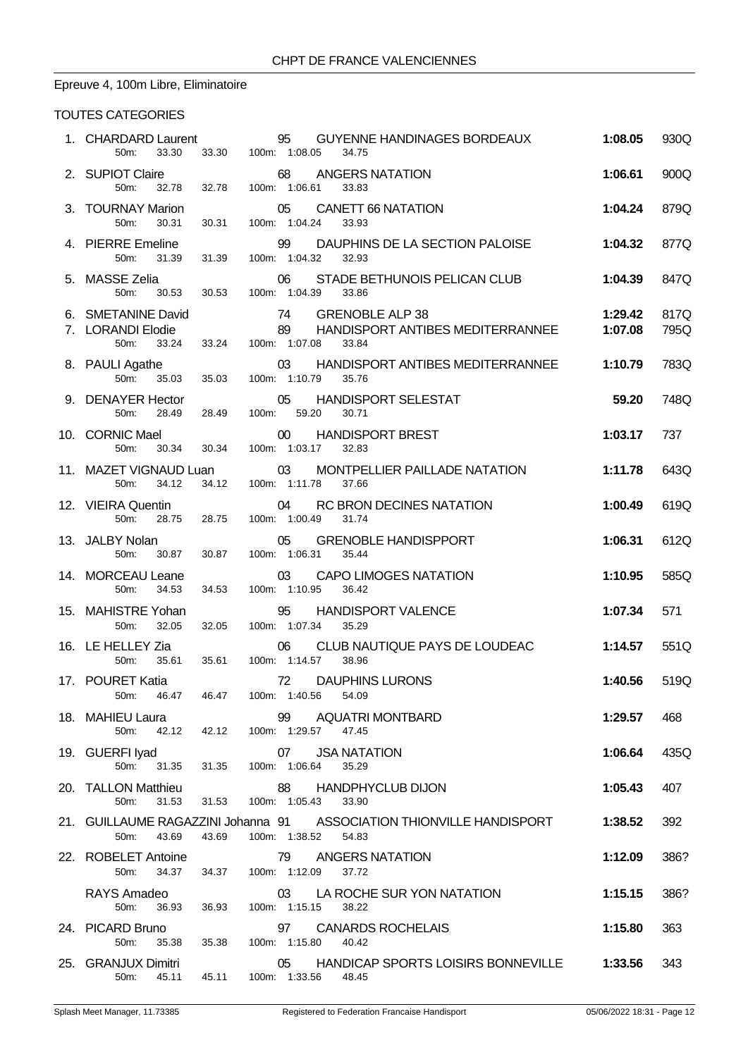CHPT DE FRANCE VALENCIENNES

Epreuve 4, 100m Libre, Eliminatoire

TOUTES CATEGORIES

| Rang | Nom | Année | Club | Temps | Points |
|---|---|---|---|---|---|
| 1. | CHARDARD Laurent | 95 | GUYENNE HANDINAGES BORDEAUX | **1:08.05** | 930Q |
| | 50m: 33.30 33.30 100m: 1:08.05 34.75 | | | | |
| 2. | SUPIOT Claire | 68 | ANGERS NATATION | **1:06.61** | 900Q |
| | 50m: 32.78 32.78 100m: 1:06.61 33.83 | | | | |
| 3. | TOURNAY Marion | 05 | CANETT 66 NATATION | **1:04.24** | 879Q |
| | 50m: 30.31 30.31 100m: 1:04.24 33.93 | | | | |
| 4. | PIERRE Emeline | 99 | DAUPHINS DE LA SECTION PALOISE | **1:04.32** | 877Q |
| | 50m: 31.39 31.39 100m: 1:04.32 32.93 | | | | |
| 5. | MASSE Zelia | 06 | STADE BETHUNOIS PELICAN CLUB | **1:04.39** | 847Q |
| | 50m: 30.53 30.53 100m: 1:04.39 33.86 | | | | |
| 6. | SMETANINE David | 74 | GRENOBLE ALP 38 | **1:29.42** | 817Q |
| 7. | LORANDI Elodie | 89 | HANDISPORT ANTIBES MEDITERRANEE | **1:07.08** | 795Q |
| | 50m: 33.24 33.24 100m: 1:07.08 33.84 | | | | |
| 8. | PAULI Agathe | 03 | HANDISPORT ANTIBES MEDITERRANEE | **1:10.79** | 783Q |
| | 50m: 35.03 35.03 100m: 1:10.79 35.76 | | | | |
| 9. | DENAYER Hector | 05 | HANDISPORT SELESTAT | **59.20** | 748Q |
| | 50m: 28.49 28.49 100m: 59.20 30.71 | | | | |
| 10. | CORNIC Mael | 00 | HANDISPORT BREST | **1:03.17** | 737 |
| | 50m: 30.34 30.34 100m: 1:03.17 32.83 | | | | |
| 11. | MAZET VIGNAUD Luan | 03 | MONTPELLIER PAILLADE NATATION | **1:11.78** | 643Q |
| | 50m: 34.12 34.12 100m: 1:11.78 37.66 | | | | |
| 12. | VIEIRA Quentin | 04 | RC BRON DECINES NATATION | **1:00.49** | 619Q |
| | 50m: 28.75 28.75 100m: 1:00.49 31.74 | | | | |
| 13. | JALBY Nolan | 05 | GRENOBLE HANDISPPORT | **1:06.31** | 612Q |
| | 50m: 30.87 30.87 100m: 1:06.31 35.44 | | | | |
| 14. | MORCEAU Leane | 03 | CAPO LIMOGES NATATION | **1:10.95** | 585Q |
| | 50m: 34.53 34.53 100m: 1:10.95 36.42 | | | | |
| 15. | MAHISTRE Yohan | 95 | HANDISPORT VALENCE | **1:07.34** | 571 |
| | 50m: 32.05 32.05 100m: 1:07.34 35.29 | | | | |
| 16. | LE HELLEY Zia | 06 | CLUB NAUTIQUE PAYS DE LOUDEAC | **1:14.57** | 551Q |
| | 50m: 35.61 35.61 100m: 1:14.57 38.96 | | | | |
| 17. | POURET Katia | 72 | DAUPHINS LURONS | **1:40.56** | 519Q |
| | 50m: 46.47 46.47 100m: 1:40.56 54.09 | | | | |
| 18. | MAHIEU Laura | 99 | AQUATRI MONTBARD | **1:29.57** | 468 |
| | 50m: 42.12 42.12 100m: 1:29.57 47.45 | | | | |
| 19. | GUERFI Iyad | 07 | JSA NATATION | **1:06.64** | 435Q |
| | 50m: 31.35 31.35 100m: 1:06.64 35.29 | | | | |
| 20. | TALLON Matthieu | 88 | HANDPHYCLUB DIJON | **1:05.43** | 407 |
| | 50m: 31.53 31.53 100m: 1:05.43 33.90 | | | | |
| 21. | GUILLAUME RAGAZZINI Johanna | 91 | ASSOCIATION THIONVILLE HANDISPORT | **1:38.52** | 392 |
| | 50m: 43.69 43.69 100m: 1:38.52 54.83 | | | | |
| 22. | ROBELET Antoine | 79 | ANGERS NATATION | **1:12.09** | 386? |
| | 50m: 34.37 34.37 100m: 1:12.09 37.72 | | | | |
| | RAYS Amadeo | 03 | LA ROCHE SUR YON NATATION | **1:15.15** | 386? |
| | 50m: 36.93 36.93 100m: 1:15.15 38.22 | | | | |
| 24. | PICARD Bruno | 97 | CANARDS ROCHELAIS | **1:15.80** | 363 |
| | 50m: 35.38 35.38 100m: 1:15.80 40.42 | | | | |
| 25. | GRANJUX Dimitri | 05 | HANDICAP SPORTS LOISIRS BONNEVILLE | **1:33.56** | 343 |
| | 50m: 45.11 45.11 100m: 1:33.56 48.45 | | | | |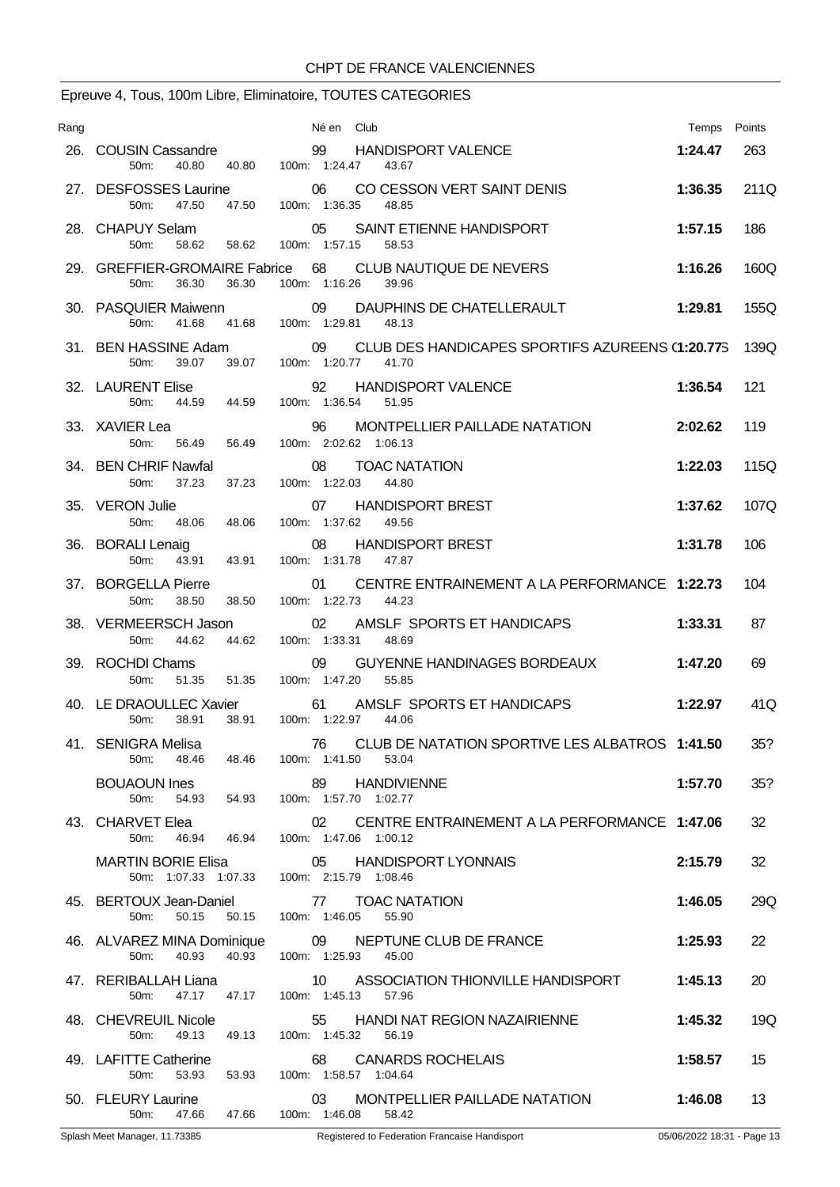CHPT DE FRANCE VALENCIENNES

## Epreuve 4, Tous, 100m Libre, Eliminatoire, TOUTES CATEGORIES

| Rang | Nom | Né en | Club | Temps | Points |
|---|---|---|---|---|---|
| 26. | COUSIN Cassandre | 99 | HANDISPORT VALENCE | **1:24.47** | 263 |
| | 50m: 40.80 40.80 100m: 1:24.47 43.67 | | | | |
| 27. | DESFOSSES Laurine | 06 | CO CESSON VERT SAINT DENIS | **1:36.35** | 211Q |
| | 50m: 47.50 47.50 100m: 1:36.35 48.85 | | | | |
| 28. | CHAPUY Selam | 05 | SAINT ETIENNE HANDISPORT | **1:57.15** | 186 |
| | 50m: 58.62 58.62 100m: 1:57.15 58.53 | | | | |
| 29. | GREFFIER-GROMAIRE Fabrice | 68 | CLUB NAUTIQUE DE NEVERS | **1:16.26** | 160Q |
| | 50m: 36.30 36.30 100m: 1:16.26 39.96 | | | | |
| 30. | PASQUIER Maiwenn | 09 | DAUPHINS DE CHATELLERAULT | **1:29.81** | 155Q |
| | 50m: 41.68 41.68 100m: 1:29.81 48.13 | | | | |
| 31. | BEN HASSINE Adam | 09 | CLUB DES HANDICAPES SPORTIFS AZUREENS (1 | **1:20.77S** | 139Q |
| | 50m: 39.07 39.07 100m: 1:20.77 41.70 | | | | |
| 32. | LAURENT Elise | 92 | HANDISPORT VALENCE | **1:36.54** | 121 |
| | 50m: 44.59 44.59 100m: 1:36.54 51.95 | | | | |
| 33. | XAVIER Lea | 96 | MONTPELLIER PAILLADE NATATION | **2:02.62** | 119 |
| | 50m: 56.49 56.49 100m: 2:02.62 1:06.13 | | | | |
| 34. | BEN CHRIF Nawfal | 08 | TOAC NATATION | **1:22.03** | 115Q |
| | 50m: 37.23 37.23 100m: 1:22.03 44.80 | | | | |
| 35. | VERON Julie | 07 | HANDISPORT BREST | **1:37.62** | 107Q |
| | 50m: 48.06 48.06 100m: 1:37.62 49.56 | | | | |
| 36. | BORALI Lenaig | 08 | HANDISPORT BREST | **1:31.78** | 106 |
| | 50m: 43.91 43.91 100m: 1:31.78 47.87 | | | | |
| 37. | BORGELLA Pierre | 01 | CENTRE ENTRAINEMENT A LA PERFORMANCE | **1:22.73** | 104 |
| | 50m: 38.50 38.50 100m: 1:22.73 44.23 | | | | |
| 38. | VERMEERSCH Jason | 02 | AMSLF SPORTS ET HANDICAPS | **1:33.31** | 87 |
| | 50m: 44.62 44.62 100m: 1:33.31 48.69 | | | | |
| 39. | ROCHDI Chams | 09 | GUYENNE HANDINAGES BORDEAUX | **1:47.20** | 69 |
| | 50m: 51.35 51.35 100m: 1:47.20 55.85 | | | | |
| 40. | LE DRAOULLEC Xavier | 61 | AMSLF SPORTS ET HANDICAPS | **1:22.97** | 41Q |
| | 50m: 38.91 38.91 100m: 1:22.97 44.06 | | | | |
| 41. | SENIGRA Melisa | 76 | CLUB DE NATATION SPORTIVE LES ALBATROS | **1:41.50** | 35? |
| | 50m: 48.46 48.46 100m: 1:41.50 53.04 | | | | |
| | BOUAOUN Ines | 89 | HANDIVIENNE | **1:57.70** | 35? |
| | 50m: 54.93 54.93 100m: 1:57.70 1:02.77 | | | | |
| 43. | CHARVET Elea | 02 | CENTRE ENTRAINEMENT A LA PERFORMANCE | **1:47.06** | 32 |
| | 50m: 46.94 46.94 100m: 1:47.06 1:00.12 | | | | |
| | MARTIN BORIE Elisa | 05 | HANDISPORT LYONNAIS | **2:15.79** | 32 |
| | 50m: 1:07.33 1:07.33 100m: 2:15.79 1:08.46 | | | | |
| 45. | BERTOUX Jean-Daniel | 77 | TOAC NATATION | **1:46.05** | 29Q |
| | 50m: 50.15 50.15 100m: 1:46.05 55.90 | | | | |
| 46. | ALVAREZ MINA Dominique | 09 | NEPTUNE CLUB DE FRANCE | **1:25.93** | 22 |
| | 50m: 40.93 40.93 100m: 1:25.93 45.00 | | | | |
| 47. | RERIBALLAH Liana | 10 | ASSOCIATION THIONVILLE HANDISPORT | **1:45.13** | 20 |
| | 50m: 47.17 47.17 100m: 1:45.13 57.96 | | | | |
| 48. | CHEVREUIL Nicole | 55 | HANDI NAT REGION NAZAIRIENNE | **1:45.32** | 19Q |
| | 50m: 49.13 49.13 100m: 1:45.32 56.19 | | | | |
| 49. | LAFITTE Catherine | 68 | CANARDS ROCHELAIS | **1:58.57** | 15 |
| | 50m: 53.93 53.93 100m: 1:58.57 1:04.64 | | | | |
| 50. | FLEURY Laurine | 03 | MONTPELLIER PAILLADE NATATION | **1:46.08** | 13 |
| | 50m: 47.66 47.66 100m: 1:46.08 58.42 | | | | |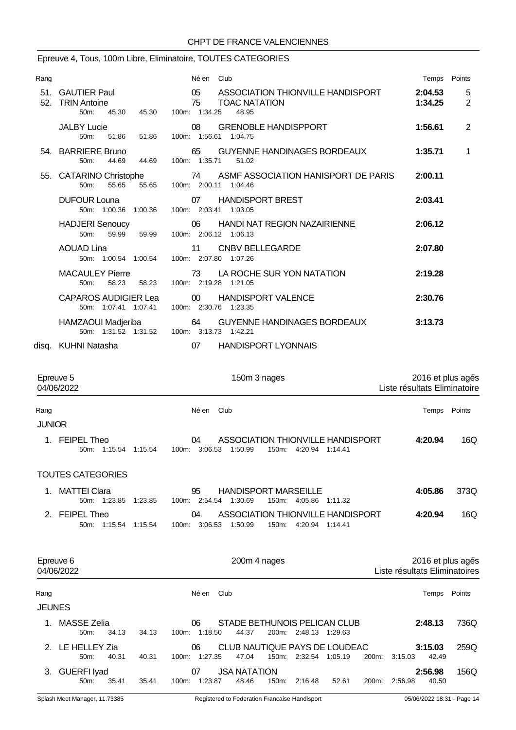## Epreuve 4, Tous, 100m Libre, Eliminatoire, TOUTES CATEGORIES

| Rang | | Né en | Club | Temps | Points |
|---|---|---|---|---|---|
| 51. | GAUTIER Paul | 05 | ASSOCIATION THIONVILLE HANDISPORT | 2:04.53 | 5 |
| 52. | TRIN Antoine<br>50m: 45.30 45.30 | 75<br>100m: 1:34.25 48.95 | TOAC NATATION | 1:34.25 | 2 |
| | JALBY Lucie<br>50m: 51.86 51.86 | 08<br>100m: 1:56.61 1:04.75 | GRENOBLE HANDISPPORT | 1:56.61 | 2 |
| 54. | BARRIERE Bruno<br>50m: 44.69 44.69 | 65<br>100m: 1:35.71 51.02 | GUYENNE HANDINAGES BORDEAUX | 1:35.71 | 1 |
| 55. | CATARINO Christophe<br>50m: 55.65 55.65 | 74<br>100m: 2:00.11 1:04.46 | ASMF ASSOCIATION HANISPORT DE PARIS | 2:00.11 | |
| | DUFOUR Louna<br>50m: 1:00.36 1:00.36 | 07<br>100m: 2:03.41 1:03.05 | HANDISPORT BREST | 2:03.41 | |
| | HADJERI Senoucy<br>50m: 59.99 59.99 | 06<br>100m: 2:06.12 1:06.13 | HANDI NAT REGION NAZAIRIENNE | 2:06.12 | |
| | AOUAD Lina<br>50m: 1:00.54 1:00.54 | 11<br>100m: 2:07.80 1:07.26 | CNBV BELLEGARDE | 2:07.80 | |
| | MACAULEY Pierre<br>50m: 58.23 58.23 | 73<br>100m: 2:19.28 1:21.05 | LA ROCHE SUR YON NATATION | 2:19.28 | |
| | CAPAROS AUDIGIER Lea<br>50m: 1:07.41 1:07.41 | 00<br>100m: 2:30.76 1:23.35 | HANDISPORT VALENCE | 2:30.76 | |
| | HAMZAOUI Madjeriba<br>50m: 1:31.52 1:31.52 | 64<br>100m: 3:13.73 1:42.21 | GUYENNE HANDINAGES BORDEAUX | 3:13.73 | |
| disq. | KUHNI Natasha | 07 | HANDISPORT LYONNAIS | | |

## Epreuve 5 — 150m 3 nages — 2016 et plus agés

04/06/2022 — Liste résultats Eliminatoire

| Rang | | Né en | Club | Temps | Points |
|---|---|---|---|---|---|
| **JUNIOR** | | | | | |
| 1. | FEIPEL Theo<br>50m: 1:15.54 1:15.54 | 04<br>100m: 3:06.53 1:50.99 | ASSOCIATION THIONVILLE HANDISPORT<br>150m: 4:20.94 1:14.41 | 4:20.94 | 16Q |
| **TOUTES CATEGORIES** | | | | | |
| 1. | MATTEI Clara<br>50m: 1:23.85 1:23.85 | 95<br>100m: 2:54.54 1:30.69 | HANDISPORT MARSEILLE<br>150m: 4:05.86 1:11.32 | 4:05.86 | 373Q |
| 2. | FEIPEL Theo<br>50m: 1:15.54 1:15.54 | 04<br>100m: 3:06.53 1:50.99 | ASSOCIATION THIONVILLE HANDISPORT<br>150m: 4:20.94 1:14.41 | 4:20.94 | 16Q |

## Epreuve 6 — 200m 4 nages — 2016 et plus agés

04/06/2022 — Liste résultats Eliminatoires

| Rang | | Né en | Club | Temps | Points |
|---|---|---|---|---|---|
| **JEUNES** | | | | | |
| 1. | MASSE Zelia<br>50m: 34.13 34.13 | 06<br>100m: 1:18.50 44.37 | STADE BETHUNOIS PELICAN CLUB<br>200m: 2:48.13 1:29.63 | 2:48.13 | 736Q |
| 2. | LE HELLEY Zia<br>50m: 40.31 40.31 | 06<br>100m: 1:27.35 47.04 | CLUB NAUTIQUE PAYS DE LOUDEAC<br>150m: 2:32.54 1:05.19 200m: 3:15.03 42.49 | 3:15.03 | 259Q |
| 3. | GUERFI Iyad<br>50m: 35.41 35.41 | 07<br>100m: 1:23.87 48.46 | JSA NATATION<br>150m: 2:16.48 52.61 200m: 2:56.98 40.50 | 2:56.98 | 156Q |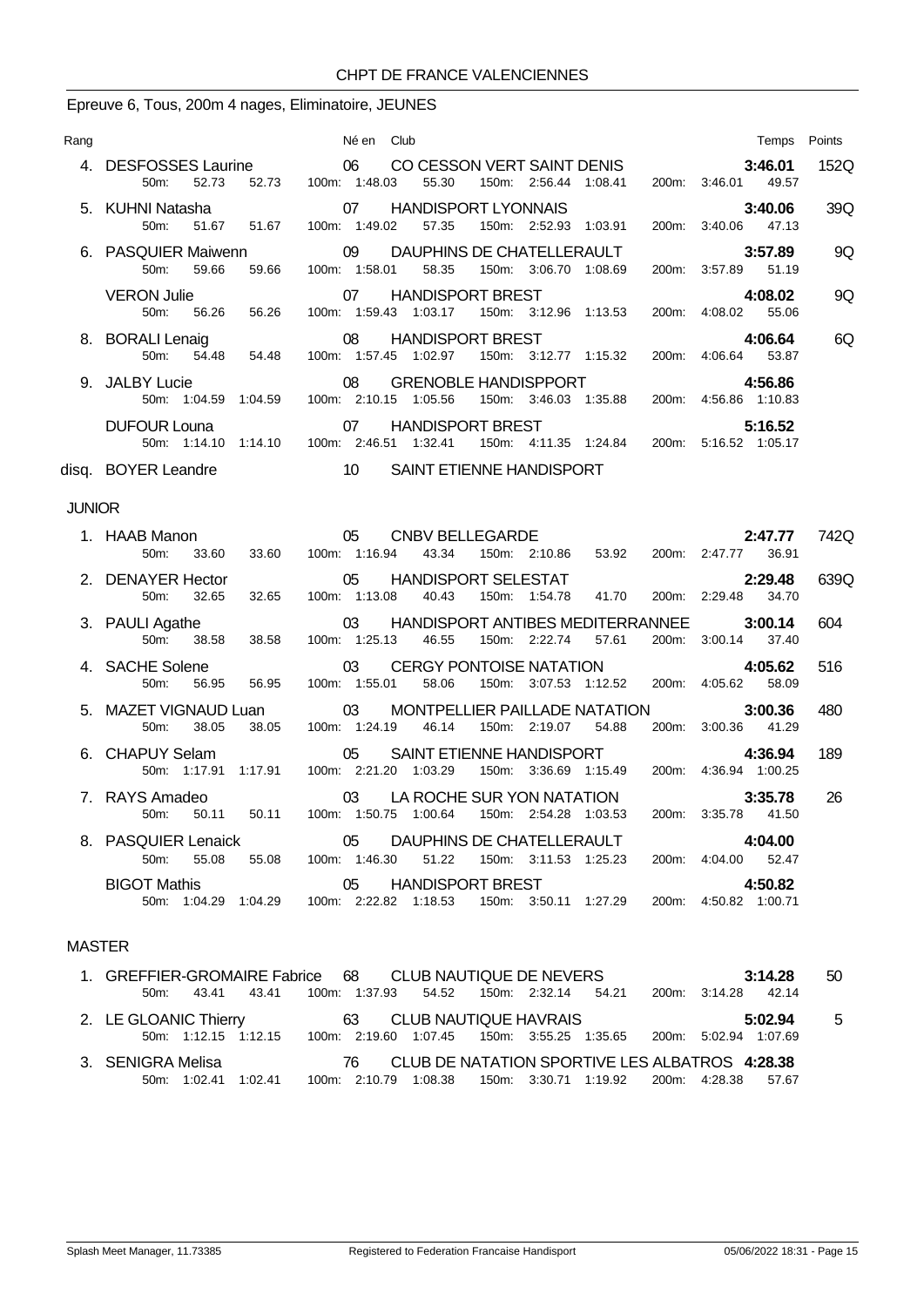CHPT DE FRANCE VALENCIENNES

## Epreuve 6, Tous, 200m 4 nages, Eliminatoire, JEUNES

| Rang | Nom | Né en | Club | Temps | Points |
|---|---|---|---|---|---|
| 4. | DESFOSSES Laurine | 06 | CO CESSON VERT SAINT DENIS | **3:46.01** | 152Q |
| | 50m: 52.73 52.73 | | 100m: 1:48.03 55.30 — 150m: 2:56.44 1:08.41 — 200m: 3:46.01 49.57 | | |
| 5. | KUHNI Natasha | 07 | HANDISPORT LYONNAIS | **3:40.06** | 39Q |
| | 50m: 51.67 51.67 | | 100m: 1:49.02 57.35 — 150m: 2:52.93 1:03.91 — 200m: 3:40.06 47.13 | | |
| 6. | PASQUIER Maiwenn | 09 | DAUPHINS DE CHATELLERAULT | **3:57.89** | 9Q |
| | 50m: 59.66 59.66 | | 100m: 1:58.01 58.35 — 150m: 3:06.70 1:08.69 — 200m: 3:57.89 51.19 | | |
| | VERON Julie | 07 | HANDISPORT BREST | **4:08.02** | 9Q |
| | 50m: 56.26 56.26 | | 100m: 1:59.43 1:03.17 — 150m: 3:12.96 1:13.53 — 200m: 4:08.02 55.06 | | |
| 8. | BORALI Lenaig | 08 | HANDISPORT BREST | **4:06.64** | 6Q |
| | 50m: 54.48 54.48 | | 100m: 1:57.45 1:02.97 — 150m: 3:12.77 1:15.32 — 200m: 4:06.64 53.87 | | |
| 9. | JALBY Lucie | 08 | GRENOBLE HANDISPPORT | **4:56.86** | |
| | 50m: 1:04.59 1:04.59 | | 100m: 2:10.15 1:05.56 — 150m: 3:46.03 1:35.88 — 200m: 4:56.86 1:10.83 | | |
| | DUFOUR Louna | 07 | HANDISPORT BREST | **5:16.52** | |
| | 50m: 1:14.10 1:14.10 | | 100m: 2:46.51 1:32.41 — 150m: 4:11.35 1:24.84 — 200m: 5:16.52 1:05.17 | | |
| disq. | BOYER Leandre | 10 | SAINT ETIENNE HANDISPORT | | |

### JUNIOR

| Rang | Nom | Né en | Club | Temps | Points |
|---|---|---|---|---|---|
| 1. | HAAB Manon | 05 | CNBV BELLEGARDE | **2:47.77** | 742Q |
| | 50m: 33.60 33.60 | | 100m: 1:16.94 43.34 — 150m: 2:10.86 53.92 — 200m: 2:47.77 36.91 | | |
| 2. | DENAYER Hector | 05 | HANDISPORT SELESTAT | **2:29.48** | 639Q |
| | 50m: 32.65 32.65 | | 100m: 1:13.08 40.43 — 150m: 1:54.78 41.70 — 200m: 2:29.48 34.70 | | |
| 3. | PAULI Agathe | 03 | HANDISPORT ANTIBES MEDITERRANNEE | **3:00.14** | 604 |
| | 50m: 38.58 38.58 | | 100m: 1:25.13 46.55 — 150m: 2:22.74 57.61 — 200m: 3:00.14 37.40 | | |
| 4. | SACHE Solene | 03 | CERGY PONTOISE NATATION | **4:05.62** | 516 |
| | 50m: 56.95 56.95 | | 100m: 1:55.01 58.06 — 150m: 3:07.53 1:12.52 — 200m: 4:05.62 58.09 | | |
| 5. | MAZET VIGNAUD Luan | 03 | MONTPELLIER PAILLADE NATATION | **3:00.36** | 480 |
| | 50m: 38.05 38.05 | | 100m: 1:24.19 46.14 — 150m: 2:19.07 54.88 — 200m: 3:00.36 41.29 | | |
| 6. | CHAPUY Selam | 05 | SAINT ETIENNE HANDISPORT | **4:36.94** | 189 |
| | 50m: 1:17.91 1:17.91 | | 100m: 2:21.20 1:03.29 — 150m: 3:36.69 1:15.49 — 200m: 4:36.94 1:00.25 | | |
| 7. | RAYS Amadeo | 03 | LA ROCHE SUR YON NATATION | **3:35.78** | 26 |
| | 50m: 50.11 50.11 | | 100m: 1:50.75 1:00.64 — 150m: 2:54.28 1:03.53 — 200m: 3:35.78 41.50 | | |
| 8. | PASQUIER Lenaick | 05 | DAUPHINS DE CHATELLERAULT | **4:04.00** | |
| | 50m: 55.08 55.08 | | 100m: 1:46.30 51.22 — 150m: 3:11.53 1:25.23 — 200m: 4:04.00 52.47 | | |
| | BIGOT Mathis | 05 | HANDISPORT BREST | **4:50.82** | |
| | 50m: 1:04.29 1:04.29 | | 100m: 2:22.82 1:18.53 — 150m: 3:50.11 1:27.29 — 200m: 4:50.82 1:00.71 | | |

### MASTER

| Rang | Nom | Né en | Club | Temps | Points |
|---|---|---|---|---|---|
| 1. | GREFFIER-GROMAIRE Fabrice | 68 | CLUB NAUTIQUE DE NEVERS | **3:14.28** | 50 |
| | 50m: 43.41 43.41 | | 100m: 1:37.93 54.52 — 150m: 2:32.14 54.21 — 200m: 3:14.28 42.14 | | |
| 2. | LE GLOANIC Thierry | 63 | CLUB NAUTIQUE HAVRAIS | **5:02.94** | 5 |
| | 50m: 1:12.15 1:12.15 | | 100m: 2:19.60 1:07.45 — 150m: 3:55.25 1:35.65 — 200m: 5:02.94 1:07.69 | | |
| 3. | SENIGRA Melisa | 76 | CLUB DE NATATION SPORTIVE LES ALBATROS | **4:28.38** | |
| | 50m: 1:02.41 1:02.41 | | 100m: 2:10.79 1:08.38 — 150m: 3:30.71 1:19.92 — 200m: 4:28.38 57.67 | | |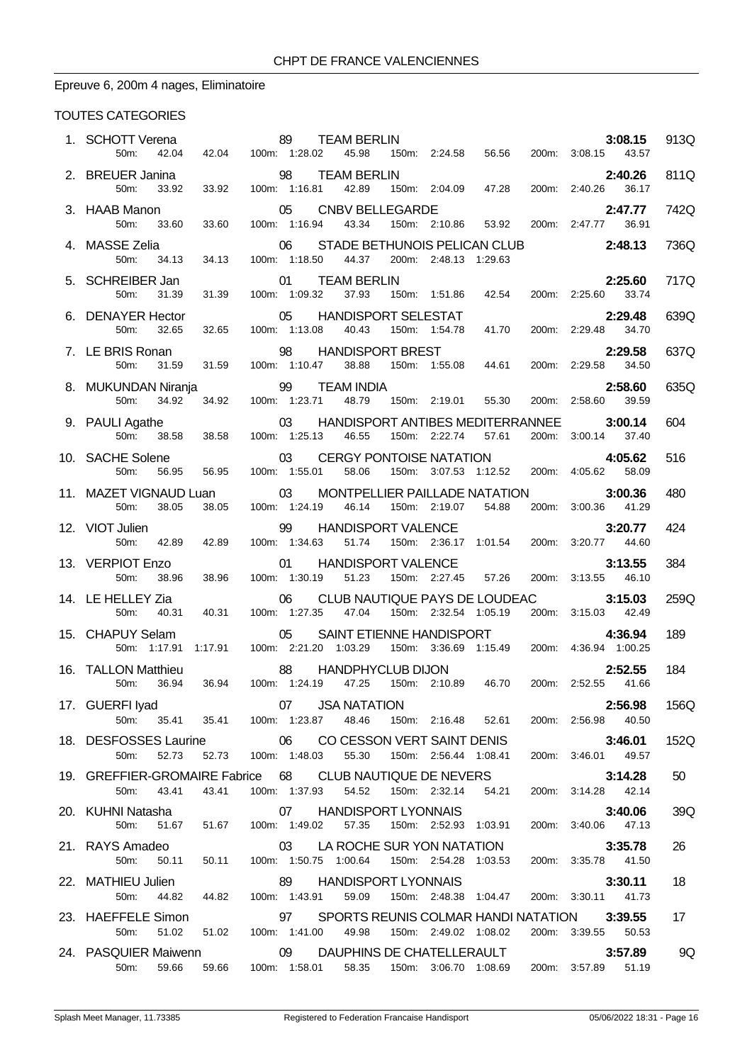CHPT DE FRANCE VALENCIENNES

Epreuve 6, 200m 4 nages, Eliminatoire

TOUTES CATEGORIES

| Rang | Nom | Année | Club | Temps | Points |
|---|---|---|---|---|---|
| 1. | SCHOTT Verena | 89 | TEAM BERLIN | 3:08.15 | 913Q |
| | 50m: 42.04 42.04 | | 100m: 1:28.02 45.98 / 150m: 2:24.58 56.56 / 200m: 3:08.15 43.57 | | |
| 2. | BREUER Janina | 98 | TEAM BERLIN | 2:40.26 | 811Q |
| | 50m: 33.92 33.92 | | 100m: 1:16.81 42.89 / 150m: 2:04.09 47.28 / 200m: 2:40.26 36.17 | | |
| 3. | HAAB Manon | 05 | CNBV BELLEGARDE | 2:47.77 | 742Q |
| | 50m: 33.60 33.60 | | 100m: 1:16.94 43.34 / 150m: 2:10.86 53.92 / 200m: 2:47.77 36.91 | | |
| 4. | MASSE Zelia | 06 | STADE BETHUNOIS PELICAN CLUB | 2:48.13 | 736Q |
| | 50m: 34.13 34.13 | | 100m: 1:18.50 44.37 / 200m: 2:48.13 1:29.63 | | |
| 5. | SCHREIBER Jan | 01 | TEAM BERLIN | 2:25.60 | 717Q |
| | 50m: 31.39 31.39 | | 100m: 1:09.32 37.93 / 150m: 1:51.86 42.54 / 200m: 2:25.60 33.74 | | |
| 6. | DENAYER Hector | 05 | HANDISPORT SELESTAT | 2:29.48 | 639Q |
| | 50m: 32.65 32.65 | | 100m: 1:13.08 40.43 / 150m: 1:54.78 41.70 / 200m: 2:29.48 34.70 | | |
| 7. | LE BRIS Ronan | 98 | HANDISPORT BREST | 2:29.58 | 637Q |
| | 50m: 31.59 31.59 | | 100m: 1:10.47 38.88 / 150m: 1:55.08 44.61 / 200m: 2:29.58 34.50 | | |
| 8. | MUKUNDAN Niranja | 99 | TEAM INDIA | 2:58.60 | 635Q |
| | 50m: 34.92 34.92 | | 100m: 1:23.71 48.79 / 150m: 2:19.01 55.30 / 200m: 2:58.60 39.59 | | |
| 9. | PAULI Agathe | 03 | HANDISPORT ANTIBES MEDITERRANNEE | 3:00.14 | 604 |
| | 50m: 38.58 38.58 | | 100m: 1:25.13 46.55 / 150m: 2:22.74 57.61 / 200m: 3:00.14 37.40 | | |
| 10. | SACHE Solene | 03 | CERGY PONTOISE NATATION | 4:05.62 | 516 |
| | 50m: 56.95 56.95 | | 100m: 1:55.01 58.06 / 150m: 3:07.53 1:12.52 / 200m: 4:05.62 58.09 | | |
| 11. | MAZET VIGNAUD Luan | 03 | MONTPELLIER PAILLADE NATATION | 3:00.36 | 480 |
| | 50m: 38.05 38.05 | | 100m: 1:24.19 46.14 / 150m: 2:19.07 54.88 / 200m: 3:00.36 41.29 | | |
| 12. | VIOT Julien | 99 | HANDISPORT VALENCE | 3:20.77 | 424 |
| | 50m: 42.89 42.89 | | 100m: 1:34.63 51.74 / 150m: 2:36.17 1:01.54 / 200m: 3:20.77 44.60 | | |
| 13. | VERPIOT Enzo | 01 | HANDISPORT VALENCE | 3:13.55 | 384 |
| | 50m: 38.96 38.96 | | 100m: 1:30.19 51.23 / 150m: 2:27.45 57.26 / 200m: 3:13.55 46.10 | | |
| 14. | LE HELLEY Zia | 06 | CLUB NAUTIQUE PAYS DE LOUDEAC | 3:15.03 | 259Q |
| | 50m: 40.31 40.31 | | 100m: 1:27.35 47.04 / 150m: 2:32.54 1:05.19 / 200m: 3:15.03 42.49 | | |
| 15. | CHAPUY Selam | 05 | SAINT ETIENNE HANDISPORT | 4:36.94 | 189 |
| | 50m: 1:17.91 1:17.91 | | 100m: 2:21.20 1:03.29 / 150m: 3:36.69 1:15.49 / 200m: 4:36.94 1:00.25 | | |
| 16. | TALLON Matthieu | 88 | HANDPHYCLUB DIJON | 2:52.55 | 184 |
| | 50m: 36.94 36.94 | | 100m: 1:24.19 47.25 / 150m: 2:10.89 46.70 / 200m: 2:52.55 41.66 | | |
| 17. | GUERFI Iyad | 07 | JSA NATATION | 2:56.98 | 156Q |
| | 50m: 35.41 35.41 | | 100m: 1:23.87 48.46 / 150m: 2:16.48 52.61 / 200m: 2:56.98 40.50 | | |
| 18. | DESFOSSES Laurine | 06 | CO CESSON VERT SAINT DENIS | 3:46.01 | 152Q |
| | 50m: 52.73 52.73 | | 100m: 1:48.03 55.30 / 150m: 2:56.44 1:08.41 / 200m: 3:46.01 49.57 | | |
| 19. | GREFFIER-GROMAIRE Fabrice | 68 | CLUB NAUTIQUE DE NEVERS | 3:14.28 | 50 |
| | 50m: 43.41 43.41 | | 100m: 1:37.93 54.52 / 150m: 2:32.14 54.21 / 200m: 3:14.28 42.14 | | |
| 20. | KUHNI Natasha | 07 | HANDISPORT LYONNAIS | 3:40.06 | 39Q |
| | 50m: 51.67 51.67 | | 100m: 1:49.02 57.35 / 150m: 2:52.93 1:03.91 / 200m: 3:40.06 47.13 | | |
| 21. | RAYS Amadeo | 03 | LA ROCHE SUR YON NATATION | 3:35.78 | 26 |
| | 50m: 50.11 50.11 | | 100m: 1:50.75 1:00.64 / 150m: 2:54.28 1:03.53 / 200m: 3:35.78 41.50 | | |
| 22. | MATHIEU Julien | 89 | HANDISPORT LYONNAIS | 3:30.11 | 18 |
| | 50m: 44.82 44.82 | | 100m: 1:43.91 59.09 / 150m: 2:48.38 1:04.47 / 200m: 3:30.11 41.73 | | |
| 23. | HAEFFELE Simon | 97 | SPORTS REUNIS COLMAR HANDI NATATION | 3:39.55 | 17 |
| | 50m: 51.02 51.02 | | 100m: 1:41.00 49.98 / 150m: 2:49.02 1:08.02 / 200m: 3:39.55 50.53 | | |
| 24. | PASQUIER Maiwenn | 09 | DAUPHINS DE CHATELLERAULT | 3:57.89 | 9Q |
| | 50m: 59.66 59.66 | | 100m: 1:58.01 58.35 / 150m: 3:06.70 1:08.69 / 200m: 3:57.89 51.19 | | |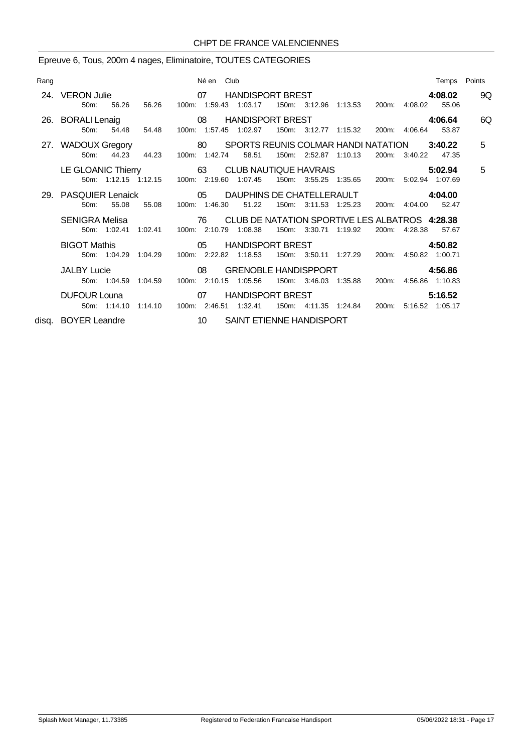CHPT DE FRANCE VALENCIENNES

## Epreuve 6, Tous, 200m 4 nages, Eliminatoire, TOUTES CATEGORIES

| Rang | Nom | Né en | Club | Temps | Points |
|---|---|---|---|---|---|
| 24. | VERON Julie | 07 | HANDISPORT BREST | 4:08.02 | 9Q |
| | 50m: 56.26 56.26 | 100m: 1:59.43 1:03.17 | 150m: 3:12.96 1:13.53 | 200m: 4:08.02 55.06 | |
| 26. | BORALI Lenaig | 08 | HANDISPORT BREST | 4:06.64 | 6Q |
| | 50m: 54.48 54.48 | 100m: 1:57.45 1:02.97 | 150m: 3:12.77 1:15.32 | 200m: 4:06.64 53.87 | |
| 27. | WADOUX Gregory | 80 | SPORTS REUNIS COLMAR HANDI NATATION | 3:40.22 | 5 |
| | 50m: 44.23 44.23 | 100m: 1:42.74 58.51 | 150m: 2:52.87 1:10.13 | 200m: 3:40.22 47.35 | |
| | LE GLOANIC Thierry | 63 | CLUB NAUTIQUE HAVRAIS | 5:02.94 | 5 |
| | 50m: 1:12.15 1:12.15 | 100m: 2:19.60 1:07.45 | 150m: 3:55.25 1:35.65 | 200m: 5:02.94 1:07.69 | |
| 29. | PASQUIER Lenaick | 05 | DAUPHINS DE CHATELLERAULT | 4:04.00 | |
| | 50m: 55.08 55.08 | 100m: 1:46.30 51.22 | 150m: 3:11.53 1:25.23 | 200m: 4:04.00 52.47 | |
| | SENIGRA Melisa | 76 | CLUB DE NATATION SPORTIVE LES ALBATROS | 4:28.38 | |
| | 50m: 1:02.41 1:02.41 | 100m: 2:10.79 1:08.38 | 150m: 3:30.71 1:19.92 | 200m: 4:28.38 57.67 | |
| | BIGOT Mathis | 05 | HANDISPORT BREST | 4:50.82 | |
| | 50m: 1:04.29 1:04.29 | 100m: 2:22.82 1:18.53 | 150m: 3:50.11 1:27.29 | 200m: 4:50.82 1:00.71 | |
| | JALBY Lucie | 08 | GRENOBLE HANDISPPORT | 4:56.86 | |
| | 50m: 1:04.59 1:04.59 | 100m: 2:10.15 1:05.56 | 150m: 3:46.03 1:35.88 | 200m: 4:56.86 1:10.83 | |
| | DUFOUR Louna | 07 | HANDISPORT BREST | 5:16.52 | |
| | 50m: 1:14.10 1:14.10 | 100m: 2:46.51 1:32.41 | 150m: 4:11.35 1:24.84 | 200m: 5:16.52 1:05.17 | |
| disq. | BOYER Leandre | 10 | SAINT ETIENNE HANDISPORT | | |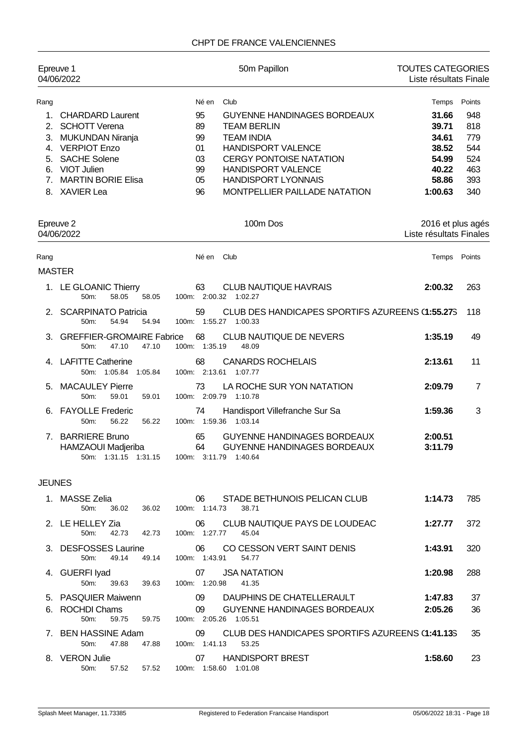CHPT DE FRANCE VALENCIENNES

## Epreuve 1 — 50m Papillon — TOUTES CATEGORIES

04/06/2022 — Liste résultats Finale

| Rang | | Né en | Club | Temps | Points |
|---|---|---|---|---|---|
| 1. | CHARDARD Laurent | 95 | GUYENNE HANDINAGES BORDEAUX | **31.66** | 948 |
| 2. | SCHOTT Verena | 89 | TEAM BERLIN | **39.71** | 818 |
| 3. | MUKUNDAN Niranja | 99 | TEAM INDIA | **34.61** | 779 |
| 4. | VERPIOT Enzo | 01 | HANDISPORT VALENCE | **38.52** | 544 |
| 5. | SACHE Solene | 03 | CERGY PONTOISE NATATION | **54.99** | 524 |
| 6. | VIOT Julien | 99 | HANDISPORT VALENCE | **40.22** | 463 |
| 7. | MARTIN BORIE Elisa | 05 | HANDISPORT LYONNAIS | **58.86** | 393 |
| 8. | XAVIER Lea | 96 | MONTPELLIER PAILLADE NATATION | **1:00.63** | 340 |

## Epreuve 2 — 100m Dos — 2016 et plus agés

04/06/2022 — Liste résultats Finales

| Rang | | Né en | Club | Temps | Points |
|---|---|---|---|---|---|
| **MASTER** | | | | | |
| 1. | LE GLOANIC Thierry<br>50m: 58.05 58.05 | 63<br>100m: 2:00.32 1:02.27 | CLUB NAUTIQUE HAVRAIS | **2:00.32** | 263 |
| 2. | SCARPINATO Patricia<br>50m: 54.94 54.94 | 59<br>100m: 1:55.27 1:00.33 | CLUB DES HANDICAPES SPORTIFS AZUREENS ( | **1:55.27**S | 118 |
| 3. | GREFFIER-GROMAIRE Fabrice<br>50m: 47.10 47.10 | 68<br>100m: 1:35.19 48.09 | CLUB NAUTIQUE DE NEVERS | **1:35.19** | 49 |
| 4. | LAFITTE Catherine<br>50m: 1:05.84 1:05.84 | 68<br>100m: 2:13.61 1:07.77 | CANARDS ROCHELAIS | **2:13.61** | 11 |
| 5. | MACAULEY Pierre<br>50m: 59.01 59.01 | 73<br>100m: 2:09.79 1:10.78 | LA ROCHE SUR YON NATATION | **2:09.79** | 7 |
| 6. | FAYOLLE Frederic<br>50m: 56.22 56.22 | 74<br>100m: 1:59.36 1:03.14 | Handisport Villefranche Sur Sa | **1:59.36** | 3 |
| 7. | BARRIERE Bruno | 65 | GUYENNE HANDINAGES BORDEAUX | **2:00.51** | |
| | HAMZAOUI Madjeriba<br>50m: 1:31.15 1:31.15 | 64<br>100m: 3:11.79 1:40.64 | GUYENNE HANDINAGES BORDEAUX | **3:11.79** | |
| **JEUNES** | | | | | |
| 1. | MASSE Zelia<br>50m: 36.02 36.02 | 06<br>100m: 1:14.73 38.71 | STADE BETHUNOIS PELICAN CLUB | **1:14.73** | 785 |
| 2. | LE HELLEY Zia<br>50m: 42.73 42.73 | 06<br>100m: 1:27.77 45.04 | CLUB NAUTIQUE PAYS DE LOUDEAC | **1:27.77** | 372 |
| 3. | DESFOSSES Laurine<br>50m: 49.14 49.14 | 06<br>100m: 1:43.91 54.77 | CO CESSON VERT SAINT DENIS | **1:43.91** | 320 |
| 4. | GUERFI Iyad<br>50m: 39.63 39.63 | 07<br>100m: 1:20.98 41.35 | JSA NATATION | **1:20.98** | 288 |
| 5. | PASQUIER Maiwenn | 09 | DAUPHINS DE CHATELLERAULT | **1:47.83** | 37 |
| 6. | ROCHDI Chams<br>50m: 59.75 59.75 | 09<br>100m: 2:05.26 1:05.51 | GUYENNE HANDINAGES BORDEAUX | **2:05.26** | 36 |
| 7. | BEN HASSINE Adam<br>50m: 47.88 47.88 | 09<br>100m: 1:41.13 53.25 | CLUB DES HANDICAPES SPORTIFS AZUREENS ( | **1:41.13**S | 35 |
| 8. | VERON Julie<br>50m: 57.52 57.52 | 07<br>100m: 1:58.60 1:01.08 | HANDISPORT BREST | **1:58.60** | 23 |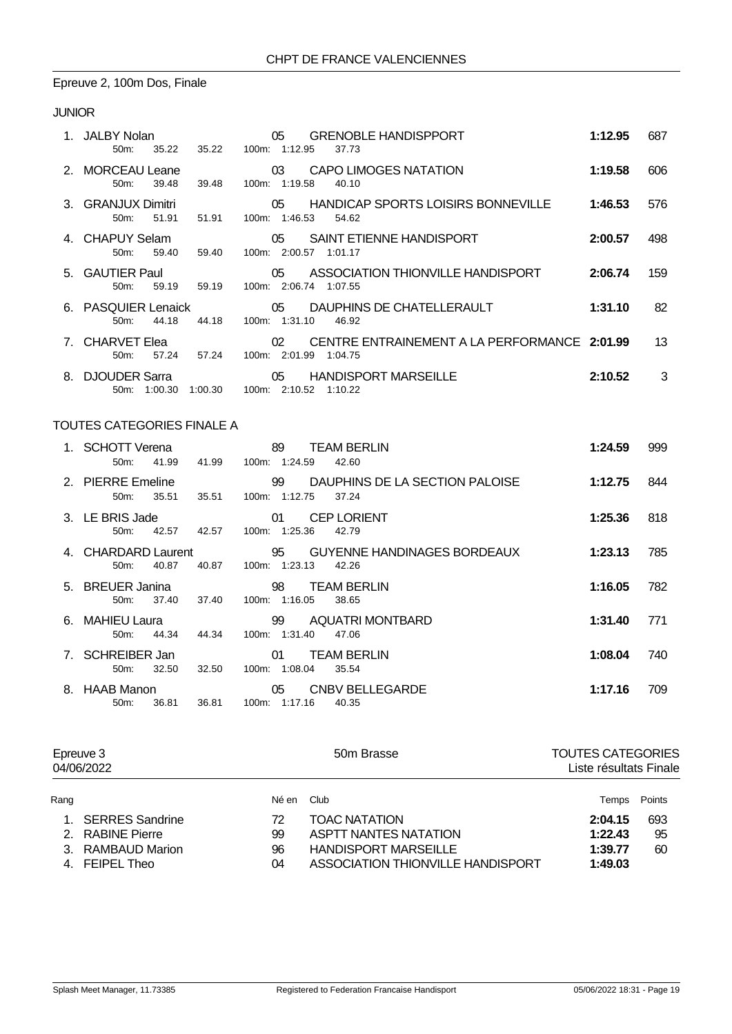## Epreuve 2, 100m Dos, Finale

### JUNIOR

| Rang | Nom | Né en | Club | Temps | Points |
|---|---|---|---|---|---|
| 1. | JALBY Nolan | 05 | GRENOBLE HANDISPPORT | **1:12.95** | 687 |
| | 50m: 35.22 35.22 | | 100m: 1:12.95 37.73 | | |
| 2. | MORCEAU Leane | 03 | CAPO LIMOGES NATATION | **1:19.58** | 606 |
| | 50m: 39.48 39.48 | | 100m: 1:19.58 40.10 | | |
| 3. | GRANJUX Dimitri | 05 | HANDICAP SPORTS LOISIRS BONNEVILLE | **1:46.53** | 576 |
| | 50m: 51.91 51.91 | | 100m: 1:46.53 54.62 | | |
| 4. | CHAPUY Selam | 05 | SAINT ETIENNE HANDISPORT | **2:00.57** | 498 |
| | 50m: 59.40 59.40 | | 100m: 2:00.57 1:01.17 | | |
| 5. | GAUTIER Paul | 05 | ASSOCIATION THIONVILLE HANDISPORT | **2:06.74** | 159 |
| | 50m: 59.19 59.19 | | 100m: 2:06.74 1:07.55 | | |
| 6. | PASQUIER Lenaick | 05 | DAUPHINS DE CHATELLERAULT | **1:31.10** | 82 |
| | 50m: 44.18 44.18 | | 100m: 1:31.10 46.92 | | |
| 7. | CHARVET Elea | 02 | CENTRE ENTRAINEMENT A LA PERFORMANCE | **2:01.99** | 13 |
| | 50m: 57.24 57.24 | | 100m: 2:01.99 1:04.75 | | |
| 8. | DJOUDER Sarra | 05 | HANDISPORT MARSEILLE | **2:10.52** | 3 |
| | 50m: 1:00.30 1:00.30 | | 100m: 2:10.52 1:10.22 | | |

### TOUTES CATEGORIES FINALE A

| Rang | Nom | Né en | Club | Temps | Points |
|---|---|---|---|---|---|
| 1. | SCHOTT Verena | 89 | TEAM BERLIN | **1:24.59** | 999 |
| | 50m: 41.99 41.99 | | 100m: 1:24.59 42.60 | | |
| 2. | PIERRE Emeline | 99 | DAUPHINS DE LA SECTION PALOISE | **1:12.75** | 844 |
| | 50m: 35.51 35.51 | | 100m: 1:12.75 37.24 | | |
| 3. | LE BRIS Jade | 01 | CEP LORIENT | **1:25.36** | 818 |
| | 50m: 42.57 42.57 | | 100m: 1:25.36 42.79 | | |
| 4. | CHARDARD Laurent | 95 | GUYENNE HANDINAGES BORDEAUX | **1:23.13** | 785 |
| | 50m: 40.87 40.87 | | 100m: 1:23.13 42.26 | | |
| 5. | BREUER Janina | 98 | TEAM BERLIN | **1:16.05** | 782 |
| | 50m: 37.40 37.40 | | 100m: 1:16.05 38.65 | | |
| 6. | MAHIEU Laura | 99 | AQUATRI MONTBARD | **1:31.40** | 771 |
| | 50m: 44.34 44.34 | | 100m: 1:31.40 47.06 | | |
| 7. | SCHREIBER Jan | 01 | TEAM BERLIN | **1:08.04** | 740 |
| | 50m: 32.50 32.50 | | 100m: 1:08.04 35.54 | | |
| 8. | HAAB Manon | 05 | CNBV BELLEGARDE | **1:17.16** | 709 |
| | 50m: 36.81 36.81 | | 100m: 1:17.16 40.35 | | |

## Epreuve 3 — 50m Brasse — TOUTES CATEGORIES

04/06/2022 — Liste résultats Finale

| Rang | | Né en | Club | Temps | Points |
|---|---|---|---|---|---|
| 1. | SERRES Sandrine | 72 | TOAC NATATION | **2:04.15** | 693 |
| 2. | RABINE Pierre | 99 | ASPTT NANTES NATATION | **1:22.43** | 95 |
| 3. | RAMBAUD Marion | 96 | HANDISPORT MARSEILLE | **1:39.77** | 60 |
| 4. | FEIPEL Theo | 04 | ASSOCIATION THIONVILLE HANDISPORT | **1:49.03** | |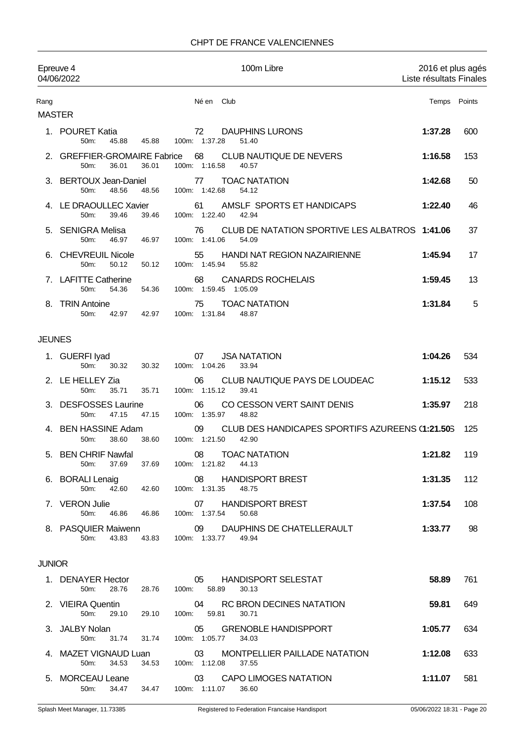## CHPT DE FRANCE VALENCIENNES

**Epreuve 4** — 04/06/2022 — **100m Libre** — 2016 et plus agés — Liste résultats Finales

| Rang | Nom | Né en | Club | Temps | Points |
|---|---|---|---|---|---|
| **MASTER** | | | | | |
| 1. | POURET Katia<br>50m: 45.88 45.88 100m: 1:37.28 51.40 | 72 | DAUPHINS LURONS | **1:37.28** | 600 |
| 2. | GREFFIER-GROMAIRE Fabrice<br>50m: 36.01 36.01 100m: 1:16.58 40.57 | 68 | CLUB NAUTIQUE DE NEVERS | **1:16.58** | 153 |
| 3. | BERTOUX Jean-Daniel<br>50m: 48.56 48.56 100m: 1:42.68 54.12 | 77 | TOAC NATATION | **1:42.68** | 50 |
| 4. | LE DRAOULLEC Xavier<br>50m: 39.46 39.46 100m: 1:22.40 42.94 | 61 | AMSLF SPORTS ET HANDICAPS | **1:22.40** | 46 |
| 5. | SENIGRA Melisa<br>50m: 46.97 46.97 100m: 1:41.06 54.09 | 76 | CLUB DE NATATION SPORTIVE LES ALBATROS | **1:41.06** | 37 |
| 6. | CHEVREUIL Nicole<br>50m: 50.12 50.12 100m: 1:45.94 55.82 | 55 | HANDI NAT REGION NAZAIRIENNE | **1:45.94** | 17 |
| 7. | LAFITTE Catherine<br>50m: 54.36 54.36 100m: 1:59.45 1:05.09 | 68 | CANARDS ROCHELAIS | **1:59.45** | 13 |
| 8. | TRIN Antoine<br>50m: 42.97 42.97 100m: 1:31.84 48.87 | 75 | TOAC NATATION | **1:31.84** | 5 |
| **JEUNES** | | | | | |
| 1. | GUERFI Iyad<br>50m: 30.32 30.32 100m: 1:04.26 33.94 | 07 | JSA NATATION | **1:04.26** | 534 |
| 2. | LE HELLEY Zia<br>50m: 35.71 35.71 100m: 1:15.12 39.41 | 06 | CLUB NAUTIQUE PAYS DE LOUDEAC | **1:15.12** | 533 |
| 3. | DESFOSSES Laurine<br>50m: 47.15 47.15 100m: 1:35.97 48.82 | 06 | CO CESSON VERT SAINT DENIS | **1:35.97** | 218 |
| 4. | BEN HASSINE Adam<br>50m: 38.60 38.60 100m: 1:21.50 42.90 | 09 | CLUB DES HANDICAPES SPORTIFS AZUREENS (1 | **1:21.50** | 125 |
| 5. | BEN CHRIF Nawfal<br>50m: 37.69 37.69 100m: 1:21.82 44.13 | 08 | TOAC NATATION | **1:21.82** | 119 |
| 6. | BORALI Lenaig<br>50m: 42.60 42.60 100m: 1:31.35 48.75 | 08 | HANDISPORT BREST | **1:31.35** | 112 |
| 7. | VERON Julie<br>50m: 46.86 46.86 100m: 1:37.54 50.68 | 07 | HANDISPORT BREST | **1:37.54** | 108 |
| 8. | PASQUIER Maiwenn<br>50m: 43.83 43.83 100m: 1:33.77 49.94 | 09 | DAUPHINS DE CHATELLERAULT | **1:33.77** | 98 |
| **JUNIOR** | | | | | |
| 1. | DENAYER Hector<br>50m: 28.76 28.76 100m: 58.89 30.13 | 05 | HANDISPORT SELESTAT | **58.89** | 761 |
| 2. | VIEIRA Quentin<br>50m: 29.10 29.10 100m: 59.81 30.71 | 04 | RC BRON DECINES NATATION | **59.81** | 649 |
| 3. | JALBY Nolan<br>50m: 31.74 31.74 100m: 1:05.77 34.03 | 05 | GRENOBLE HANDISPPORT | **1:05.77** | 634 |
| 4. | MAZET VIGNAUD Luan<br>50m: 34.53 34.53 100m: 1:12.08 37.55 | 03 | MONTPELLIER PAILLADE NATATION | **1:12.08** | 633 |
| 5. | MORCEAU Leane<br>50m: 34.47 34.47 100m: 1:11.07 36.60 | 03 | CAPO LIMOGES NATATION | **1:11.07** | 581 |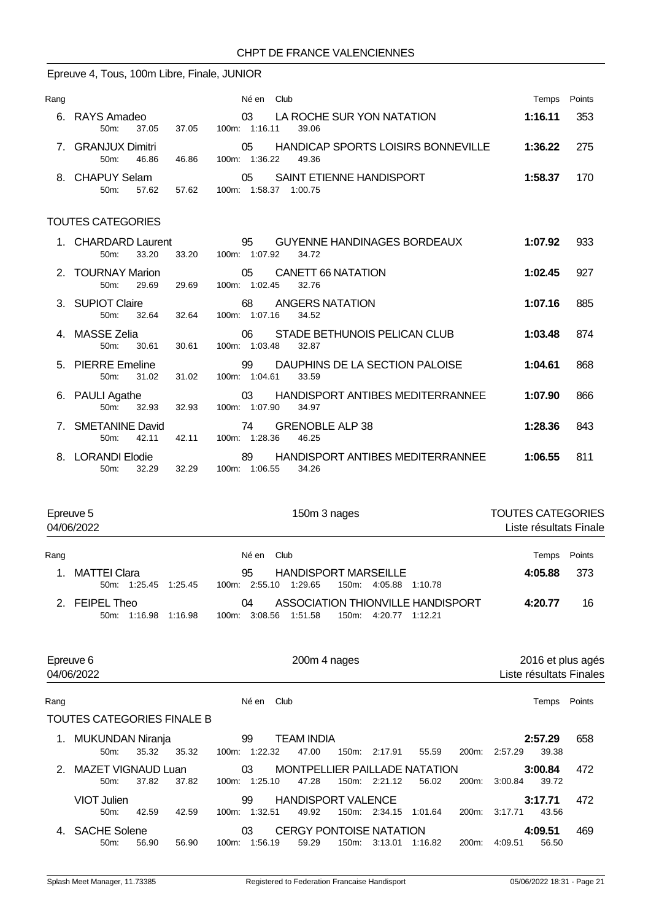CHPT DE FRANCE VALENCIENNES

## Epreuve 4, Tous, 100m Libre, Finale, JUNIOR

| Rang | | Né en | Club | Temps | Points |
|---|---|---|---|---|---|
| 6. | RAYS Amadeo | 03 | LA ROCHE SUR YON NATATION | 1:16.11 | 353 |
| | 50m: 37.05 37.05 | 100m: 1:16.11 39.06 | | | |
| 7. | GRANJUX Dimitri | 05 | HANDICAP SPORTS LOISIRS BONNEVILLE | 1:36.22 | 275 |
| | 50m: 46.86 46.86 | 100m: 1:36.22 49.36 | | | |
| 8. | CHAPUY Selam | 05 | SAINT ETIENNE HANDISPORT | 1:58.37 | 170 |
| | 50m: 57.62 57.62 | 100m: 1:58.37 1:00.75 | | | |

### TOUTES CATEGORIES

| Rang | | Né en | Club | Temps | Points |
|---|---|---|---|---|---|
| 1. | CHARDARD Laurent | 95 | GUYENNE HANDINAGES BORDEAUX | 1:07.92 | 933 |
| | 50m: 33.20 33.20 | 100m: 1:07.92 34.72 | | | |
| 2. | TOURNAY Marion | 05 | CANETT 66 NATATION | 1:02.45 | 927 |
| | 50m: 29.69 29.69 | 100m: 1:02.45 32.76 | | | |
| 3. | SUPIOT Claire | 68 | ANGERS NATATION | 1:07.16 | 885 |
| | 50m: 32.64 32.64 | 100m: 1:07.16 34.52 | | | |
| 4. | MASSE Zelia | 06 | STADE BETHUNOIS PELICAN CLUB | 1:03.48 | 874 |
| | 50m: 30.61 30.61 | 100m: 1:03.48 32.87 | | | |
| 5. | PIERRE Emeline | 99 | DAUPHINS DE LA SECTION PALOISE | 1:04.61 | 868 |
| | 50m: 31.02 31.02 | 100m: 1:04.61 33.59 | | | |
| 6. | PAULI Agathe | 03 | HANDISPORT ANTIBES MEDITERRANNEE | 1:07.90 | 866 |
| | 50m: 32.93 32.93 | 100m: 1:07.90 34.97 | | | |
| 7. | SMETANINE David | 74 | GRENOBLE ALP 38 | 1:28.36 | 843 |
| | 50m: 42.11 42.11 | 100m: 1:28.36 46.25 | | | |
| 8. | LORANDI Elodie | 89 | HANDISPORT ANTIBES MEDITERRANNEE | 1:06.55 | 811 |
| | 50m: 32.29 32.29 | 100m: 1:06.55 34.26 | | | |

## Epreuve 5 — 150m 3 nages — TOUTES CATEGORIES

04/06/2022 — Liste résultats Finale

| Rang | | Né en | Club | Temps | Points |
|---|---|---|---|---|---|
| 1. | MATTEI Clara | 95 | HANDISPORT MARSEILLE | 4:05.88 | 373 |
| | 50m: 1:25.45 1:25.45 | 100m: 2:55.10 1:29.65 | 150m: 4:05.88 1:10.78 | | |
| 2. | FEIPEL Theo | 04 | ASSOCIATION THIONVILLE HANDISPORT | 4:20.77 | 16 |
| | 50m: 1:16.98 1:16.98 | 100m: 3:08.56 1:51.58 | 150m: 4:20.77 1:12.21 | | |

## Epreuve 6 — 200m 4 nages — 2016 et plus agés

04/06/2022 — Liste résultats Finales

### TOUTES CATEGORIES FINALE B

| Rang | | Né en | Club | Temps | Points |
|---|---|---|---|---|---|
| 1. | MUKUNDAN Niranja | 99 | TEAM INDIA | 2:57.29 | 658 |
| | 50m: 35.32 35.32 | 100m: 1:22.32 47.00 | 150m: 2:17.91 55.59 / 200m: 2:57.29 39.38 | | |
| 2. | MAZET VIGNAUD Luan | 03 | MONTPELLIER PAILLADE NATATION | 3:00.84 | 472 |
| | 50m: 37.82 37.82 | 100m: 1:25.10 47.28 | 150m: 2:21.12 56.02 / 200m: 3:00.84 39.72 | | |
| | VIOT Julien | 99 | HANDISPORT VALENCE | 3:17.71 | 472 |
| | 50m: 42.59 42.59 | 100m: 1:32.51 49.92 | 150m: 2:34.15 1:01.64 / 200m: 3:17.71 43.56 | | |
| 4. | SACHE Solene | 03 | CERGY PONTOISE NATATION | 4:09.51 | 469 |
| | 50m: 56.90 56.90 | 100m: 1:56.19 59.29 | 150m: 3:13.01 1:16.82 / 200m: 4:09.51 56.50 | | |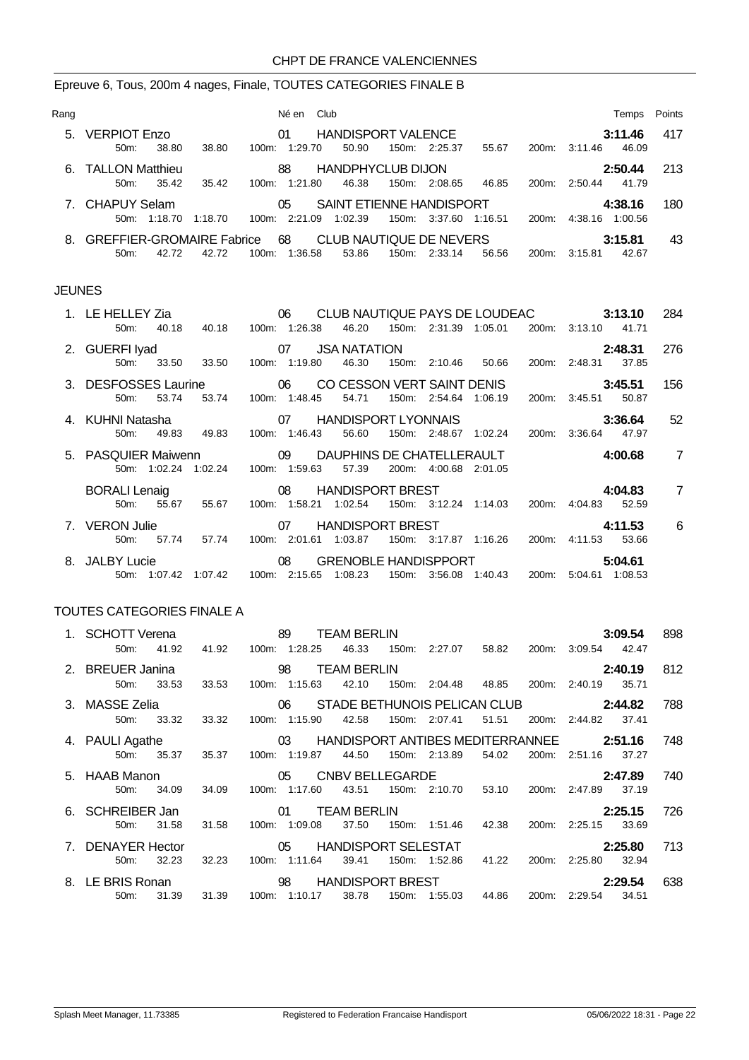CHPT DE FRANCE VALENCIENNES

## Epreuve 6, Tous, 200m 4 nages, Finale, TOUTES CATEGORIES FINALE B

| Rang | Nom | Né en | Club | Temps | Points |
|---|---|---|---|---|---|
| 5. | VERPIOT Enzo | 01 | HANDISPORT VALENCE | **3:11.46** | 417 |
| | 50m: 38.80 38.80 | 100m: 1:29.70 50.90 | 150m: 2:25.37 55.67 | 200m: 3:11.46 46.09 | |
| 6. | TALLON Matthieu | 88 | HANDPHYCLUB DIJON | **2:50.44** | 213 |
| | 50m: 35.42 35.42 | 100m: 1:21.80 46.38 | 150m: 2:08.65 46.85 | 200m: 2:50.44 41.79 | |
| 7. | CHAPUY Selam | 05 | SAINT ETIENNE HANDISPORT | **4:38.16** | 180 |
| | 50m: 1:18.70 1:18.70 | 100m: 2:21.09 1:02.39 | 150m: 3:37.60 1:16.51 | 200m: 4:38.16 1:00.56 | |
| 8. | GREFFIER-GROMAIRE Fabrice | 68 | CLUB NAUTIQUE DE NEVERS | **3:15.81** | 43 |
| | 50m: 42.72 42.72 | 100m: 1:36.58 53.86 | 150m: 2:33.14 56.56 | 200m: 3:15.81 42.67 | |

### JEUNES

| Rang | Nom | Né en | Club | Temps | Points |
|---|---|---|---|---|---|
| 1. | LE HELLEY Zia | 06 | CLUB NAUTIQUE PAYS DE LOUDEAC | **3:13.10** | 284 |
| | 50m: 40.18 40.18 | 100m: 1:26.38 46.20 | 150m: 2:31.39 1:05.01 | 200m: 3:13.10 41.71 | |
| 2. | GUERFI Iyad | 07 | JSA NATATION | **2:48.31** | 276 |
| | 50m: 33.50 33.50 | 100m: 1:19.80 46.30 | 150m: 2:10.46 50.66 | 200m: 2:48.31 37.85 | |
| 3. | DESFOSSES Laurine | 06 | CO CESSON VERT SAINT DENIS | **3:45.51** | 156 |
| | 50m: 53.74 53.74 | 100m: 1:48.45 54.71 | 150m: 2:54.64 1:06.19 | 200m: 3:45.51 50.87 | |
| 4. | KUHNI Natasha | 07 | HANDISPORT LYONNAIS | **3:36.64** | 52 |
| | 50m: 49.83 49.83 | 100m: 1:46.43 56.60 | 150m: 2:48.67 1:02.24 | 200m: 3:36.64 47.97 | |
| 5. | PASQUIER Maiwenn | 09 | DAUPHINS DE CHATELLERAULT | **4:00.68** | 7 |
| | 50m: 1:02.24 1:02.24 | 100m: 1:59.63 57.39 | 200m: 4:00.68 2:01.05 | | |
| | BORALI Lenaig | 08 | HANDISPORT BREST | **4:04.83** | 7 |
| | 50m: 55.67 55.67 | 100m: 1:58.21 1:02.54 | 150m: 3:12.24 1:14.03 | 200m: 4:04.83 52.59 | |
| 7. | VERON Julie | 07 | HANDISPORT BREST | **4:11.53** | 6 |
| | 50m: 57.74 57.74 | 100m: 2:01.61 1:03.87 | 150m: 3:17.87 1:16.26 | 200m: 4:11.53 53.66 | |
| 8. | JALBY Lucie | 08 | GRENOBLE HANDISPPORT | **5:04.61** | |
| | 50m: 1:07.42 1:07.42 | 100m: 2:15.65 1:08.23 | 150m: 3:56.08 1:40.43 | 200m: 5:04.61 1:08.53 | |

### TOUTES CATEGORIES FINALE A

| Rang | Nom | Né en | Club | Temps | Points |
|---|---|---|---|---|---|
| 1. | SCHOTT Verena | 89 | TEAM BERLIN | **3:09.54** | 898 |
| | 50m: 41.92 41.92 | 100m: 1:28.25 46.33 | 150m: 2:27.07 58.82 | 200m: 3:09.54 42.47 | |
| 2. | BREUER Janina | 98 | TEAM BERLIN | **2:40.19** | 812 |
| | 50m: 33.53 33.53 | 100m: 1:15.63 42.10 | 150m: 2:04.48 48.85 | 200m: 2:40.19 35.71 | |
| 3. | MASSE Zelia | 06 | STADE BETHUNOIS PELICAN CLUB | **2:44.82** | 788 |
| | 50m: 33.32 33.32 | 100m: 1:15.90 42.58 | 150m: 2:07.41 51.51 | 200m: 2:44.82 37.41 | |
| 4. | PAULI Agathe | 03 | HANDISPORT ANTIBES MEDITERRANNEE | **2:51.16** | 748 |
| | 50m: 35.37 35.37 | 100m: 1:19.87 44.50 | 150m: 2:13.89 54.02 | 200m: 2:51.16 37.27 | |
| 5. | HAAB Manon | 05 | CNBV BELLEGARDE | **2:47.89** | 740 |
| | 50m: 34.09 34.09 | 100m: 1:17.60 43.51 | 150m: 2:10.70 53.10 | 200m: 2:47.89 37.19 | |
| 6. | SCHREIBER Jan | 01 | TEAM BERLIN | **2:25.15** | 726 |
| | 50m: 31.58 31.58 | 100m: 1:09.08 37.50 | 150m: 1:51.46 42.38 | 200m: 2:25.15 33.69 | |
| 7. | DENAYER Hector | 05 | HANDISPORT SELESTAT | **2:25.80** | 713 |
| | 50m: 32.23 32.23 | 100m: 1:11.64 39.41 | 150m: 1:52.86 41.22 | 200m: 2:25.80 32.94 | |
| 8. | LE BRIS Ronan | 98 | HANDISPORT BREST | **2:29.54** | 638 |
| | 50m: 31.39 31.39 | 100m: 1:10.17 38.78 | 150m: 1:55.03 44.86 | 200m: 2:29.54 34.51 | |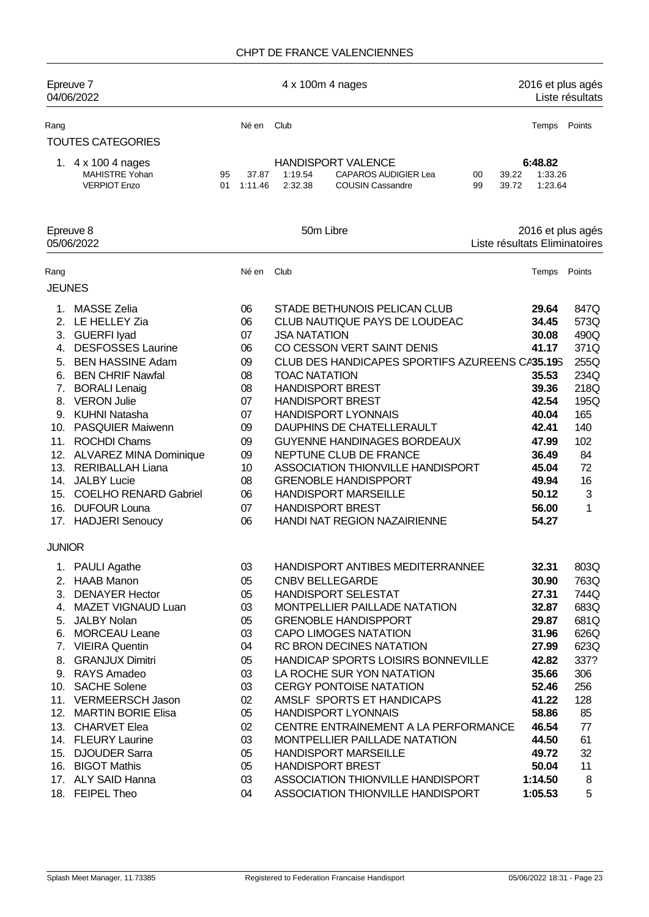# CHPT DE FRANCE VALENCIENNES

## Epreuve 7 — 4 x 100m 4 nages — 2016 et plus agés

04/06/2022 — Liste résultats

| Rang | | Né en | Club | | | | Temps | Points |
|---|---|---|---|---|---|---|---|---|
| **TOUTES CATEGORIES** | | | | | | | | |
| 1. | 4 x 100 4 nages | | HANDISPORT VALENCE | | | | **6:48.82** | |
| | MAHISTRE Yohan | 95 | 37.87 | 1:19.54 | CAPAROS AUDIGIER Lea | 00 | 39.22 | 1:33.26 |
| | VERPIOT Enzo | 01 | 1:11.46 | 2:32.38 | COUSIN Cassandre | 99 | 39.72 | 1:23.64 |

## Epreuve 8 — 50m Libre — 2016 et plus agés

05/06/2022 — Liste résultats Eliminatoires

| Rang | | Né en | Club | Temps | Points |
|---|---|---|---|---|---|
| **JEUNES** | | | | | |
| 1. | MASSE Zelia | 06 | STADE BETHUNOIS PELICAN CLUB | **29.64** | 847Q |
| 2. | LE HELLEY Zia | 06 | CLUB NAUTIQUE PAYS DE LOUDEAC | **34.45** | 573Q |
| 3. | GUERFI Iyad | 07 | JSA NATATION | **30.08** | 490Q |
| 4. | DESFOSSES Laurine | 06 | CO CESSON VERT SAINT DENIS | **41.17** | 371Q |
| 5. | BEN HASSINE Adam | 09 | CLUB DES HANDICAPES SPORTIFS AZUREENS CA | **35.19S** | 255Q |
| 6. | BEN CHRIF Nawfal | 08 | TOAC NATATION | **35.53** | 234Q |
| 7. | BORALI Lenaig | 08 | HANDISPORT BREST | **39.36** | 218Q |
| 8. | VERON Julie | 07 | HANDISPORT BREST | **42.54** | 195Q |
| 9. | KUHNI Natasha | 07 | HANDISPORT LYONNAIS | **40.04** | 165 |
| 10. | PASQUIER Maiwenn | 09 | DAUPHINS DE CHATELLERAULT | **42.41** | 140 |
| 11. | ROCHDI Chams | 09 | GUYENNE HANDINAGES BORDEAUX | **47.99** | 102 |
| 12. | ALVAREZ MINA Dominique | 09 | NEPTUNE CLUB DE FRANCE | **36.49** | 84 |
| 13. | RERIBALLAH Liana | 10 | ASSOCIATION THIONVILLE HANDISPORT | **45.04** | 72 |
| 14. | JALBY Lucie | 08 | GRENOBLE HANDISPPORT | **49.94** | 16 |
| 15. | COELHO RENARD Gabriel | 06 | HANDISPORT MARSEILLE | **50.12** | 3 |
| 16. | DUFOUR Louna | 07 | HANDISPORT BREST | **56.00** | 1 |
| 17. | HADJERI Senoucy | 06 | HANDI NAT REGION NAZAIRIENNE | **54.27** | |
| **JUNIOR** | | | | | |
| 1. | PAULI Agathe | 03 | HANDISPORT ANTIBES MEDITERRANNEE | **32.31** | 803Q |
| 2. | HAAB Manon | 05 | CNBV BELLEGARDE | **30.90** | 763Q |
| 3. | DENAYER Hector | 05 | HANDISPORT SELESTAT | **27.31** | 744Q |
| 4. | MAZET VIGNAUD Luan | 03 | MONTPELLIER PAILLADE NATATION | **32.87** | 683Q |
| 5. | JALBY Nolan | 05 | GRENOBLE HANDISPPORT | **29.87** | 681Q |
| 6. | MORCEAU Leane | 03 | CAPO LIMOGES NATATION | **31.96** | 626Q |
| 7. | VIEIRA Quentin | 04 | RC BRON DECINES NATATION | **27.99** | 623Q |
| 8. | GRANJUX Dimitri | 05 | HANDICAP SPORTS LOISIRS BONNEVILLE | **42.82** | 337? |
| 9. | RAYS Amadeo | 03 | LA ROCHE SUR YON NATATION | **35.66** | 306 |
| 10. | SACHE Solene | 03 | CERGY PONTOISE NATATION | **52.46** | 256 |
| 11. | VERMEERSCH Jason | 02 | AMSLF SPORTS ET HANDICAPS | **41.22** | 128 |
| 12. | MARTIN BORIE Elisa | 05 | HANDISPORT LYONNAIS | **58.86** | 85 |
| 13. | CHARVET Elea | 02 | CENTRE ENTRAINEMENT A LA PERFORMANCE | **46.54** | 77 |
| 14. | FLEURY Laurine | 03 | MONTPELLIER PAILLADE NATATION | **44.50** | 61 |
| 15. | DJOUDER Sarra | 05 | HANDISPORT MARSEILLE | **49.72** | 32 |
| 16. | BIGOT Mathis | 05 | HANDISPORT BREST | **50.04** | 11 |
| 17. | ALY SAID Hanna | 03 | ASSOCIATION THIONVILLE HANDISPORT | **1:14.50** | 8 |
| 18. | FEIPEL Theo | 04 | ASSOCIATION THIONVILLE HANDISPORT | **1:05.53** | 5 |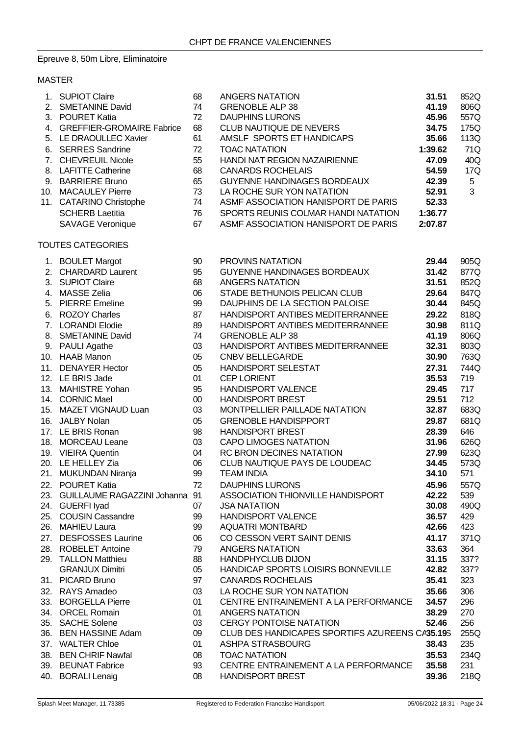CHPT DE FRANCE VALENCIENNES

Epreuve 8, 50m Libre, Eliminatoire

MASTER

| | | | | | |
|---|---|---|---|---|---|
| 1. | SUPIOT Claire | 68 | ANGERS NATATION | **31.51** | 852Q |
| 2. | SMETANINE David | 74 | GRENOBLE ALP 38 | **41.19** | 806Q |
| 3. | POURET Katia | 72 | DAUPHINS LURONS | **45.96** | 557Q |
| 4. | GREFFIER-GROMAIRE Fabrice | 68 | CLUB NAUTIQUE DE NEVERS | **34.75** | 175Q |
| 5. | LE DRAOULLEC Xavier | 61 | AMSLF SPORTS ET HANDICAPS | **35.66** | 113Q |
| 6. | SERRES Sandrine | 72 | TOAC NATATION | **1:39.62** | 71Q |
| 7. | CHEVREUIL Nicole | 55 | HANDI NAT REGION NAZAIRIENNE | **47.09** | 40Q |
| 8. | LAFITTE Catherine | 68 | CANARDS ROCHELAIS | **54.59** | 17Q |
| 9. | BARRIERE Bruno | 65 | GUYENNE HANDINAGES BORDEAUX | **42.39** | 5 |
| 10. | MACAULEY Pierre | 73 | LA ROCHE SUR YON NATATION | **52.91** | 3 |
| 11. | CATARINO Christophe | 74 | ASMF ASSOCIATION HANISPORT DE PARIS | **52.33** | |
| | SCHERB Laetitia | 76 | SPORTS REUNIS COLMAR HANDI NATATION | **1:36.77** | |
| | SAVAGE Veronique | 67 | ASMF ASSOCIATION HANISPORT DE PARIS | **2:07.87** | |

TOUTES CATEGORIES

| | | | | | |
|---|---|---|---|---|---|
| 1. | BOULET Margot | 90 | PROVINS NATATION | **29.44** | 905Q |
| 2. | CHARDARD Laurent | 95 | GUYENNE HANDINAGES BORDEAUX | **31.42** | 877Q |
| 3. | SUPIOT Claire | 68 | ANGERS NATATION | **31.51** | 852Q |
| 4. | MASSE Zelia | 06 | STADE BETHUNOIS PELICAN CLUB | **29.64** | 847Q |
| 5. | PIERRE Emeline | 99 | DAUPHINS DE LA SECTION PALOISE | **30.44** | 845Q |
| 6. | ROZOY Charles | 87 | HANDISPORT ANTIBES MEDITERRANNEE | **29.22** | 818Q |
| 7. | LORANDI Elodie | 89 | HANDISPORT ANTIBES MEDITERRANNEE | **30.98** | 811Q |
| 8. | SMETANINE David | 74 | GRENOBLE ALP 38 | **41.19** | 806Q |
| 9. | PAULI Agathe | 03 | HANDISPORT ANTIBES MEDITERRANNEE | **32.31** | 803Q |
| 10. | HAAB Manon | 05 | CNBV BELLEGARDE | **30.90** | 763Q |
| 11. | DENAYER Hector | 05 | HANDISPORT SELESTAT | **27.31** | 744Q |
| 12. | LE BRIS Jade | 01 | CEP LORIENT | **35.53** | 719 |
| 13. | MAHISTRE Yohan | 95 | HANDISPORT VALENCE | **29.45** | 717 |
| 14. | CORNIC Mael | 00 | HANDISPORT BREST | **29.51** | 712 |
| 15. | MAZET VIGNAUD Luan | 03 | MONTPELLIER PAILLADE NATATION | **32.87** | 683Q |
| 16. | JALBY Nolan | 05 | GRENOBLE HANDISPPORT | **29.87** | 681Q |
| 17. | LE BRIS Ronan | 98 | HANDISPORT BREST | **28.39** | 646 |
| 18. | MORCEAU Leane | 03 | CAPO LIMOGES NATATION | **31.96** | 626Q |
| 19. | VIEIRA Quentin | 04 | RC BRON DECINES NATATION | **27.99** | 623Q |
| 20. | LE HELLEY Zia | 06 | CLUB NAUTIQUE PAYS DE LOUDEAC | **34.45** | 573Q |
| 21. | MUKUNDAN Niranja | 99 | TEAM INDIA | **34.10** | 571 |
| 22. | POURET Katia | 72 | DAUPHINS LURONS | **45.96** | 557Q |
| 23. | GUILLAUME RAGAZZINI Johanna | 91 | ASSOCIATION THIONVILLE HANDISPORT | **42.22** | 539 |
| 24. | GUERFI Iyad | 07 | JSA NATATION | **30.08** | 490Q |
| 25. | COUSIN Cassandre | 99 | HANDISPORT VALENCE | **36.57** | 429 |
| 26. | MAHIEU Laura | 99 | AQUATRI MONTBARD | **42.66** | 423 |
| 27. | DESFOSSES Laurine | 06 | CO CESSON VERT SAINT DENIS | **41.17** | 371Q |
| 28. | ROBELET Antoine | 79 | ANGERS NATATION | **33.63** | 364 |
| 29. | TALLON Matthieu | 88 | HANDPHYCLUB DIJON | **31.15** | 337? |
| | GRANJUX Dimitri | 05 | HANDICAP SPORTS LOISIRS BONNEVILLE | **42.82** | 337? |
| 31. | PICARD Bruno | 97 | CANARDS ROCHELAIS | **35.41** | 323 |
| 32. | RAYS Amadeo | 03 | LA ROCHE SUR YON NATATION | **35.66** | 306 |
| 33. | BORGELLA Pierre | 01 | CENTRE ENTRAINEMENT A LA PERFORMANCE | **34.57** | 296 |
| 34. | ORCEL Romain | 01 | ANGERS NATATION | **38.29** | 270 |
| 35. | SACHE Solene | 03 | CERGY PONTOISE NATATION | **52.46** | 256 |
| 36. | BEN HASSINE Adam | 09 | CLUB DES HANDICAPES SPORTIFS AZUREENS CA | **35.19S** | 255Q |
| 37. | WALTER Chloe | 01 | ASHPA STRASBOURG | **38.43** | 235 |
| 38. | BEN CHRIF Nawfal | 08 | TOAC NATATION | **35.53** | 234Q |
| 39. | BEUNAT Fabrice | 93 | CENTRE ENTRAINEMENT A LA PERFORMANCE | **35.58** | 231 |
| 40. | BORALI Lenaig | 08 | HANDISPORT BREST | **39.36** | 218Q |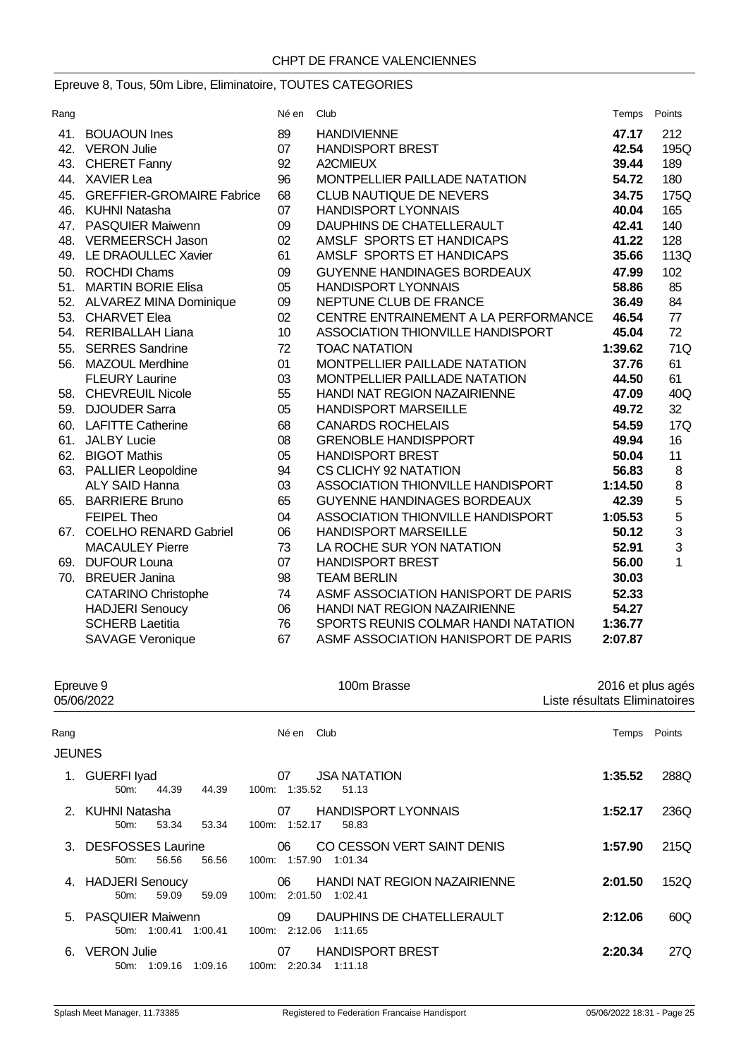CHPT DE FRANCE VALENCIENNES

## Epreuve 8, Tous, 50m Libre, Eliminatoire, TOUTES CATEGORIES

| Rang | | Né en | Club | Temps | Points |
|---|---|---|---|---|---|
| 41. | BOUAOUN Ines | 89 | HANDIVIENNE | **47.17** | 212 |
| 42. | VERON Julie | 07 | HANDISPORT BREST | **42.54** | 195Q |
| 43. | CHERET Fanny | 92 | A2CMIEUX | **39.44** | 189 |
| 44. | XAVIER Lea | 96 | MONTPELLIER PAILLADE NATATION | **54.72** | 180 |
| 45. | GREFFIER-GROMAIRE Fabrice | 68 | CLUB NAUTIQUE DE NEVERS | **34.75** | 175Q |
| 46. | KUHNI Natasha | 07 | HANDISPORT LYONNAIS | **40.04** | 165 |
| 47. | PASQUIER Maiwenn | 09 | DAUPHINS DE CHATELLERAULT | **42.41** | 140 |
| 48. | VERMEERSCH Jason | 02 | AMSLF SPORTS ET HANDICAPS | **41.22** | 128 |
| 49. | LE DRAOULLEC Xavier | 61 | AMSLF SPORTS ET HANDICAPS | **35.66** | 113Q |
| 50. | ROCHDI Chams | 09 | GUYENNE HANDINAGES BORDEAUX | **47.99** | 102 |
| 51. | MARTIN BORIE Elisa | 05 | HANDISPORT LYONNAIS | **58.86** | 85 |
| 52. | ALVAREZ MINA Dominique | 09 | NEPTUNE CLUB DE FRANCE | **36.49** | 84 |
| 53. | CHARVET Elea | 02 | CENTRE ENTRAINEMENT A LA PERFORMANCE | **46.54** | 77 |
| 54. | RERIBALLAH Liana | 10 | ASSOCIATION THIONVILLE HANDISPORT | **45.04** | 72 |
| 55. | SERRES Sandrine | 72 | TOAC NATATION | **1:39.62** | 71Q |
| 56. | MAZOUL Merdhine | 01 | MONTPELLIER PAILLADE NATATION | **37.76** | 61 |
| | FLEURY Laurine | 03 | MONTPELLIER PAILLADE NATATION | **44.50** | 61 |
| 58. | CHEVREUIL Nicole | 55 | HANDI NAT REGION NAZAIRIENNE | **47.09** | 40Q |
| 59. | DJOUDER Sarra | 05 | HANDISPORT MARSEILLE | **49.72** | 32 |
| 60. | LAFITTE Catherine | 68 | CANARDS ROCHELAIS | **54.59** | 17Q |
| 61. | JALBY Lucie | 08 | GRENOBLE HANDISPPORT | **49.94** | 16 |
| 62. | BIGOT Mathis | 05 | HANDISPORT BREST | **50.04** | 11 |
| 63. | PALLIER Leopoldine | 94 | CS CLICHY 92 NATATION | **56.83** | 8 |
| | ALY SAID Hanna | 03 | ASSOCIATION THIONVILLE HANDISPORT | **1:14.50** | 8 |
| 65. | BARRIERE Bruno | 65 | GUYENNE HANDINAGES BORDEAUX | **42.39** | 5 |
| | FEIPEL Theo | 04 | ASSOCIATION THIONVILLE HANDISPORT | **1:05.53** | 5 |
| 67. | COELHO RENARD Gabriel | 06 | HANDISPORT MARSEILLE | **50.12** | 3 |
| | MACAULEY Pierre | 73 | LA ROCHE SUR YON NATATION | **52.91** | 3 |
| 69. | DUFOUR Louna | 07 | HANDISPORT BREST | **56.00** | 1 |
| 70. | BREUER Janina | 98 | TEAM BERLIN | **30.03** | |
| | CATARINO Christophe | 74 | ASMF ASSOCIATION HANISPORT DE PARIS | **52.33** | |
| | HADJERI Senoucy | 06 | HANDI NAT REGION NAZAIRIENNE | **54.27** | |
| | SCHERB Laetitia | 76 | SPORTS REUNIS COLMAR HANDI NATATION | **1:36.77** | |
| | SAVAGE Veronique | 67 | ASMF ASSOCIATION HANISPORT DE PARIS | **2:07.87** | |

## Epreuve 9 — 100m Brasse — 2016 et plus agés

05/06/2022 — Liste résultats Eliminatoires

| Rang | | Né en | Club | Temps | Points |
|---|---|---|---|---|---|
| **JEUNES** | | | | | |
| 1. | GUERFI Iyad | 07 | JSA NATATION | **1:35.52** | 288Q |
| | 50m: 44.39 44.39 | | 100m: 1:35.52 51.13 | | |
| 2. | KUHNI Natasha | 07 | HANDISPORT LYONNAIS | **1:52.17** | 236Q |
| | 50m: 53.34 53.34 | | 100m: 1:52.17 58.83 | | |
| 3. | DESFOSSES Laurine | 06 | CO CESSON VERT SAINT DENIS | **1:57.90** | 215Q |
| | 50m: 56.56 56.56 | | 100m: 1:57.90 1:01.34 | | |
| 4. | HADJERI Senoucy | 06 | HANDI NAT REGION NAZAIRIENNE | **2:01.50** | 152Q |
| | 50m: 59.09 59.09 | | 100m: 2:01.50 1:02.41 | | |
| 5. | PASQUIER Maiwenn | 09 | DAUPHINS DE CHATELLERAULT | **2:12.06** | 60Q |
| | 50m: 1:00.41 1:00.41 | | 100m: 2:12.06 1:11.65 | | |
| 6. | VERON Julie | 07 | HANDISPORT BREST | **2:20.34** | 27Q |
| | 50m: 1:09.16 1:09.16 | | 100m: 2:20.34 1:11.18 | | |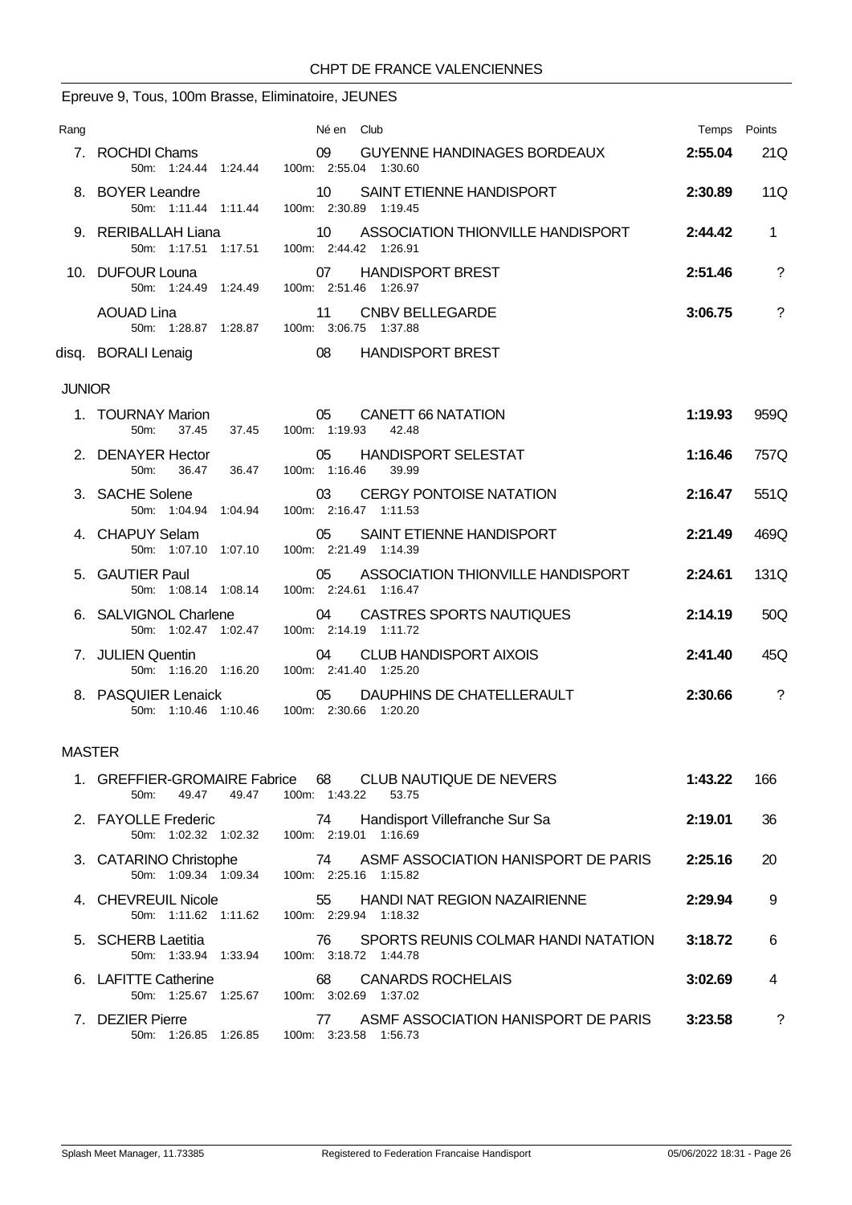CHPT DE FRANCE VALENCIENNES

## Epreuve 9, Tous, 100m Brasse, Eliminatoire, JEUNES

| Rang | | Né en | Club | Temps | Points |
|---|---|---|---|---|---|
| 7. | ROCHDI Chams<br>50m: 1:24.44 1:24.44 100m: 2:55.04 1:30.60 | 09 | GUYENNE HANDINAGES BORDEAUX | 2:55.04 | 21Q |
| 8. | BOYER Leandre<br>50m: 1:11.44 1:11.44 100m: 2:30.89 1:19.45 | 10 | SAINT ETIENNE HANDISPORT | 2:30.89 | 11Q |
| 9. | RERIBALLAH Liana<br>50m: 1:17.51 1:17.51 100m: 2:44.42 1:26.91 | 10 | ASSOCIATION THIONVILLE HANDISPORT | 2:44.42 | 1 |
| 10. | DUFOUR Louna<br>50m: 1:24.49 1:24.49 100m: 2:51.46 1:26.97 | 07 | HANDISPORT BREST | 2:51.46 | ? |
| | AOUAD Lina<br>50m: 1:28.87 1:28.87 100m: 3:06.75 1:37.88 | 11 | CNBV BELLEGARDE | 3:06.75 | ? |
| disq. | BORALI Lenaig | 08 | HANDISPORT BREST | | |

### JUNIOR

| Rang | | Né en | Club | Temps | Points |
|---|---|---|---|---|---|
| 1. | TOURNAY Marion<br>50m: 37.45 37.45 100m: 1:19.93 42.48 | 05 | CANETT 66 NATATION | 1:19.93 | 959Q |
| 2. | DENAYER Hector<br>50m: 36.47 36.47 100m: 1:16.46 39.99 | 05 | HANDISPORT SELESTAT | 1:16.46 | 757Q |
| 3. | SACHE Solene<br>50m: 1:04.94 1:04.94 100m: 2:16.47 1:11.53 | 03 | CERGY PONTOISE NATATION | 2:16.47 | 551Q |
| 4. | CHAPUY Selam<br>50m: 1:07.10 1:07.10 100m: 2:21.49 1:14.39 | 05 | SAINT ETIENNE HANDISPORT | 2:21.49 | 469Q |
| 5. | GAUTIER Paul<br>50m: 1:08.14 1:08.14 100m: 2:24.61 1:16.47 | 05 | ASSOCIATION THIONVILLE HANDISPORT | 2:24.61 | 131Q |
| 6. | SALVIGNOL Charlene<br>50m: 1:02.47 1:02.47 100m: 2:14.19 1:11.72 | 04 | CASTRES SPORTS NAUTIQUES | 2:14.19 | 50Q |
| 7. | JULIEN Quentin<br>50m: 1:16.20 1:16.20 100m: 2:41.40 1:25.20 | 04 | CLUB HANDISPORT AIXOIS | 2:41.40 | 45Q |
| 8. | PASQUIER Lenaick<br>50m: 1:10.46 1:10.46 100m: 2:30.66 1:20.20 | 05 | DAUPHINS DE CHATELLERAULT | 2:30.66 | ? |

### MASTER

| Rang | | Né en | Club | Temps | Points |
|---|---|---|---|---|---|
| 1. | GREFFIER-GROMAIRE Fabrice<br>50m: 49.47 49.47 100m: 1:43.22 53.75 | 68 | CLUB NAUTIQUE DE NEVERS | 1:43.22 | 166 |
| 2. | FAYOLLE Frederic<br>50m: 1:02.32 1:02.32 100m: 2:19.01 1:16.69 | 74 | Handisport Villefranche Sur Sa | 2:19.01 | 36 |
| 3. | CATARINO Christophe<br>50m: 1:09.34 1:09.34 100m: 2:25.16 1:15.82 | 74 | ASMF ASSOCIATION HANISPORT DE PARIS | 2:25.16 | 20 |
| 4. | CHEVREUIL Nicole<br>50m: 1:11.62 1:11.62 100m: 2:29.94 1:18.32 | 55 | HANDI NAT REGION NAZAIRIENNE | 2:29.94 | 9 |
| 5. | SCHERB Laetitia<br>50m: 1:33.94 1:33.94 100m: 3:18.72 1:44.78 | 76 | SPORTS REUNIS COLMAR HANDI NATATION | 3:18.72 | 6 |
| 6. | LAFITTE Catherine<br>50m: 1:25.67 1:25.67 100m: 3:02.69 1:37.02 | 68 | CANARDS ROCHELAIS | 3:02.69 | 4 |
| 7. | DEZIER Pierre<br>50m: 1:26.85 1:26.85 100m: 3:23.58 1:56.73 | 77 | ASMF ASSOCIATION HANISPORT DE PARIS | 3:23.58 | ? |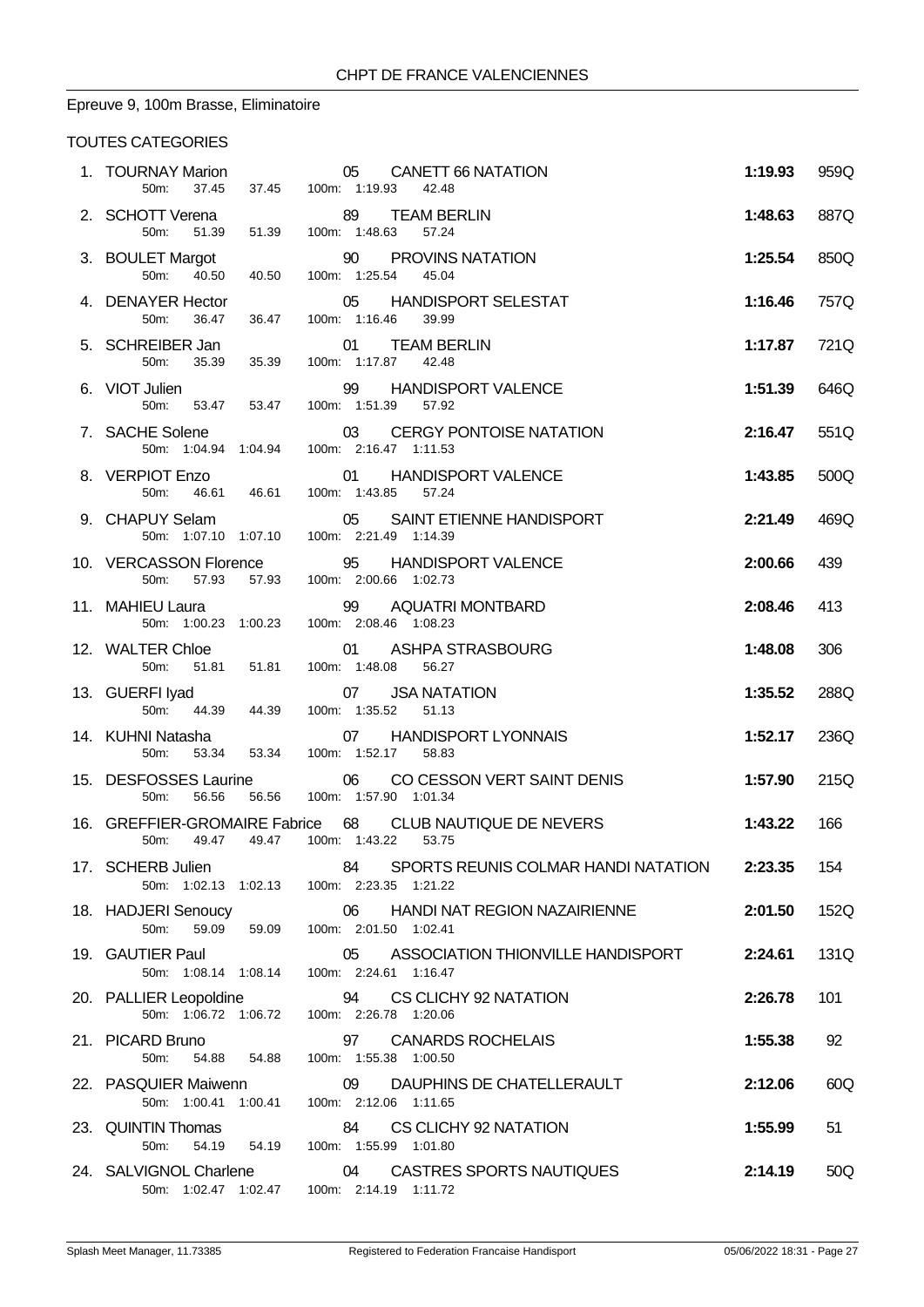CHPT DE FRANCE VALENCIENNES

## Epreuve 9, 100m Brasse, Eliminatoire

### TOUTES CATEGORIES

| Rang | Nom | Année | Club | Temps | Points |
|---|---|---|---|---|---|
| 1. | TOURNAY Marion | 05 | CANETT 66 NATATION | **1:19.93** | 959Q |
| | 50m: 37.45 37.45 | | 100m: 1:19.93 42.48 | | |
| 2. | SCHOTT Verena | 89 | TEAM BERLIN | **1:48.63** | 887Q |
| | 50m: 51.39 51.39 | | 100m: 1:48.63 57.24 | | |
| 3. | BOULET Margot | 90 | PROVINS NATATION | **1:25.54** | 850Q |
| | 50m: 40.50 40.50 | | 100m: 1:25.54 45.04 | | |
| 4. | DENAYER Hector | 05 | HANDISPORT SELESTAT | **1:16.46** | 757Q |
| | 50m: 36.47 36.47 | | 100m: 1:16.46 39.99 | | |
| 5. | SCHREIBER Jan | 01 | TEAM BERLIN | **1:17.87** | 721Q |
| | 50m: 35.39 35.39 | | 100m: 1:17.87 42.48 | | |
| 6. | VIOT Julien | 99 | HANDISPORT VALENCE | **1:51.39** | 646Q |
| | 50m: 53.47 53.47 | | 100m: 1:51.39 57.92 | | |
| 7. | SACHE Solene | 03 | CERGY PONTOISE NATATION | **2:16.47** | 551Q |
| | 50m: 1:04.94 1:04.94 | | 100m: 2:16.47 1:11.53 | | |
| 8. | VERPIOT Enzo | 01 | HANDISPORT VALENCE | **1:43.85** | 500Q |
| | 50m: 46.61 46.61 | | 100m: 1:43.85 57.24 | | |
| 9. | CHAPUY Selam | 05 | SAINT ETIENNE HANDISPORT | **2:21.49** | 469Q |
| | 50m: 1:07.10 1:07.10 | | 100m: 2:21.49 1:14.39 | | |
| 10. | VERCASSON Florence | 95 | HANDISPORT VALENCE | **2:00.66** | 439 |
| | 50m: 57.93 57.93 | | 100m: 2:00.66 1:02.73 | | |
| 11. | MAHIEU Laura | 99 | AQUATRI MONTBARD | **2:08.46** | 413 |
| | 50m: 1:00.23 1:00.23 | | 100m: 2:08.46 1:08.23 | | |
| 12. | WALTER Chloe | 01 | ASHPA STRASBOURG | **1:48.08** | 306 |
| | 50m: 51.81 51.81 | | 100m: 1:48.08 56.27 | | |
| 13. | GUERFI Iyad | 07 | JSA NATATION | **1:35.52** | 288Q |
| | 50m: 44.39 44.39 | | 100m: 1:35.52 51.13 | | |
| 14. | KUHNI Natasha | 07 | HANDISPORT LYONNAIS | **1:52.17** | 236Q |
| | 50m: 53.34 53.34 | | 100m: 1:52.17 58.83 | | |
| 15. | DESFOSSES Laurine | 06 | CO CESSON VERT SAINT DENIS | **1:57.90** | 215Q |
| | 50m: 56.56 56.56 | | 100m: 1:57.90 1:01.34 | | |
| 16. | GREFFIER-GROMAIRE Fabrice | 68 | CLUB NAUTIQUE DE NEVERS | **1:43.22** | 166 |
| | 50m: 49.47 49.47 | | 100m: 1:43.22 53.75 | | |
| 17. | SCHERB Julien | 84 | SPORTS REUNIS COLMAR HANDI NATATION | **2:23.35** | 154 |
| | 50m: 1:02.13 1:02.13 | | 100m: 2:23.35 1:21.22 | | |
| 18. | HADJERI Senoucy | 06 | HANDI NAT REGION NAZAIRIENNE | **2:01.50** | 152Q |
| | 50m: 59.09 59.09 | | 100m: 2:01.50 1:02.41 | | |
| 19. | GAUTIER Paul | 05 | ASSOCIATION THIONVILLE HANDISPORT | **2:24.61** | 131Q |
| | 50m: 1:08.14 1:08.14 | | 100m: 2:24.61 1:16.47 | | |
| 20. | PALLIER Leopoldine | 94 | CS CLICHY 92 NATATION | **2:26.78** | 101 |
| | 50m: 1:06.72 1:06.72 | | 100m: 2:26.78 1:20.06 | | |
| 21. | PICARD Bruno | 97 | CANARDS ROCHELAIS | **1:55.38** | 92 |
| | 50m: 54.88 54.88 | | 100m: 1:55.38 1:00.50 | | |
| 22. | PASQUIER Maiwenn | 09 | DAUPHINS DE CHATELLERAULT | **2:12.06** | 60Q |
| | 50m: 1:00.41 1:00.41 | | 100m: 2:12.06 1:11.65 | | |
| 23. | QUINTIN Thomas | 84 | CS CLICHY 92 NATATION | **1:55.99** | 51 |
| | 50m: 54.19 54.19 | | 100m: 1:55.99 1:01.80 | | |
| 24. | SALVIGNOL Charlene | 04 | CASTRES SPORTS NAUTIQUES | **2:14.19** | 50Q |
| | 50m: 1:02.47 1:02.47 | | 100m: 2:14.19 1:11.72 | | |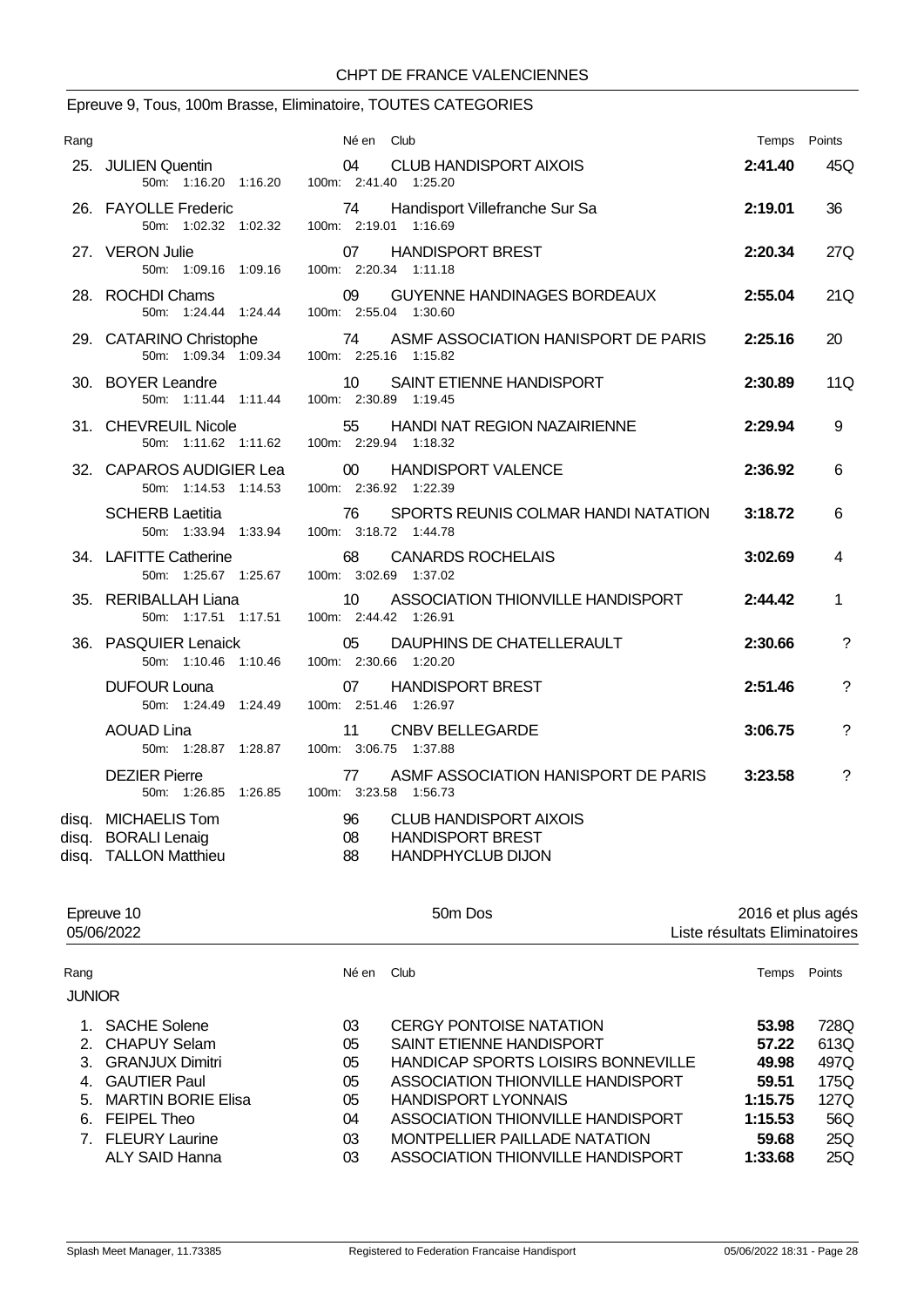## Epreuve 9, Tous, 100m Brasse, Eliminatoire, TOUTES CATEGORIES

| Rang | | Né en | Club | Temps | Points |
|---|---|---|---|---|---|
| 25. | JULIEN Quentin<br>50m: 1:16.20 1:16.20 100m: 2:41.40 1:25.20 | 04 | CLUB HANDISPORT AIXOIS | **2:41.40** | 45Q |
| 26. | FAYOLLE Frederic<br>50m: 1:02.32 1:02.32 100m: 2:19.01 1:16.69 | 74 | Handisport Villefranche Sur Sa | **2:19.01** | 36 |
| 27. | VERON Julie<br>50m: 1:09.16 1:09.16 100m: 2:20.34 1:11.18 | 07 | HANDISPORT BREST | **2:20.34** | 27Q |
| 28. | ROCHDI Chams<br>50m: 1:24.44 1:24.44 100m: 2:55.04 1:30.60 | 09 | GUYENNE HANDINAGES BORDEAUX | **2:55.04** | 21Q |
| 29. | CATARINO Christophe<br>50m: 1:09.34 1:09.34 100m: 2:25.16 1:15.82 | 74 | ASMF ASSOCIATION HANISPORT DE PARIS | **2:25.16** | 20 |
| 30. | BOYER Leandre<br>50m: 1:11.44 1:11.44 100m: 2:30.89 1:19.45 | 10 | SAINT ETIENNE HANDISPORT | **2:30.89** | 11Q |
| 31. | CHEVREUIL Nicole<br>50m: 1:11.62 1:11.62 100m: 2:29.94 1:18.32 | 55 | HANDI NAT REGION NAZAIRIENNE | **2:29.94** | 9 |
| 32. | CAPAROS AUDIGIER Lea<br>50m: 1:14.53 1:14.53 100m: 2:36.92 1:22.39 | 00 | HANDISPORT VALENCE | **2:36.92** | 6 |
| | SCHERB Laetitia<br>50m: 1:33.94 1:33.94 100m: 3:18.72 1:44.78 | 76 | SPORTS REUNIS COLMAR HANDI NATATION | **3:18.72** | 6 |
| 34. | LAFITTE Catherine<br>50m: 1:25.67 1:25.67 100m: 3:02.69 1:37.02 | 68 | CANARDS ROCHELAIS | **3:02.69** | 4 |
| 35. | RERIBALLAH Liana<br>50m: 1:17.51 1:17.51 100m: 2:44.42 1:26.91 | 10 | ASSOCIATION THIONVILLE HANDISPORT | **2:44.42** | 1 |
| 36. | PASQUIER Lenaick<br>50m: 1:10.46 1:10.46 100m: 2:30.66 1:20.20 | 05 | DAUPHINS DE CHATELLERAULT | **2:30.66** | ? |
| | DUFOUR Louna<br>50m: 1:24.49 1:24.49 100m: 2:51.46 1:26.97 | 07 | HANDISPORT BREST | **2:51.46** | ? |
| | AOUAD Lina<br>50m: 1:28.87 1:28.87 100m: 3:06.75 1:37.88 | 11 | CNBV BELLEGARDE | **3:06.75** | ? |
| | DEZIER Pierre<br>50m: 1:26.85 1:26.85 100m: 3:23.58 1:56.73 | 77 | ASMF ASSOCIATION HANISPORT DE PARIS | **3:23.58** | ? |
| disq. | MICHAELIS Tom | 96 | CLUB HANDISPORT AIXOIS | | |
| disq. | BORALI Lenaig | 08 | HANDISPORT BREST | | |
| disq. | TALLON Matthieu | 88 | HANDPHYCLUB DIJON | | |

## Epreuve 10 — 50m Dos — 2016 et plus agés

05/06/2022 — Liste résultats Eliminatoires

| Rang | | Né en | Club | Temps | Points |
|---|---|---|---|---|---|
| **JUNIOR** | | | | | |
| 1. | SACHE Solene | 03 | CERGY PONTOISE NATATION | **53.98** | 728Q |
| 2. | CHAPUY Selam | 05 | SAINT ETIENNE HANDISPORT | **57.22** | 613Q |
| 3. | GRANJUX Dimitri | 05 | HANDICAP SPORTS LOISIRS BONNEVILLE | **49.98** | 497Q |
| 4. | GAUTIER Paul | 05 | ASSOCIATION THIONVILLE HANDISPORT | **59.51** | 175Q |
| 5. | MARTIN BORIE Elisa | 05 | HANDISPORT LYONNAIS | **1:15.75** | 127Q |
| 6. | FEIPEL Theo | 04 | ASSOCIATION THIONVILLE HANDISPORT | **1:15.53** | 56Q |
| 7. | FLEURY Laurine | 03 | MONTPELLIER PAILLADE NATATION | **59.68** | 25Q |
| | ALY SAID Hanna | 03 | ASSOCIATION THIONVILLE HANDISPORT | **1:33.68** | 25Q |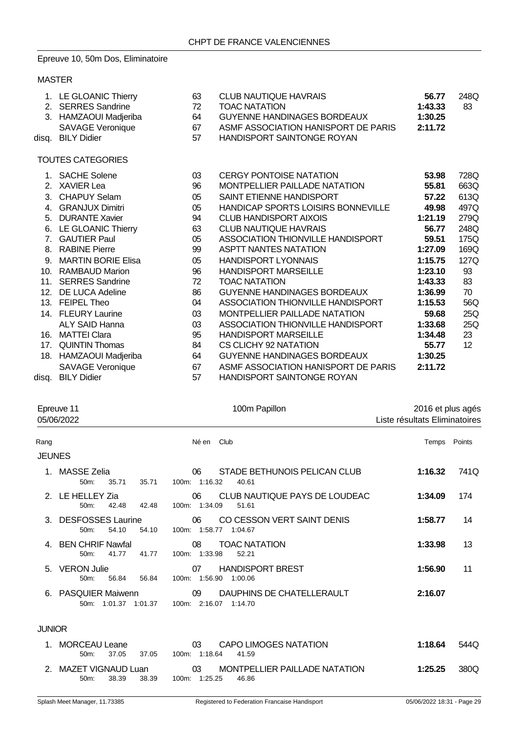## Epreuve 10, 50m Dos, Eliminatoire

### MASTER

| Rang | Nom | Né en | Club | Temps | Points |
|---|---|---|---|---|---|
| 1. | LE GLOANIC Thierry | 63 | CLUB NAUTIQUE HAVRAIS | **56.77** | 248Q |
| 2. | SERRES Sandrine | 72 | TOAC NATATION | **1:43.33** | 83 |
| 3. | HAMZAOUI Madjeriba | 64 | GUYENNE HANDINAGES BORDEAUX | **1:30.25** | |
| | SAVAGE Veronique | 67 | ASMF ASSOCIATION HANISPORT DE PARIS | **2:11.72** | |
| disq. | BILY Didier | 57 | HANDISPORT SAINTONGE ROYAN | | |

### TOUTES CATEGORIES

| Rang | Nom | Né en | Club | Temps | Points |
|---|---|---|---|---|---|
| 1. | SACHE Solene | 03 | CERGY PONTOISE NATATION | **53.98** | 728Q |
| 2. | XAVIER Lea | 96 | MONTPELLIER PAILLADE NATATION | **55.81** | 663Q |
| 3. | CHAPUY Selam | 05 | SAINT ETIENNE HANDISPORT | **57.22** | 613Q |
| 4. | GRANJUX Dimitri | 05 | HANDICAP SPORTS LOISIRS BONNEVILLE | **49.98** | 497Q |
| 5. | DURANTE Xavier | 94 | CLUB HANDISPORT AIXOIS | **1:21.19** | 279Q |
| 6. | LE GLOANIC Thierry | 63 | CLUB NAUTIQUE HAVRAIS | **56.77** | 248Q |
| 7. | GAUTIER Paul | 05 | ASSOCIATION THIONVILLE HANDISPORT | **59.51** | 175Q |
| 8. | RABINE Pierre | 99 | ASPTT NANTES NATATION | **1:27.09** | 169Q |
| 9. | MARTIN BORIE Elisa | 05 | HANDISPORT LYONNAIS | **1:15.75** | 127Q |
| 10. | RAMBAUD Marion | 96 | HANDISPORT MARSEILLE | **1:23.10** | 93 |
| 11. | SERRES Sandrine | 72 | TOAC NATATION | **1:43.33** | 83 |
| 12. | DE LUCA Adeline | 86 | GUYENNE HANDINAGES BORDEAUX | **1:36.99** | 70 |
| 13. | FEIPEL Theo | 04 | ASSOCIATION THIONVILLE HANDISPORT | **1:15.53** | 56Q |
| 14. | FLEURY Laurine | 03 | MONTPELLIER PAILLADE NATATION | **59.68** | 25Q |
| | ALY SAID Hanna | 03 | ASSOCIATION THIONVILLE HANDISPORT | **1:33.68** | 25Q |
| 16. | MATTEI Clara | 95 | HANDISPORT MARSEILLE | **1:34.48** | 23 |
| 17. | QUINTIN Thomas | 84 | CS CLICHY 92 NATATION | **55.77** | 12 |
| 18. | HAMZAOUI Madjeriba | 64 | GUYENNE HANDINAGES BORDEAUX | **1:30.25** | |
| | SAVAGE Veronique | 67 | ASMF ASSOCIATION HANISPORT DE PARIS | **2:11.72** | |
| disq. | BILY Didier | 57 | HANDISPORT SAINTONGE ROYAN | | |

## Epreuve 11 — 100m Papillon — 2016 et plus agés

05/06/2022 — Liste résultats Eliminatoires

### JEUNES

| Rang | Nom | Né en | Club | Temps | Points |
|---|---|---|---|---|---|
| 1. | MASSE Zelia (50m: 35.71 35.71 / 100m: 1:16.32 40.61) | 06 | STADE BETHUNOIS PELICAN CLUB | **1:16.32** | 741Q |
| 2. | LE HELLEY Zia (50m: 42.48 42.48 / 100m: 1:34.09 51.61) | 06 | CLUB NAUTIQUE PAYS DE LOUDEAC | **1:34.09** | 174 |
| 3. | DESFOSSES Laurine (50m: 54.10 54.10 / 100m: 1:58.77 1:04.67) | 06 | CO CESSON VERT SAINT DENIS | **1:58.77** | 14 |
| 4. | BEN CHRIF Nawfal (50m: 41.77 41.77 / 100m: 1:33.98 52.21) | 08 | TOAC NATATION | **1:33.98** | 13 |
| 5. | VERON Julie (50m: 56.84 56.84 / 100m: 1:56.90 1:00.06) | 07 | HANDISPORT BREST | **1:56.90** | 11 |
| 6. | PASQUIER Maiwenn (50m: 1:01.37 1:01.37 / 100m: 2:16.07 1:14.70) | 09 | DAUPHINS DE CHATELLERAULT | **2:16.07** | |

### JUNIOR

| Rang | Nom | Né en | Club | Temps | Points |
|---|---|---|---|---|---|
| 1. | MORCEAU Leane (50m: 37.05 37.05 / 100m: 1:18.64 41.59) | 03 | CAPO LIMOGES NATATION | **1:18.64** | 544Q |
| 2. | MAZET VIGNAUD Luan (50m: 38.39 38.39 / 100m: 1:25.25 46.86) | 03 | MONTPELLIER PAILLADE NATATION | **1:25.25** | 380Q |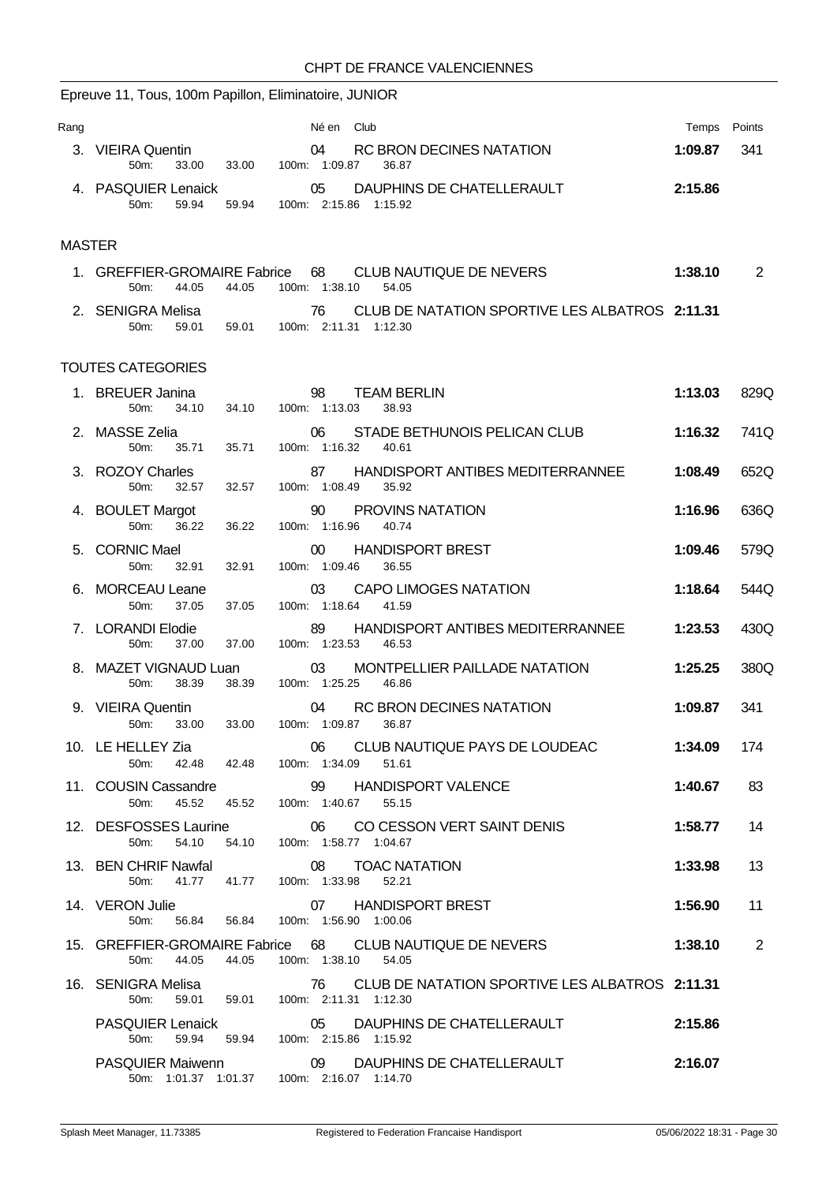## CHPT DE FRANCE VALENCIENNES

### Epreuve 11, Tous, 100m Papillon, Eliminatoire, JUNIOR

| Rang | | Né en | Club | Temps | Points |
|---|---|---|---|---|---|
| 3. | VIEIRA Quentin | 04 | RC BRON DECINES NATATION | **1:09.87** | 341 |
| | 50m: 33.00 33.00 100m: 1:09.87 36.87 | | | | |
| 4. | PASQUIER Lenaick | 05 | DAUPHINS DE CHATELLERAULT | **2:15.86** | |
| | 50m: 59.94 59.94 100m: 2:15.86 1:15.92 | | | | |

### MASTER

| Rang | | Né en | Club | Temps | Points |
|---|---|---|---|---|---|
| 1. | GREFFIER-GROMAIRE Fabrice | 68 | CLUB NAUTIQUE DE NEVERS | **1:38.10** | 2 |
| | 50m: 44.05 44.05 100m: 1:38.10 54.05 | | | | |
| 2. | SENIGRA Melisa | 76 | CLUB DE NATATION SPORTIVE LES ALBATROS | **2:11.31** | |
| | 50m: 59.01 59.01 100m: 2:11.31 1:12.30 | | | | |

### TOUTES CATEGORIES

| Rang | | Né en | Club | Temps | Points |
|---|---|---|---|---|---|
| 1. | BREUER Janina | 98 | TEAM BERLIN | **1:13.03** | 829Q |
| | 50m: 34.10 34.10 100m: 1:13.03 38.93 | | | | |
| 2. | MASSE Zelia | 06 | STADE BETHUNOIS PELICAN CLUB | **1:16.32** | 741Q |
| | 50m: 35.71 35.71 100m: 1:16.32 40.61 | | | | |
| 3. | ROZOY Charles | 87 | HANDISPORT ANTIBES MEDITERRANNEE | **1:08.49** | 652Q |
| | 50m: 32.57 32.57 100m: 1:08.49 35.92 | | | | |
| 4. | BOULET Margot | 90 | PROVINS NATATION | **1:16.96** | 636Q |
| | 50m: 36.22 36.22 100m: 1:16.96 40.74 | | | | |
| 5. | CORNIC Mael | 00 | HANDISPORT BREST | **1:09.46** | 579Q |
| | 50m: 32.91 32.91 100m: 1:09.46 36.55 | | | | |
| 6. | MORCEAU Leane | 03 | CAPO LIMOGES NATATION | **1:18.64** | 544Q |
| | 50m: 37.05 37.05 100m: 1:18.64 41.59 | | | | |
| 7. | LORANDI Elodie | 89 | HANDISPORT ANTIBES MEDITERRANNEE | **1:23.53** | 430Q |
| | 50m: 37.00 37.00 100m: 1:23.53 46.53 | | | | |
| 8. | MAZET VIGNAUD Luan | 03 | MONTPELLIER PAILLADE NATATION | **1:25.25** | 380Q |
| | 50m: 38.39 38.39 100m: 1:25.25 46.86 | | | | |
| 9. | VIEIRA Quentin | 04 | RC BRON DECINES NATATION | **1:09.87** | 341 |
| | 50m: 33.00 33.00 100m: 1:09.87 36.87 | | | | |
| 10. | LE HELLEY Zia | 06 | CLUB NAUTIQUE PAYS DE LOUDEAC | **1:34.09** | 174 |
| | 50m: 42.48 42.48 100m: 1:34.09 51.61 | | | | |
| 11. | COUSIN Cassandre | 99 | HANDISPORT VALENCE | **1:40.67** | 83 |
| | 50m: 45.52 45.52 100m: 1:40.67 55.15 | | | | |
| 12. | DESFOSSES Laurine | 06 | CO CESSON VERT SAINT DENIS | **1:58.77** | 14 |
| | 50m: 54.10 54.10 100m: 1:58.77 1:04.67 | | | | |
| 13. | BEN CHRIF Nawfal | 08 | TOAC NATATION | **1:33.98** | 13 |
| | 50m: 41.77 41.77 100m: 1:33.98 52.21 | | | | |
| 14. | VERON Julie | 07 | HANDISPORT BREST | **1:56.90** | 11 |
| | 50m: 56.84 56.84 100m: 1:56.90 1:00.06 | | | | |
| 15. | GREFFIER-GROMAIRE Fabrice | 68 | CLUB NAUTIQUE DE NEVERS | **1:38.10** | 2 |
| | 50m: 44.05 44.05 100m: 1:38.10 54.05 | | | | |
| 16. | SENIGRA Melisa | 76 | CLUB DE NATATION SPORTIVE LES ALBATROS | **2:11.31** | |
| | 50m: 59.01 59.01 100m: 2:11.31 1:12.30 | | | | |
| | PASQUIER Lenaick | 05 | DAUPHINS DE CHATELLERAULT | **2:15.86** | |
| | 50m: 59.94 59.94 100m: 2:15.86 1:15.92 | | | | |
| | PASQUIER Maiwenn | 09 | DAUPHINS DE CHATELLERAULT | **2:16.07** | |
| | 50m: 1:01.37 1:01.37 100m: 2:16.07 1:14.70 | | | | |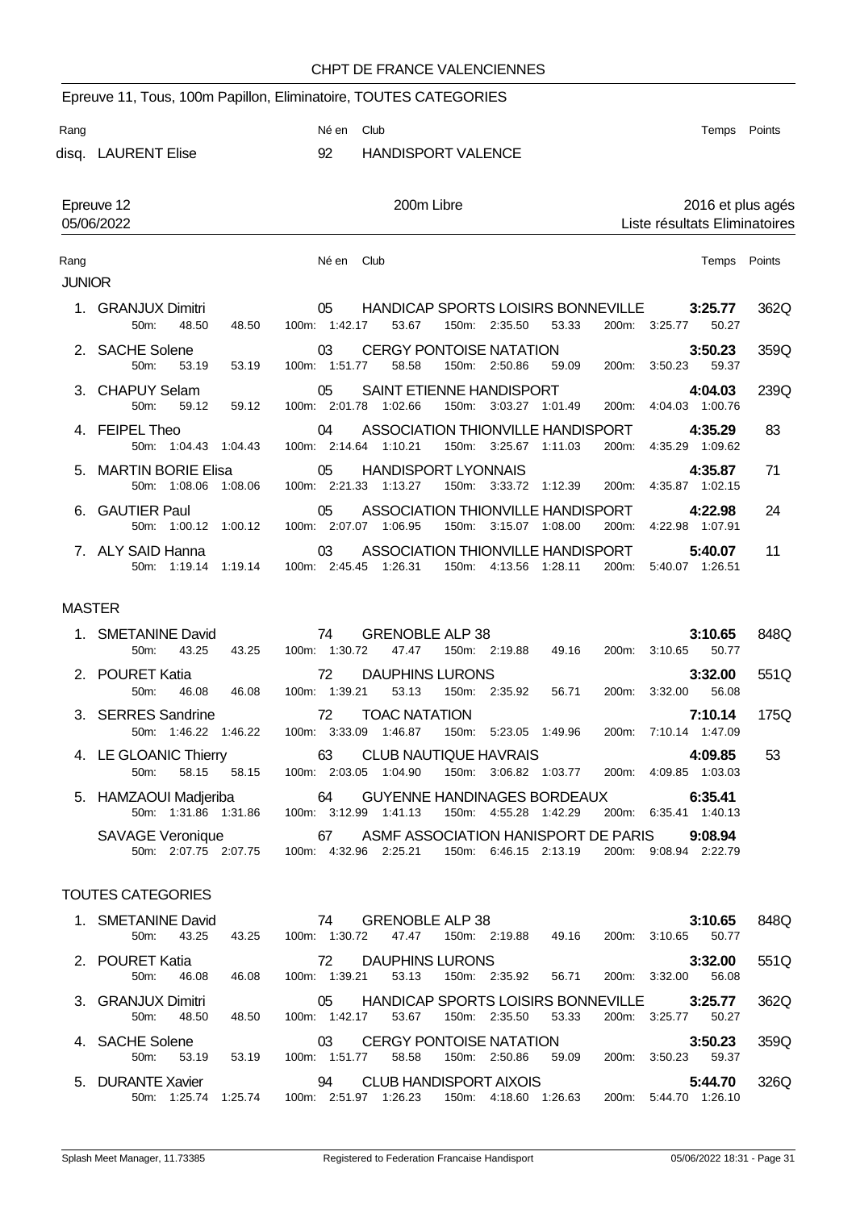## Epreuve 11, Tous, 100m Papillon, Eliminatoire, TOUTES CATEGORIES

| Rang | | Né en | Club | Temps | Points |
|---|---|---|---|---|---|
| disq. | LAURENT Elise | 92 | HANDISPORT VALENCE | | |

## Epreuve 12 — 200m Libre — 2016 et plus agés

05/06/2022 — Liste résultats Eliminatoires

### JUNIOR

| Rang | Nom | Né en | Club | Temps | Points |
|---|---|---|---|---|---|
| 1. | GRANJUX Dimitri | 05 | HANDICAP SPORTS LOISIRS BONNEVILLE | 3:25.77 | 362Q |
| | 50m: 48.50 48.50 | | 100m: 1:42.17 53.67 — 150m: 2:35.50 53.33 — 200m: 3:25.77 50.27 | | |
| 2. | SACHE Solene | 03 | CERGY PONTOISE NATATION | 3:50.23 | 359Q |
| | 50m: 53.19 53.19 | | 100m: 1:51.77 58.58 — 150m: 2:50.86 59.09 — 200m: 3:50.23 59.37 | | |
| 3. | CHAPUY Selam | 05 | SAINT ETIENNE HANDISPORT | 4:04.03 | 239Q |
| | 50m: 59.12 59.12 | | 100m: 2:01.78 1:02.66 — 150m: 3:03.27 1:01.49 — 200m: 4:04.03 1:00.76 | | |
| 4. | FEIPEL Theo | 04 | ASSOCIATION THIONVILLE HANDISPORT | 4:35.29 | 83 |
| | 50m: 1:04.43 1:04.43 | | 100m: 2:14.64 1:10.21 — 150m: 3:25.67 1:11.03 — 200m: 4:35.29 1:09.62 | | |
| 5. | MARTIN BORIE Elisa | 05 | HANDISPORT LYONNAIS | 4:35.87 | 71 |
| | 50m: 1:08.06 1:08.06 | | 100m: 2:21.33 1:13.27 — 150m: 3:33.72 1:12.39 — 200m: 4:35.87 1:02.15 | | |
| 6. | GAUTIER Paul | 05 | ASSOCIATION THIONVILLE HANDISPORT | 4:22.98 | 24 |
| | 50m: 1:00.12 1:00.12 | | 100m: 2:07.07 1:06.95 — 150m: 3:15.07 1:08.00 — 200m: 4:22.98 1:07.91 | | |
| 7. | ALY SAID Hanna | 03 | ASSOCIATION THIONVILLE HANDISPORT | 5:40.07 | 11 |
| | 50m: 1:19.14 1:19.14 | | 100m: 2:45.45 1:26.31 — 150m: 4:13.56 1:28.11 — 200m: 5:40.07 1:26.51 | | |

### MASTER

| Rang | Nom | Né en | Club | Temps | Points |
|---|---|---|---|---|---|
| 1. | SMETANINE David | 74 | GRENOBLE ALP 38 | 3:10.65 | 848Q |
| | 50m: 43.25 43.25 | | 100m: 1:30.72 47.47 — 150m: 2:19.88 49.16 — 200m: 3:10.65 50.77 | | |
| 2. | POURET Katia | 72 | DAUPHINS LURONS | 3:32.00 | 551Q |
| | 50m: 46.08 46.08 | | 100m: 1:39.21 53.13 — 150m: 2:35.92 56.71 — 200m: 3:32.00 56.08 | | |
| 3. | SERRES Sandrine | 72 | TOAC NATATION | 7:10.14 | 175Q |
| | 50m: 1:46.22 1:46.22 | | 100m: 3:33.09 1:46.87 — 150m: 5:23.05 1:49.96 — 200m: 7:10.14 1:47.09 | | |
| 4. | LE GLOANIC Thierry | 63 | CLUB NAUTIQUE HAVRAIS | 4:09.85 | 53 |
| | 50m: 58.15 58.15 | | 100m: 2:03.05 1:04.90 — 150m: 3:06.82 1:03.77 — 200m: 4:09.85 1:03.03 | | |
| 5. | HAMZAOUI Madjeriba | 64 | GUYENNE HANDINAGES BORDEAUX | 6:35.41 | |
| | 50m: 1:31.86 1:31.86 | | 100m: 3:12.99 1:41.13 — 150m: 4:55.28 1:42.29 — 200m: 6:35.41 1:40.13 | | |
| | SAVAGE Veronique | 67 | ASMF ASSOCIATION HANISPORT DE PARIS | 9:08.94 | |
| | 50m: 2:07.75 2:07.75 | | 100m: 4:32.96 2:25.21 — 150m: 6:46.15 2:13.19 — 200m: 9:08.94 2:22.79 | | |

### TOUTES CATEGORIES

| Rang | Nom | Né en | Club | Temps | Points |
|---|---|---|---|---|---|
| 1. | SMETANINE David | 74 | GRENOBLE ALP 38 | 3:10.65 | 848Q |
| | 50m: 43.25 43.25 | | 100m: 1:30.72 47.47 — 150m: 2:19.88 49.16 — 200m: 3:10.65 50.77 | | |
| 2. | POURET Katia | 72 | DAUPHINS LURONS | 3:32.00 | 551Q |
| | 50m: 46.08 46.08 | | 100m: 1:39.21 53.13 — 150m: 2:35.92 56.71 — 200m: 3:32.00 56.08 | | |
| 3. | GRANJUX Dimitri | 05 | HANDICAP SPORTS LOISIRS BONNEVILLE | 3:25.77 | 362Q |
| | 50m: 48.50 48.50 | | 100m: 1:42.17 53.67 — 150m: 2:35.50 53.33 — 200m: 3:25.77 50.27 | | |
| 4. | SACHE Solene | 03 | CERGY PONTOISE NATATION | 3:50.23 | 359Q |
| | 50m: 53.19 53.19 | | 100m: 1:51.77 58.58 — 150m: 2:50.86 59.09 — 200m: 3:50.23 59.37 | | |
| 5. | DURANTE Xavier | 94 | CLUB HANDISPORT AIXOIS | 5:44.70 | 326Q |
| | 50m: 1:25.74 1:25.74 | | 100m: 2:51.97 1:26.23 — 150m: 4:18.60 1:26.63 — 200m: 5:44.70 1:26.10 | | |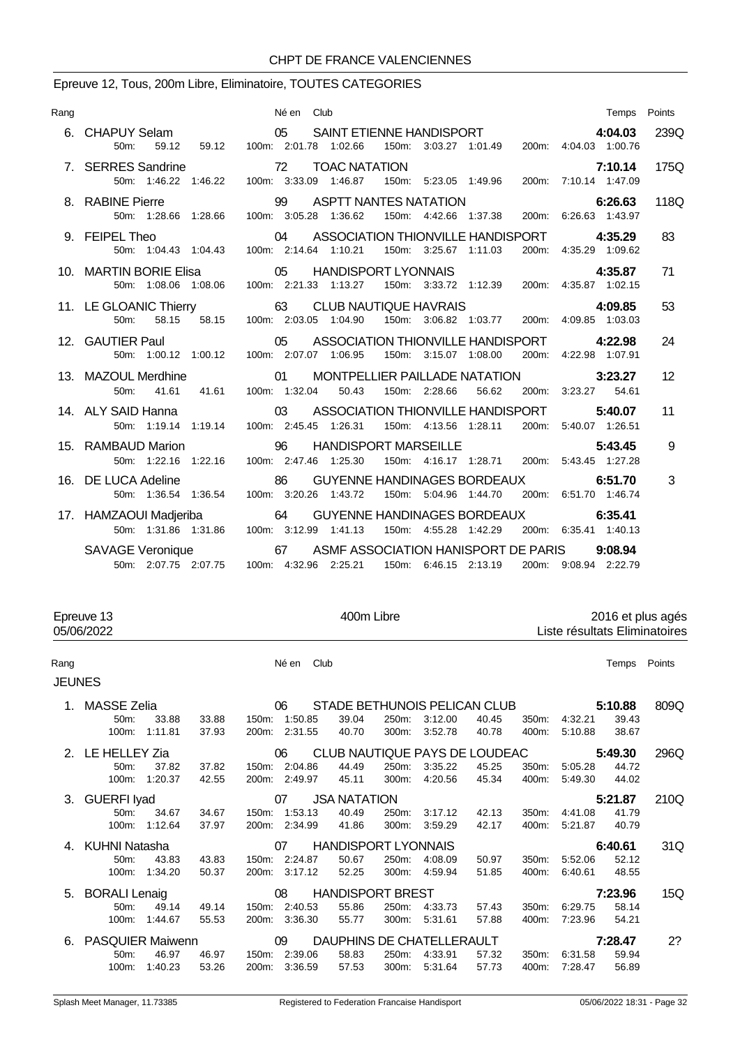# CHPT DE FRANCE VALENCIENNES

## Epreuve 12, Tous, 200m Libre, Eliminatoire, TOUTES CATEGORIES

| Rang | Nom | Né en | Club | Temps | Points |
|---|---|---|---|---|---|
| 6. | CHAPUY Selam | 05 | SAINT ETIENNE HANDISPORT | 4:04.03 | 239Q |
| | 50m: 59.12 59.12 | 100m: 2:01.78 1:02.66 | 150m: 3:03.27 1:01.49 | 200m: 4:04.03 1:00.76 | |
| 7. | SERRES Sandrine | 72 | TOAC NATATION | 7:10.14 | 175Q |
| | 50m: 1:46.22 1:46.22 | 100m: 3:33.09 1:46.87 | 150m: 5:23.05 1:49.96 | 200m: 7:10.14 1:47.09 | |
| 8. | RABINE Pierre | 99 | ASPTT NANTES NATATION | 6:26.63 | 118Q |
| | 50m: 1:28.66 1:28.66 | 100m: 3:05.28 1:36.62 | 150m: 4:42.66 1:37.38 | 200m: 6:26.63 1:43.97 | |
| 9. | FEIPEL Theo | 04 | ASSOCIATION THIONVILLE HANDISPORT | 4:35.29 | 83 |
| | 50m: 1:04.43 1:04.43 | 100m: 2:14.64 1:10.21 | 150m: 3:25.67 1:11.03 | 200m: 4:35.29 1:09.62 | |
| 10. | MARTIN BORIE Elisa | 05 | HANDISPORT LYONNAIS | 4:35.87 | 71 |
| | 50m: 1:08.06 1:08.06 | 100m: 2:21.33 1:13.27 | 150m: 3:33.72 1:12.39 | 200m: 4:35.87 1:02.15 | |
| 11. | LE GLOANIC Thierry | 63 | CLUB NAUTIQUE HAVRAIS | 4:09.85 | 53 |
| | 50m: 58.15 58.15 | 100m: 2:03.05 1:04.90 | 150m: 3:06.82 1:03.77 | 200m: 4:09.85 1:03.03 | |
| 12. | GAUTIER Paul | 05 | ASSOCIATION THIONVILLE HANDISPORT | 4:22.98 | 24 |
| | 50m: 1:00.12 1:00.12 | 100m: 2:07.07 1:06.95 | 150m: 3:15.07 1:08.00 | 200m: 4:22.98 1:07.91 | |
| 13. | MAZOUL Merdhine | 01 | MONTPELLIER PAILLADE NATATION | 3:23.27 | 12 |
| | 50m: 41.61 41.61 | 100m: 1:32.04 50.43 | 150m: 2:28.66 56.62 | 200m: 3:23.27 54.61 | |
| 14. | ALY SAID Hanna | 03 | ASSOCIATION THIONVILLE HANDISPORT | 5:40.07 | 11 |
| | 50m: 1:19.14 1:19.14 | 100m: 2:45.45 1:26.31 | 150m: 4:13.56 1:28.11 | 200m: 5:40.07 1:26.51 | |
| 15. | RAMBAUD Marion | 96 | HANDISPORT MARSEILLE | 5:43.45 | 9 |
| | 50m: 1:22.16 1:22.16 | 100m: 2:47.46 1:25.30 | 150m: 4:16.17 1:28.71 | 200m: 5:43.45 1:27.28 | |
| 16. | DE LUCA Adeline | 86 | GUYENNE HANDINAGES BORDEAUX | 6:51.70 | 3 |
| | 50m: 1:36.54 1:36.54 | 100m: 3:20.26 1:43.72 | 150m: 5:04.96 1:44.70 | 200m: 6:51.70 1:46.74 | |
| 17. | HAMZAOUI Madjeriba | 64 | GUYENNE HANDINAGES BORDEAUX | 6:35.41 | |
| | 50m: 1:31.86 1:31.86 | 100m: 3:12.99 1:41.13 | 150m: 4:55.28 1:42.29 | 200m: 6:35.41 1:40.13 | |
| | SAVAGE Veronique | 67 | ASMF ASSOCIATION HANISPORT DE PARIS | 9:08.94 | |
| | 50m: 2:07.75 2:07.75 | 100m: 4:32.96 2:25.21 | 150m: 6:46.15 2:13.19 | 200m: 9:08.94 2:22.79 | |

## Epreuve 13 — 400m Libre — 2016 et plus agés

05/06/2022 — Liste résultats Eliminatoires

### JEUNES

| Rang | Nom | Né en | Club | | Temps | Points |
|---|---|---|---|---|---|---|
| 1. | MASSE Zelia | 06 | STADE BETHUNOIS PELICAN CLUB | | 5:10.88 | 809Q |
| | 50m: 33.88 33.88 | 150m: 1:50.85 39.04 | 250m: 3:12.00 40.45 | 350m: 4:32.21 39.43 | | |
| | 100m: 1:11.81 37.93 | 200m: 2:31.55 40.70 | 300m: 3:52.78 40.78 | 400m: 5:10.88 38.67 | | |
| 2. | LE HELLEY Zia | 06 | CLUB NAUTIQUE PAYS DE LOUDEAC | | 5:49.30 | 296Q |
| | 50m: 37.82 37.82 | 150m: 2:04.86 44.49 | 250m: 3:35.22 45.25 | 350m: 5:05.28 44.72 | | |
| | 100m: 1:20.37 42.55 | 200m: 2:49.97 45.11 | 300m: 4:20.56 45.34 | 400m: 5:49.30 44.02 | | |
| 3. | GUERFI Iyad | 07 | JSA NATATION | | 5:21.87 | 210Q |
| | 50m: 34.67 34.67 | 150m: 1:53.13 40.49 | 250m: 3:17.12 42.13 | 350m: 4:41.08 41.79 | | |
| | 100m: 1:12.64 37.97 | 200m: 2:34.99 41.86 | 300m: 3:59.29 42.17 | 400m: 5:21.87 40.79 | | |
| 4. | KUHNI Natasha | 07 | HANDISPORT LYONNAIS | | 6:40.61 | 31Q |
| | 50m: 43.83 43.83 | 150m: 2:24.87 50.67 | 250m: 4:08.09 50.97 | 350m: 5:52.06 52.12 | | |
| | 100m: 1:34.20 50.37 | 200m: 3:17.12 52.25 | 300m: 4:59.94 51.85 | 400m: 6:40.61 48.55 | | |
| 5. | BORALI Lenaig | 08 | HANDISPORT BREST | | 7:23.96 | 15Q |
| | 50m: 49.14 49.14 | 150m: 2:40.53 55.86 | 250m: 4:33.73 57.43 | 350m: 6:29.75 58.14 | | |
| | 100m: 1:44.67 55.53 | 200m: 3:36.30 55.77 | 300m: 5:31.61 57.88 | 400m: 7:23.96 54.21 | | |
| 6. | PASQUIER Maiwenn | 09 | DAUPHINS DE CHATELLERAULT | | 7:28.47 | 2? |
| | 50m: 46.97 46.97 | 150m: 2:39.06 58.83 | 250m: 4:33.91 57.32 | 350m: 6:31.58 59.94 | | |
| | 100m: 1:40.23 53.26 | 200m: 3:36.59 57.53 | 300m: 5:31.64 57.73 | 400m: 7:28.47 56.89 | | |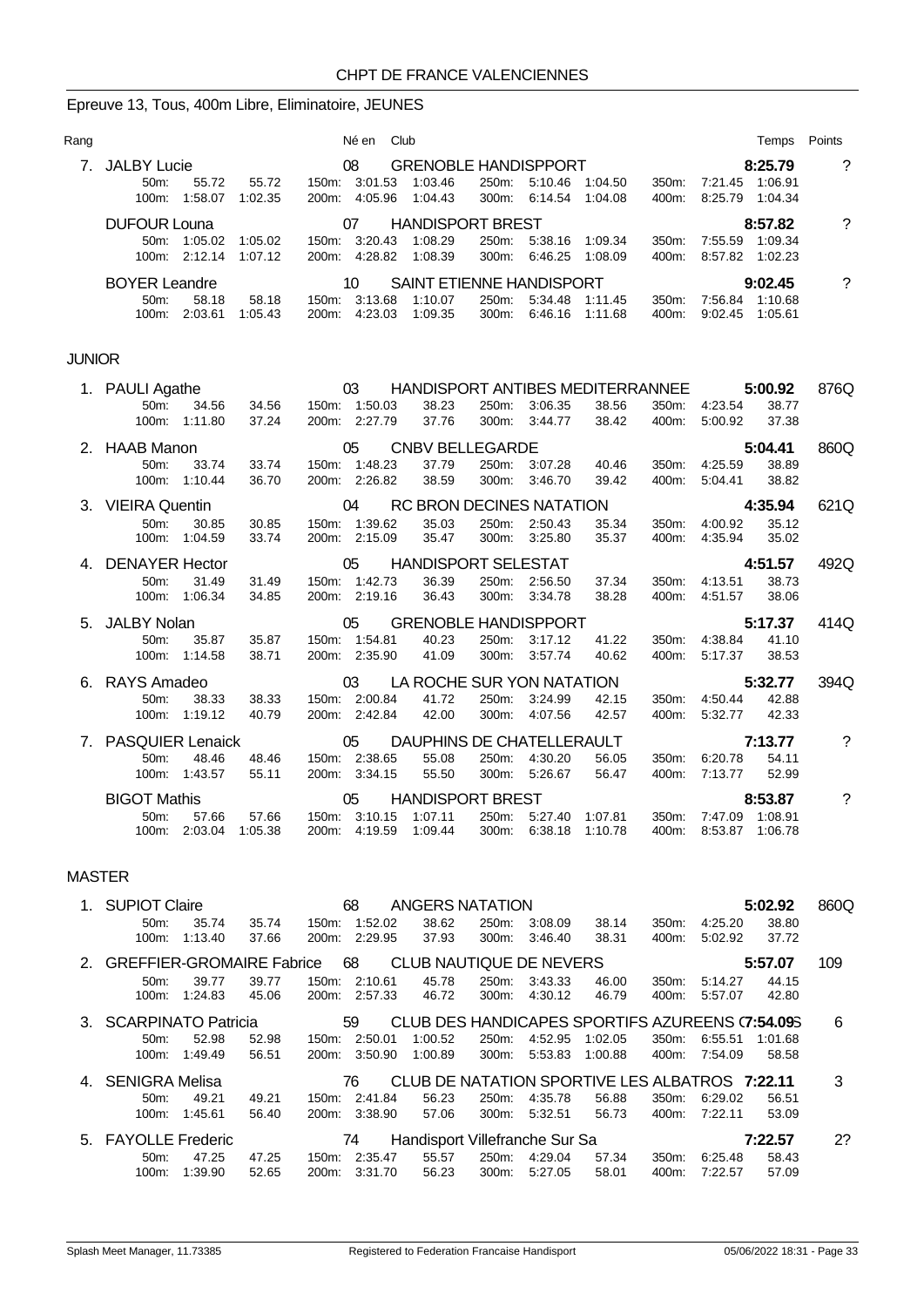## Epreuve 13, Tous, 400m Libre, Eliminatoire, JEUNES

| Rang | | Né en | Club | Temps | Points |
|---|---|---|---|---|---|
| 7. | JALBY Lucie | 08 | GRENOBLE HANDISPPORT | 8:25.79 | ? |
| | 50m: 55.72 55.72 / 100m: 1:58.07 1:02.35 | 150m: 3:01.53 1:03.46 / 200m: 4:05.96 1:04.43 | 250m: 5:10.46 1:04.50 / 300m: 6:14.54 1:04.08 | 350m: 7:21.45 1:06.91 / 400m: 8:25.79 1:04.34 | |
| | DUFOUR Louna | 07 | HANDISPORT BREST | 8:57.82 | ? |
| | 50m: 1:05.02 1:05.02 / 100m: 2:12.14 1:07.12 | 150m: 3:20.43 1:08.29 / 200m: 4:28.82 1:08.39 | 250m: 5:38.16 1:09.34 / 300m: 6:46.25 1:08.09 | 350m: 7:55.59 1:09.34 / 400m: 8:57.82 1:02.23 | |
| | BOYER Leandre | 10 | SAINT ETIENNE HANDISPORT | 9:02.45 | ? |
| | 50m: 58.18 58.18 / 100m: 2:03.61 1:05.43 | 150m: 3:13.68 1:10.07 / 200m: 4:23.03 1:09.35 | 250m: 5:34.48 1:11.45 / 300m: 6:46.16 1:11.68 | 350m: 7:56.84 1:10.68 / 400m: 9:02.45 1:05.61 | |

### JUNIOR

| Rang | | Né en | Club | Temps | Points |
|---|---|---|---|---|---|
| 1. | PAULI Agathe | 03 | HANDISPORT ANTIBES MEDITERRANNEE | 5:00.92 | 876Q |
| | 50m: 34.56 34.56 / 100m: 1:11.80 37.24 | 150m: 1:50.03 38.23 / 200m: 2:27.79 37.76 | 250m: 3:06.35 38.56 / 300m: 3:44.77 38.42 | 350m: 4:23.54 38.77 / 400m: 5:00.92 37.38 | |
| 2. | HAAB Manon | 05 | CNBV BELLEGARDE | 5:04.41 | 860Q |
| | 50m: 33.74 33.74 / 100m: 1:10.44 36.70 | 150m: 1:48.23 37.79 / 200m: 2:26.82 38.59 | 250m: 3:07.28 40.46 / 300m: 3:46.70 39.42 | 350m: 4:25.59 38.89 / 400m: 5:04.41 38.82 | |
| 3. | VIEIRA Quentin | 04 | RC BRON DECINES NATATION | 4:35.94 | 621Q |
| | 50m: 30.85 30.85 / 100m: 1:04.59 33.74 | 150m: 1:39.62 35.03 / 200m: 2:15.09 35.47 | 250m: 2:50.43 35.34 / 300m: 3:25.80 35.37 | 350m: 4:00.92 35.12 / 400m: 4:35.94 35.02 | |
| 4. | DENAYER Hector | 05 | HANDISPORT SELESTAT | 4:51.57 | 492Q |
| | 50m: 31.49 31.49 / 100m: 1:06.34 34.85 | 150m: 1:42.73 36.39 / 200m: 2:19.16 36.43 | 250m: 2:56.50 37.34 / 300m: 3:34.78 38.28 | 350m: 4:13.51 38.73 / 400m: 4:51.57 38.06 | |
| 5. | JALBY Nolan | 05 | GRENOBLE HANDISPPORT | 5:17.37 | 414Q |
| | 50m: 35.87 35.87 / 100m: 1:14.58 38.71 | 150m: 1:54.81 40.23 / 200m: 2:35.90 41.09 | 250m: 3:17.12 41.22 / 300m: 3:57.74 40.62 | 350m: 4:38.84 41.10 / 400m: 5:17.37 38.53 | |
| 6. | RAYS Amadeo | 03 | LA ROCHE SUR YON NATATION | 5:32.77 | 394Q |
| | 50m: 38.33 38.33 / 100m: 1:19.12 40.79 | 150m: 2:00.84 41.72 / 200m: 2:42.84 42.00 | 250m: 3:24.99 42.15 / 300m: 4:07.56 42.57 | 350m: 4:50.44 42.88 / 400m: 5:32.77 42.33 | |
| 7. | PASQUIER Lenaick | 05 | DAUPHINS DE CHATELLERAULT | 7:13.77 | ? |
| | 50m: 48.46 48.46 / 100m: 1:43.57 55.11 | 150m: 2:38.65 55.08 / 200m: 3:34.15 55.50 | 250m: 4:30.20 56.05 / 300m: 5:26.67 56.47 | 350m: 6:20.78 54.11 / 400m: 7:13.77 52.99 | |
| | BIGOT Mathis | 05 | HANDISPORT BREST | 8:53.87 | ? |
| | 50m: 57.66 57.66 / 100m: 2:03.04 1:05.38 | 150m: 3:10.15 1:07.11 / 200m: 4:19.59 1:09.44 | 250m: 5:27.40 1:07.81 / 300m: 6:38.18 1:10.78 | 350m: 7:47.09 1:08.91 / 400m: 8:53.87 1:06.78 | |

### MASTER

| Rang | | Né en | Club | Temps | Points |
|---|---|---|---|---|---|
| 1. | SUPIOT Claire | 68 | ANGERS NATATION | 5:02.92 | 860Q |
| | 50m: 35.74 35.74 / 100m: 1:13.40 37.66 | 150m: 1:52.02 38.62 / 200m: 2:29.95 37.93 | 250m: 3:08.09 38.14 / 300m: 3:46.40 38.31 | 350m: 4:25.20 38.80 / 400m: 5:02.92 37.72 | |
| 2. | GREFFIER-GROMAIRE Fabrice | 68 | CLUB NAUTIQUE DE NEVERS | 5:57.07 | 109 |
| | 50m: 39.77 39.77 / 100m: 1:24.83 45.06 | 150m: 2:10.61 45.78 / 200m: 2:57.33 46.72 | 250m: 3:43.33 46.00 / 300m: 4:30.12 46.79 | 350m: 5:14.27 44.15 / 400m: 5:57.07 42.80 | |
| 3. | SCARPINATO Patricia | 59 | CLUB DES HANDICAPES SPORTIFS AZUREENS ( | 7:54.09S | 6 |
| | 50m: 52.98 52.98 / 100m: 1:49.49 56.51 | 150m: 2:50.01 1:00.52 / 200m: 3:50.90 1:00.89 | 250m: 4:52.95 1:02.05 / 300m: 5:53.83 1:00.88 | 350m: 6:55.51 1:01.68 / 400m: 7:54.09 58.58 | |
| 4. | SENIGRA Melisa | 76 | CLUB DE NATATION SPORTIVE LES ALBATROS | 7:22.11 | 3 |
| | 50m: 49.21 49.21 / 100m: 1:45.61 56.40 | 150m: 2:41.84 56.23 / 200m: 3:38.90 57.06 | 250m: 4:35.78 56.88 / 300m: 5:32.51 56.73 | 350m: 6:29.02 56.51 / 400m: 7:22.11 53.09 | |
| 5. | FAYOLLE Frederic | 74 | Handisport Villefranche Sur Sa | 7:22.57 | 2? |
| | 50m: 47.25 47.25 / 100m: 1:39.90 52.65 | 150m: 2:35.47 55.57 / 200m: 3:31.70 56.23 | 250m: 4:29.04 57.34 / 300m: 5:27.05 58.01 | 350m: 6:25.48 58.43 / 400m: 7:22.57 57.09 | |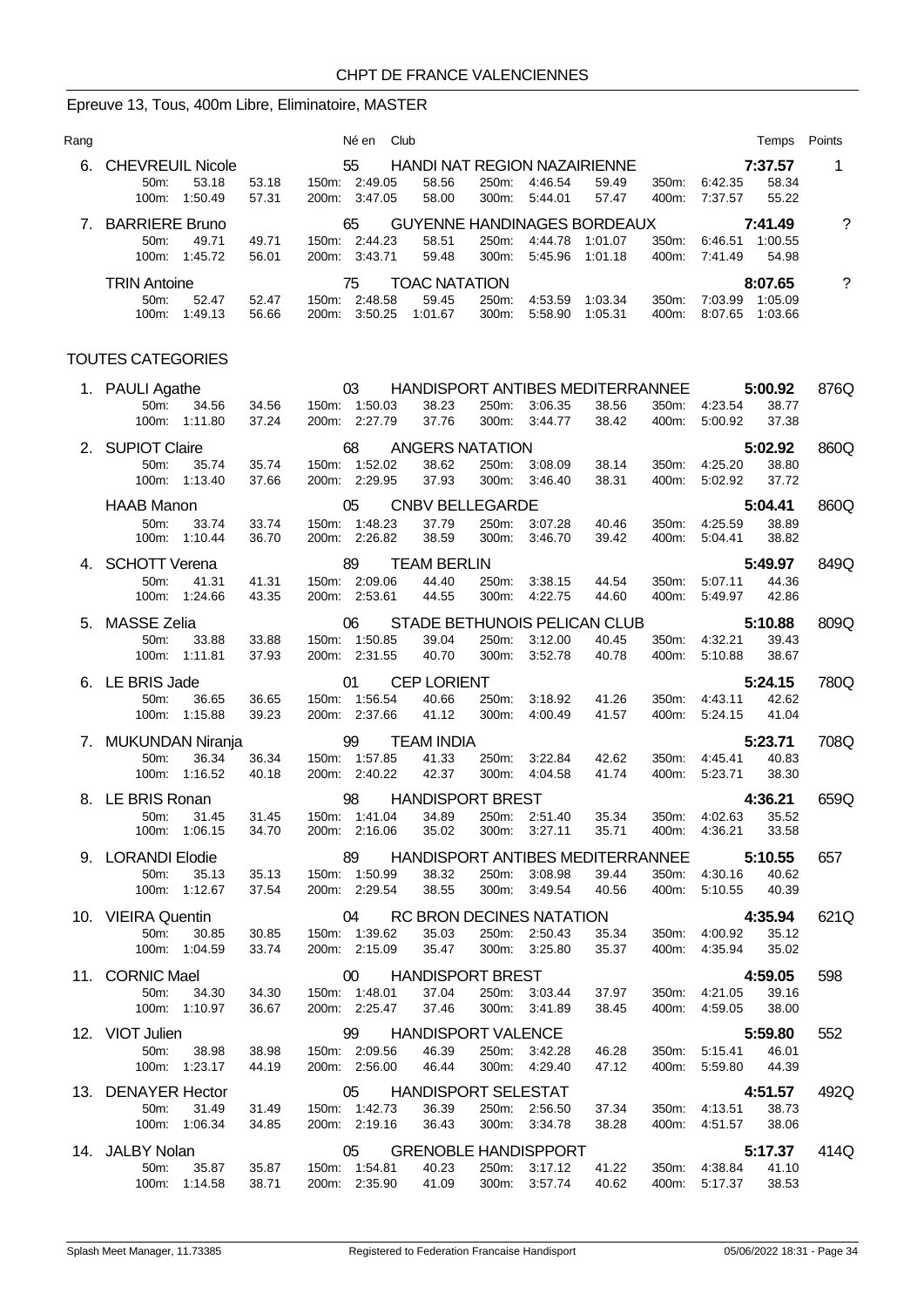CHPT DE FRANCE VALENCIENNES

## Epreuve 13, Tous, 400m Libre, Eliminatoire, MASTER

| Rang | Nom | Né en | Club | Temps | Points |
|---|---|---|---|---|---|
| 6. | CHEVREUIL Nicole | 55 | HANDI NAT REGION NAZAIRIENNE | 7:37.57 | 1 |
| | 50m: 53.18 53.18 / 100m: 1:50.49 57.31 / 150m: 2:49.05 58.56 / 200m: 3:47.05 58.00 / 250m: 4:46.54 59.49 / 300m: 5:44.01 57.47 / 350m: 6:42.35 58.34 / 400m: 7:37.57 55.22 | | | | |
| 7. | BARRIERE Bruno | 65 | GUYENNE HANDINAGES BORDEAUX | 7:41.49 | ? |
| | 50m: 49.71 49.71 / 100m: 1:45.72 56.01 / 150m: 2:44.23 58.51 / 200m: 3:43.71 59.48 / 250m: 4:44.78 1:01.07 / 300m: 5:45.96 1:01.18 / 350m: 6:46.51 1:00.55 / 400m: 7:41.49 54.98 | | | | |
| | TRIN Antoine | 75 | TOAC NATATION | 8:07.65 | ? |
| | 50m: 52.47 52.47 / 100m: 1:49.13 56.66 / 150m: 2:48.58 59.45 / 200m: 3:50.25 1:01.67 / 250m: 4:53.59 1:03.34 / 300m: 5:58.90 1:05.31 / 350m: 7:03.99 1:05.09 / 400m: 8:07.65 1:03.66 | | | | |

### TOUTES CATEGORIES

| Rang | Nom | Né en | Club | Temps | Points |
|---|---|---|---|---|---|
| 1. | PAULI Agathe | 03 | HANDISPORT ANTIBES MEDITERRANNEE | 5:00.92 | 876Q |
| | 50m: 34.56 34.56 / 100m: 1:11.80 37.24 / 150m: 1:50.03 38.23 / 200m: 2:27.79 37.76 / 250m: 3:06.35 38.56 / 300m: 3:44.77 38.42 / 350m: 4:23.54 38.77 / 400m: 5:00.92 37.38 | | | | |
| 2. | SUPIOT Claire | 68 | ANGERS NATATION | 5:02.92 | 860Q |
| | 50m: 35.74 35.74 / 100m: 1:13.40 37.66 / 150m: 1:52.02 38.62 / 200m: 2:29.95 37.93 / 250m: 3:08.09 38.14 / 300m: 3:46.40 38.31 / 350m: 4:25.20 38.80 / 400m: 5:02.92 37.72 | | | | |
| | HAAB Manon | 05 | CNBV BELLEGARDE | 5:04.41 | 860Q |
| | 50m: 33.74 33.74 / 100m: 1:10.44 36.70 / 150m: 1:48.23 37.79 / 200m: 2:26.82 38.59 / 250m: 3:07.28 40.46 / 300m: 3:46.70 39.42 / 350m: 4:25.59 38.89 / 400m: 5:04.41 38.82 | | | | |
| 4. | SCHOTT Verena | 89 | TEAM BERLIN | 5:49.97 | 849Q |
| | 50m: 41.31 41.31 / 100m: 1:24.66 43.35 / 150m: 2:09.06 44.40 / 200m: 2:53.61 44.55 / 250m: 3:38.15 44.54 / 300m: 4:22.75 44.60 / 350m: 5:07.11 44.36 / 400m: 5:49.97 42.86 | | | | |
| 5. | MASSE Zelia | 06 | STADE BETHUNOIS PELICAN CLUB | 5:10.88 | 809Q |
| | 50m: 33.88 33.88 / 100m: 1:11.81 37.93 / 150m: 1:50.85 39.04 / 200m: 2:31.55 40.70 / 250m: 3:12.00 40.45 / 300m: 3:52.78 40.78 / 350m: 4:32.21 39.43 / 400m: 5:10.88 38.67 | | | | |
| 6. | LE BRIS Jade | 01 | CEP LORIENT | 5:24.15 | 780Q |
| | 50m: 36.65 36.65 / 100m: 1:15.88 39.23 / 150m: 1:56.54 40.66 / 200m: 2:37.66 41.12 / 250m: 3:18.92 41.26 / 300m: 4:00.49 41.57 / 350m: 4:43.11 42.62 / 400m: 5:24.15 41.04 | | | | |
| 7. | MUKUNDAN Niranja | 99 | TEAM INDIA | 5:23.71 | 708Q |
| | 50m: 36.34 36.34 / 100m: 1:16.52 40.18 / 150m: 1:57.85 41.33 / 200m: 2:40.22 42.37 / 250m: 3:22.84 42.62 / 300m: 4:04.58 41.74 / 350m: 4:45.41 40.83 / 400m: 5:23.71 38.30 | | | | |
| 8. | LE BRIS Ronan | 98 | HANDISPORT BREST | 4:36.21 | 659Q |
| | 50m: 31.45 31.45 / 100m: 1:06.15 34.70 / 150m: 1:41.04 34.89 / 200m: 2:16.06 35.02 / 250m: 2:51.40 35.34 / 300m: 3:27.11 35.71 / 350m: 4:02.63 35.52 / 400m: 4:36.21 33.58 | | | | |
| 9. | LORANDI Elodie | 89 | HANDISPORT ANTIBES MEDITERRANNEE | 5:10.55 | 657 |
| | 50m: 35.13 35.13 / 100m: 1:12.67 37.54 / 150m: 1:50.99 38.32 / 200m: 2:29.54 38.55 / 250m: 3:08.98 39.44 / 300m: 3:49.54 40.56 / 350m: 4:30.16 40.62 / 400m: 5:10.55 40.39 | | | | |
| 10. | VIEIRA Quentin | 04 | RC BRON DECINES NATATION | 4:35.94 | 621Q |
| | 50m: 30.85 30.85 / 100m: 1:04.59 33.74 / 150m: 1:39.62 35.03 / 200m: 2:15.09 35.47 / 250m: 2:50.43 35.34 / 300m: 3:25.80 35.37 / 350m: 4:00.92 35.12 / 400m: 4:35.94 35.02 | | | | |
| 11. | CORNIC Mael | 00 | HANDISPORT BREST | 4:59.05 | 598 |
| | 50m: 34.30 34.30 / 100m: 1:10.97 36.67 / 150m: 1:48.01 37.04 / 200m: 2:25.47 37.46 / 250m: 3:03.44 37.97 / 300m: 3:41.89 38.45 / 350m: 4:21.05 39.16 / 400m: 4:59.05 38.00 | | | | |
| 12. | VIOT Julien | 99 | HANDISPORT VALENCE | 5:59.80 | 552 |
| | 50m: 38.98 38.98 / 100m: 1:23.17 44.19 / 150m: 2:09.56 46.39 / 200m: 2:56.00 46.44 / 250m: 3:42.28 46.28 / 300m: 4:29.40 47.12 / 350m: 5:15.41 46.01 / 400m: 5:59.80 44.39 | | | | |
| 13. | DENAYER Hector | 05 | HANDISPORT SELESTAT | 4:51.57 | 492Q |
| | 50m: 31.49 31.49 / 100m: 1:06.34 34.85 / 150m: 1:42.73 36.39 / 200m: 2:19.16 36.43 / 250m: 2:56.50 37.34 / 300m: 3:34.78 38.28 / 350m: 4:13.51 38.73 / 400m: 4:51.57 38.06 | | | | |
| 14. | JALBY Nolan | 05 | GRENOBLE HANDISPPORT | 5:17.37 | 414Q |
| | 50m: 35.87 35.87 / 100m: 1:14.58 38.71 / 150m: 1:54.81 40.23 / 200m: 2:35.90 41.09 / 250m: 3:17.12 41.22 / 300m: 3:57.74 40.62 / 350m: 4:38.84 41.10 / 400m: 5:17.37 38.53 | | | | |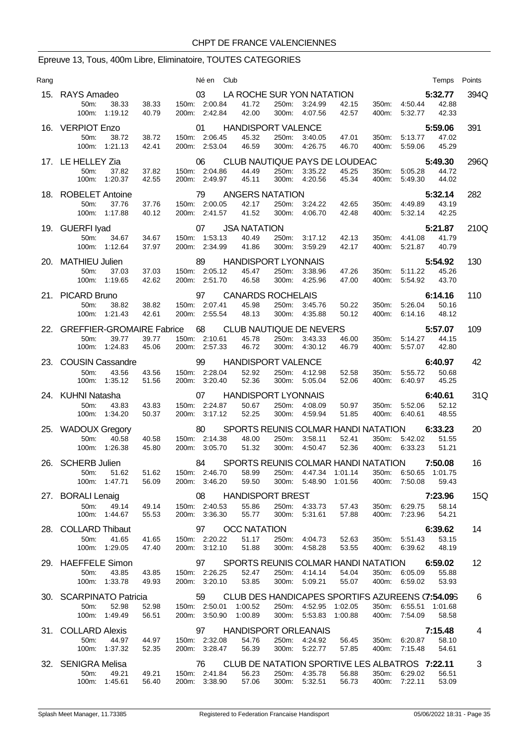## CHPT DE FRANCE VALENCIENNES

### Epreuve 13, Tous, 400m Libre, Eliminatoire, TOUTES CATEGORIES

| Rang | | Né en | Club | Temps | Points |
|---|---|---|---|---|---|
| 15. | RAYS Amadeo | 03 | LA ROCHE SUR YON NATATION | 5:32.77 | 394Q |
| | 50m: 38.33 38.33 / 100m: 1:19.12 40.79 / 150m: 2:00.84 41.72 / 200m: 2:42.84 42.00 / 250m: 3:24.99 42.15 / 300m: 4:07.56 42.57 / 350m: 4:50.44 42.88 / 400m: 5:32.77 42.33 | | | | |
| 16. | VERPIOT Enzo | 01 | HANDISPORT VALENCE | 5:59.06 | 391 |
| | 50m: 38.72 38.72 / 100m: 1:21.13 42.41 / 150m: 2:06.45 45.32 / 200m: 2:53.04 46.59 / 250m: 3:40.05 47.01 / 300m: 4:26.75 46.70 / 350m: 5:13.77 47.02 / 400m: 5:59.06 45.29 | | | | |
| 17. | LE HELLEY Zia | 06 | CLUB NAUTIQUE PAYS DE LOUDEAC | 5:49.30 | 296Q |
| | 50m: 37.82 37.82 / 100m: 1:20.37 42.55 / 150m: 2:04.86 44.49 / 200m: 2:49.97 45.11 / 250m: 3:35.22 45.25 / 300m: 4:20.56 45.34 / 350m: 5:05.28 44.72 / 400m: 5:49.30 44.02 | | | | |
| 18. | ROBELET Antoine | 79 | ANGERS NATATION | 5:32.14 | 282 |
| | 50m: 37.76 37.76 / 100m: 1:17.88 40.12 / 150m: 2:00.05 42.17 / 200m: 2:41.57 41.52 / 250m: 3:24.22 42.65 / 300m: 4:06.70 42.48 / 350m: 4:49.89 43.19 / 400m: 5:32.14 42.25 | | | | |
| 19. | GUERFI Iyad | 07 | JSA NATATION | 5:21.87 | 210Q |
| | 50m: 34.67 34.67 / 100m: 1:12.64 37.97 / 150m: 1:53.13 40.49 / 200m: 2:34.99 41.86 / 250m: 3:17.12 42.13 / 300m: 3:59.29 42.17 / 350m: 4:41.08 41.79 / 400m: 5:21.87 40.79 | | | | |
| 20. | MATHIEU Julien | 89 | HANDISPORT LYONNAIS | 5:54.92 | 130 |
| | 50m: 37.03 37.03 / 100m: 1:19.65 42.62 / 150m: 2:05.12 45.47 / 200m: 2:51.70 46.58 / 250m: 3:38.96 47.26 / 300m: 4:25.96 47.00 / 350m: 5:11.22 45.26 / 400m: 5:54.92 43.70 | | | | |
| 21. | PICARD Bruno | 97 | CANARDS ROCHELAIS | 6:14.16 | 110 |
| | 50m: 38.82 38.82 / 100m: 1:21.43 42.61 / 150m: 2:07.41 45.98 / 200m: 2:55.54 48.13 / 250m: 3:45.76 50.22 / 300m: 4:35.88 50.12 / 350m: 5:26.04 50.16 / 400m: 6:14.16 48.12 | | | | |
| 22. | GREFFIER-GROMAIRE Fabrice | 68 | CLUB NAUTIQUE DE NEVERS | 5:57.07 | 109 |
| | 50m: 39.77 39.77 / 100m: 1:24.83 45.06 / 150m: 2:10.61 45.78 / 200m: 2:57.33 46.72 / 250m: 3:43.33 46.00 / 300m: 4:30.12 46.79 / 350m: 5:14.27 44.15 / 400m: 5:57.07 42.80 | | | | |
| 23. | COUSIN Cassandre | 99 | HANDISPORT VALENCE | 6:40.97 | 42 |
| | 50m: 43.56 43.56 / 100m: 1:35.12 51.56 / 150m: 2:28.04 52.92 / 200m: 3:20.40 52.36 / 250m: 4:12.98 52.58 / 300m: 5:05.04 52.06 / 350m: 5:55.72 50.68 / 400m: 6:40.97 45.25 | | | | |
| 24. | KUHNI Natasha | 07 | HANDISPORT LYONNAIS | 6:40.61 | 31Q |
| | 50m: 43.83 43.83 / 100m: 1:34.20 50.37 / 150m: 2:24.87 50.67 / 200m: 3:17.12 52.25 / 250m: 4:08.09 50.97 / 300m: 4:59.94 51.85 / 350m: 5:52.06 52.12 / 400m: 6:40.61 48.55 | | | | |
| 25. | WADOUX Gregory | 80 | SPORTS REUNIS COLMAR HANDI NATATION | 6:33.23 | 20 |
| | 50m: 40.58 40.58 / 100m: 1:26.38 45.80 / 150m: 2:14.38 48.00 / 200m: 3:05.70 51.32 / 250m: 3:58.11 52.41 / 300m: 4:50.47 52.36 / 350m: 5:42.02 51.55 / 400m: 6:33.23 51.21 | | | | |
| 26. | SCHERB Julien | 84 | SPORTS REUNIS COLMAR HANDI NATATION | 7:50.08 | 16 |
| | 50m: 51.62 51.62 / 100m: 1:47.71 56.09 / 150m: 2:46.70 58.99 / 200m: 3:46.20 59.50 / 250m: 4:47.34 1:01.14 / 300m: 5:48.90 1:01.56 / 350m: 6:50.65 1:01.75 / 400m: 7:50.08 59.43 | | | | |
| 27. | BORALI Lenaig | 08 | HANDISPORT BREST | 7:23.96 | 15Q |
| | 50m: 49.14 49.14 / 100m: 1:44.67 55.53 / 150m: 2:40.53 55.86 / 200m: 3:36.30 55.77 / 250m: 4:33.73 57.43 / 300m: 5:31.61 57.88 / 350m: 6:29.75 58.14 / 400m: 7:23.96 54.21 | | | | |
| 28. | COLLARD Thibaut | 97 | OCC NATATION | 6:39.62 | 14 |
| | 50m: 41.65 41.65 / 100m: 1:29.05 47.40 / 150m: 2:20.22 51.17 / 200m: 3:12.10 51.88 / 250m: 4:04.73 52.63 / 300m: 4:58.28 53.55 / 350m: 5:51.43 53.15 / 400m: 6:39.62 48.19 | | | | |
| 29. | HAEFFELE Simon | 97 | SPORTS REUNIS COLMAR HANDI NATATION | 6:59.02 | 12 |
| | 50m: 43.85 43.85 / 100m: 1:33.78 49.93 / 150m: 2:26.25 52.47 / 200m: 3:20.10 53.85 / 250m: 4:14.14 54.04 / 300m: 5:09.21 55.07 / 350m: 6:05.09 55.88 / 400m: 6:59.02 53.93 | | | | |
| 30. | SCARPINATO Patricia | 59 | CLUB DES HANDICAPES SPORTIFS AZUREENS (7 | 7:54.09 | 6 |
| | 50m: 52.98 52.98 / 100m: 1:49.49 56.51 / 150m: 2:50.01 1:00.52 / 200m: 3:50.90 1:00.89 / 250m: 4:52.95 1:02.05 / 300m: 5:53.83 1:00.88 / 350m: 6:55.51 1:01.68 / 400m: 7:54.09 58.58 | | | | |
| 31. | COLLARD Alexis | 97 | HANDISPORT ORLEANAIS | 7:15.48 | 4 |
| | 50m: 44.97 44.97 / 100m: 1:37.32 52.35 / 150m: 2:32.08 54.76 / 200m: 3:28.47 56.39 / 250m: 4:24.92 56.45 / 300m: 5:22.77 57.85 / 350m: 6:20.87 58.10 / 400m: 7:15.48 54.61 | | | | |
| 32. | SENIGRA Melisa | 76 | CLUB DE NATATION SPORTIVE LES ALBATROS | 7:22.11 | 3 |
| | 50m: 49.21 49.21 / 100m: 1:45.61 56.40 / 150m: 2:41.84 56.23 / 200m: 3:38.90 57.06 / 250m: 4:35.78 56.88 / 300m: 5:32.51 56.73 / 350m: 6:29.02 56.51 / 400m: 7:22.11 53.09 | | | | |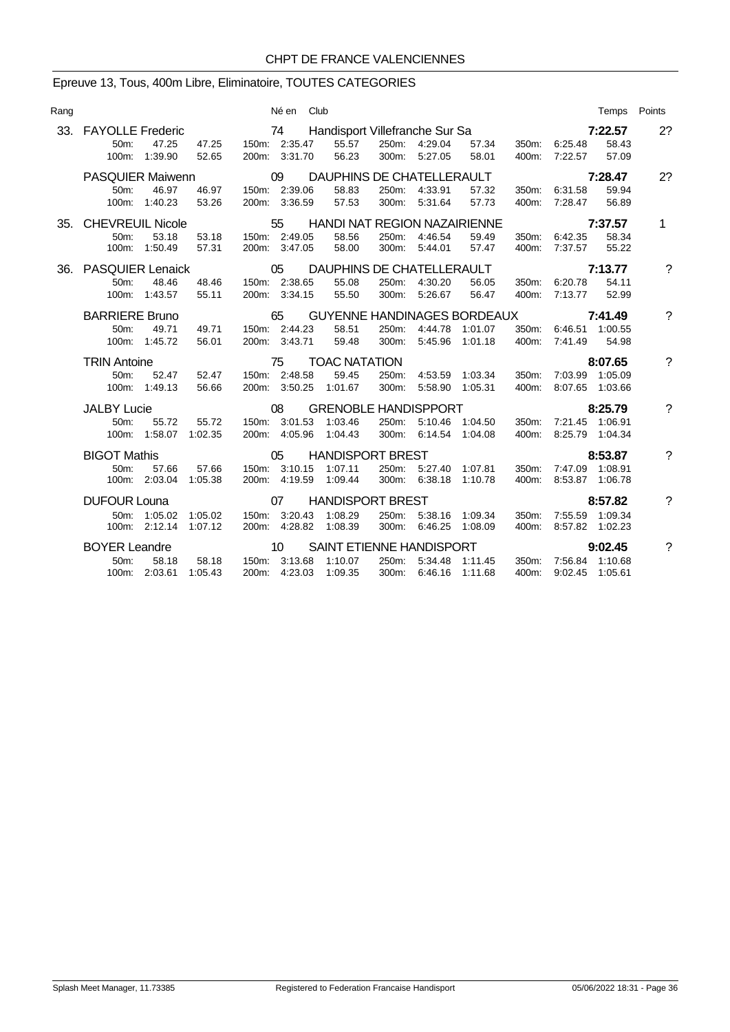## CHPT DE FRANCE VALENCIENNES

### Epreuve 13, Tous, 400m Libre, Eliminatoire, TOUTES CATEGORIES

| Rang | | Né en | Club | Temps | Points |
|---|---|---|---|---|---|
| 33. | FAYOLLE Frederic | 74 | Handisport Villefranche Sur Sa | 7:22.57 | 2? |
| | 50m: 47.25 47.25 / 100m: 1:39.90 52.65 | 150m: 2:35.47 55.57 / 200m: 3:31.70 56.23 | 250m: 4:29.04 57.34 / 300m: 5:27.05 58.01 | 350m: 6:25.48 58.43 / 400m: 7:22.57 57.09 | |
| | PASQUIER Maiwenn | 09 | DAUPHINS DE CHATELLERAULT | 7:28.47 | 2? |
| | 50m: 46.97 46.97 / 100m: 1:40.23 53.26 | 150m: 2:39.06 58.83 / 200m: 3:36.59 57.53 | 250m: 4:33.91 57.32 / 300m: 5:31.64 57.73 | 350m: 6:31.58 59.94 / 400m: 7:28.47 56.89 | |
| 35. | CHEVREUIL Nicole | 55 | HANDI NAT REGION NAZAIRIENNE | 7:37.57 | 1 |
| | 50m: 53.18 53.18 / 100m: 1:50.49 57.31 | 150m: 2:49.05 58.56 / 200m: 3:47.05 58.00 | 250m: 4:46.54 59.49 / 300m: 5:44.01 57.47 | 350m: 6:42.35 58.34 / 400m: 7:37.57 55.22 | |
| 36. | PASQUIER Lenaick | 05 | DAUPHINS DE CHATELLERAULT | 7:13.77 | ? |
| | 50m: 48.46 48.46 / 100m: 1:43.57 55.11 | 150m: 2:38.65 55.08 / 200m: 3:34.15 55.50 | 250m: 4:30.20 56.05 / 300m: 5:26.67 56.47 | 350m: 6:20.78 54.11 / 400m: 7:13.77 52.99 | |
| | BARRIERE Bruno | 65 | GUYENNE HANDINAGES BORDEAUX | 7:41.49 | ? |
| | 50m: 49.71 49.71 / 100m: 1:45.72 56.01 | 150m: 2:44.23 58.51 / 200m: 3:43.71 59.48 | 250m: 4:44.78 1:01.07 / 300m: 5:45.96 1:01.18 | 350m: 6:46.51 1:00.55 / 400m: 7:41.49 54.98 | |
| | TRIN Antoine | 75 | TOAC NATATION | 8:07.65 | ? |
| | 50m: 52.47 52.47 / 100m: 1:49.13 56.66 | 150m: 2:48.58 59.45 / 200m: 3:50.25 1:01.67 | 250m: 4:53.59 1:03.34 / 300m: 5:58.90 1:05.31 | 350m: 7:03.99 1:05.09 / 400m: 8:07.65 1:03.66 | |
| | JALBY Lucie | 08 | GRENOBLE HANDISPPORT | 8:25.79 | ? |
| | 50m: 55.72 55.72 / 100m: 1:58.07 1:02.35 | 150m: 3:01.53 1:03.46 / 200m: 4:05.96 1:04.43 | 250m: 5:10.46 1:04.50 / 300m: 6:14.54 1:04.08 | 350m: 7:21.45 1:06.91 / 400m: 8:25.79 1:04.34 | |
| | BIGOT Mathis | 05 | HANDISPORT BREST | 8:53.87 | ? |
| | 50m: 57.66 57.66 / 100m: 2:03.04 1:05.38 | 150m: 3:10.15 1:07.11 / 200m: 4:19.59 1:09.44 | 250m: 5:27.40 1:07.81 / 300m: 6:38.18 1:10.78 | 350m: 7:47.09 1:08.91 / 400m: 8:53.87 1:06.78 | |
| | DUFOUR Louna | 07 | HANDISPORT BREST | 8:57.82 | ? |
| | 50m: 1:05.02 1:05.02 / 100m: 2:12.14 1:07.12 | 150m: 3:20.43 1:08.29 / 200m: 4:28.82 1:08.39 | 250m: 5:38.16 1:09.34 / 300m: 6:46.25 1:08.09 | 350m: 7:55.59 1:09.34 / 400m: 8:57.82 1:02.23 | |
| | BOYER Leandre | 10 | SAINT ETIENNE HANDISPORT | 9:02.45 | ? |
| | 50m: 58.18 58.18 / 100m: 2:03.61 1:05.43 | 150m: 3:13.68 1:10.07 / 200m: 4:23.03 1:09.35 | 250m: 5:34.48 1:11.45 / 300m: 6:46.16 1:11.68 | 350m: 7:56.84 1:10.68 / 400m: 9:02.45 1:05.61 | |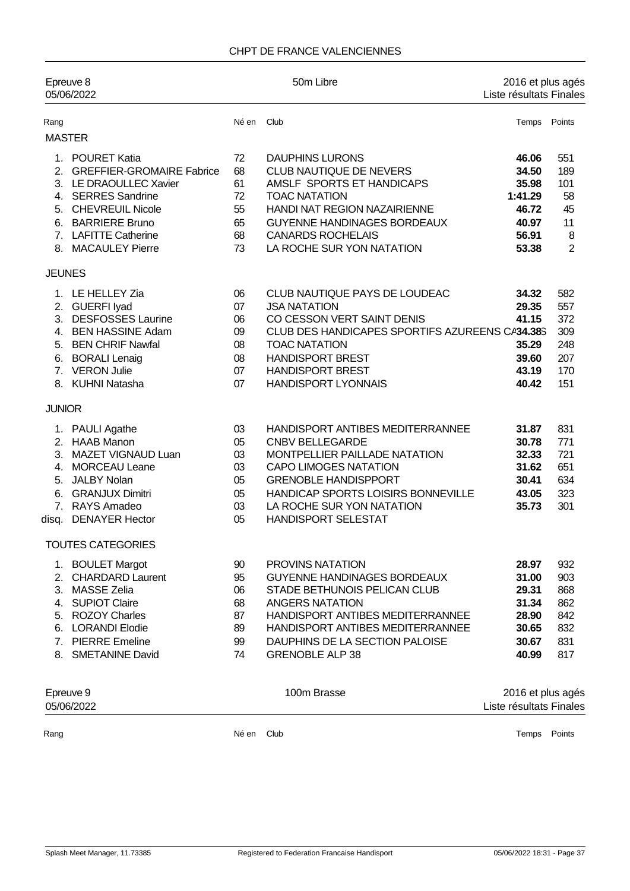CHPT DE FRANCE VALENCIENNES

Epreuve 8 — 50m Libre — 2016 et plus agés
05/06/2022 — Liste résultats Finales

| Rang | | Né en | Club | Temps | Points |
|---|---|---|---|---|---|
| **MASTER** | | | | | |
| 1. | POURET Katia | 72 | DAUPHINS LURONS | **46.06** | 551 |
| 2. | GREFFIER-GROMAIRE Fabrice | 68 | CLUB NAUTIQUE DE NEVERS | **34.50** | 189 |
| 3. | LE DRAOULLEC Xavier | 61 | AMSLF SPORTS ET HANDICAPS | **35.98** | 101 |
| 4. | SERRES Sandrine | 72 | TOAC NATATION | **1:41.29** | 58 |
| 5. | CHEVREUIL Nicole | 55 | HANDI NAT REGION NAZAIRIENNE | **46.72** | 45 |
| 6. | BARRIERE Bruno | 65 | GUYENNE HANDINAGES BORDEAUX | **40.97** | 11 |
| 7. | LAFITTE Catherine | 68 | CANARDS ROCHELAIS | **56.91** | 8 |
| 8. | MACAULEY Pierre | 73 | LA ROCHE SUR YON NATATION | **53.38** | 2 |
| **JEUNES** | | | | | |
| 1. | LE HELLEY Zia | 06 | CLUB NAUTIQUE PAYS DE LOUDEAC | **34.32** | 582 |
| 2. | GUERFI Iyad | 07 | JSA NATATION | **29.35** | 557 |
| 3. | DESFOSSES Laurine | 06 | CO CESSON VERT SAINT DENIS | **41.15** | 372 |
| 4. | BEN HASSINE Adam | 09 | CLUB DES HANDICAPES SPORTIFS AZUREENS CA | **34.38** | 309 |
| 5. | BEN CHRIF Nawfal | 08 | TOAC NATATION | **35.29** | 248 |
| 6. | BORALI Lenaig | 08 | HANDISPORT BREST | **39.60** | 207 |
| 7. | VERON Julie | 07 | HANDISPORT BREST | **43.19** | 170 |
| 8. | KUHNI Natasha | 07 | HANDISPORT LYONNAIS | **40.42** | 151 |
| **JUNIOR** | | | | | |
| 1. | PAULI Agathe | 03 | HANDISPORT ANTIBES MEDITERRANNEE | **31.87** | 831 |
| 2. | HAAB Manon | 05 | CNBV BELLEGARDE | **30.78** | 771 |
| 3. | MAZET VIGNAUD Luan | 03 | MONTPELLIER PAILLADE NATATION | **32.33** | 721 |
| 4. | MORCEAU Leane | 03 | CAPO LIMOGES NATATION | **31.62** | 651 |
| 5. | JALBY Nolan | 05 | GRENOBLE HANDISPPORT | **30.41** | 634 |
| 6. | GRANJUX Dimitri | 05 | HANDICAP SPORTS LOISIRS BONNEVILLE | **43.05** | 323 |
| 7. | RAYS Amadeo | 03 | LA ROCHE SUR YON NATATION | **35.73** | 301 |
| disq. | DENAYER Hector | 05 | HANDISPORT SELESTAT | | |
| **TOUTES CATEGORIES** | | | | | |
| 1. | BOULET Margot | 90 | PROVINS NATATION | **28.97** | 932 |
| 2. | CHARDARD Laurent | 95 | GUYENNE HANDINAGES BORDEAUX | **31.00** | 903 |
| 3. | MASSE Zelia | 06 | STADE BETHUNOIS PELICAN CLUB | **29.31** | 868 |
| 4. | SUPIOT Claire | 68 | ANGERS NATATION | **31.34** | 862 |
| 5. | ROZOY Charles | 87 | HANDISPORT ANTIBES MEDITERRANNEE | **28.90** | 842 |
| 6. | LORANDI Elodie | 89 | HANDISPORT ANTIBES MEDITERRANNEE | **30.65** | 832 |
| 7. | PIERRE Emeline | 99 | DAUPHINS DE LA SECTION PALOISE | **30.67** | 831 |
| 8. | SMETANINE David | 74 | GRENOBLE ALP 38 | **40.99** | 817 |

Epreuve 9 — 100m Brasse — 2016 et plus agés
05/06/2022 — Liste résultats Finales

| Rang | | Né en | Club | Temps | Points |
|---|---|---|---|---|---|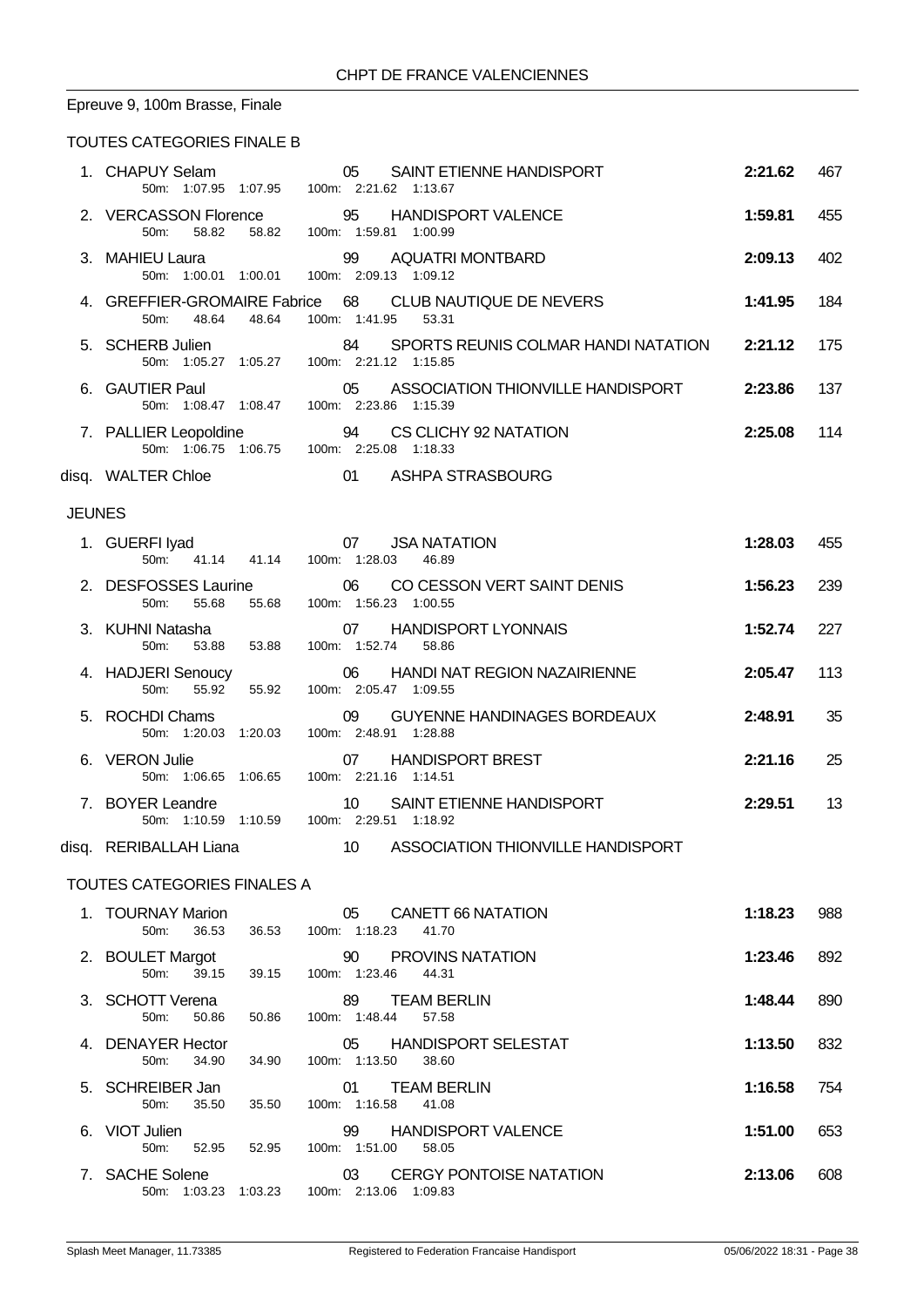CHPT DE FRANCE VALENCIENNES

Epreuve 9, 100m Brasse, Finale

### TOUTES CATEGORIES FINALE B

| Rang | Nom | Année | Club | Temps | Points |
|---|---|---|---|---|---|
| 1. | CHAPUY Selam | 05 | SAINT ETIENNE HANDISPORT | 2:21.62 | 467 |
| | 50m: 1:07.95 1:07.95 | | 100m: 2:21.62 1:13.67 | | |
| 2. | VERCASSON Florence | 95 | HANDISPORT VALENCE | 1:59.81 | 455 |
| | 50m: 58.82 58.82 | | 100m: 1:59.81 1:00.99 | | |
| 3. | MAHIEU Laura | 99 | AQUATRI MONTBARD | 2:09.13 | 402 |
| | 50m: 1:00.01 1:00.01 | | 100m: 2:09.13 1:09.12 | | |
| 4. | GREFFIER-GROMAIRE Fabrice | 68 | CLUB NAUTIQUE DE NEVERS | 1:41.95 | 184 |
| | 50m: 48.64 48.64 | | 100m: 1:41.95 53.31 | | |
| 5. | SCHERB Julien | 84 | SPORTS REUNIS COLMAR HANDI NATATION | 2:21.12 | 175 |
| | 50m: 1:05.27 1:05.27 | | 100m: 2:21.12 1:15.85 | | |
| 6. | GAUTIER Paul | 05 | ASSOCIATION THIONVILLE HANDISPORT | 2:23.86 | 137 |
| | 50m: 1:08.47 1:08.47 | | 100m: 2:23.86 1:15.39 | | |
| 7. | PALLIER Leopoldine | 94 | CS CLICHY 92 NATATION | 2:25.08 | 114 |
| | 50m: 1:06.75 1:06.75 | | 100m: 2:25.08 1:18.33 | | |
| disq. | WALTER Chloe | 01 | ASHPA STRASBOURG | | |

### JEUNES

| Rang | Nom | Année | Club | Temps | Points |
|---|---|---|---|---|---|
| 1. | GUERFI Iyad | 07 | JSA NATATION | 1:28.03 | 455 |
| | 50m: 41.14 41.14 | | 100m: 1:28.03 46.89 | | |
| 2. | DESFOSSES Laurine | 06 | CO CESSON VERT SAINT DENIS | 1:56.23 | 239 |
| | 50m: 55.68 55.68 | | 100m: 1:56.23 1:00.55 | | |
| 3. | KUHNI Natasha | 07 | HANDISPORT LYONNAIS | 1:52.74 | 227 |
| | 50m: 53.88 53.88 | | 100m: 1:52.74 58.86 | | |
| 4. | HADJERI Senoucy | 06 | HANDI NAT REGION NAZAIRIENNE | 2:05.47 | 113 |
| | 50m: 55.92 55.92 | | 100m: 2:05.47 1:09.55 | | |
| 5. | ROCHDI Chams | 09 | GUYENNE HANDINAGES BORDEAUX | 2:48.91 | 35 |
| | 50m: 1:20.03 1:20.03 | | 100m: 2:48.91 1:28.88 | | |
| 6. | VERON Julie | 07 | HANDISPORT BREST | 2:21.16 | 25 |
| | 50m: 1:06.65 1:06.65 | | 100m: 2:21.16 1:14.51 | | |
| 7. | BOYER Leandre | 10 | SAINT ETIENNE HANDISPORT | 2:29.51 | 13 |
| | 50m: 1:10.59 1:10.59 | | 100m: 2:29.51 1:18.92 | | |
| disq. | RERIBALLAH Liana | 10 | ASSOCIATION THIONVILLE HANDISPORT | | |

### TOUTES CATEGORIES FINALES A

| Rang | Nom | Année | Club | Temps | Points |
|---|---|---|---|---|---|
| 1. | TOURNAY Marion | 05 | CANETT 66 NATATION | 1:18.23 | 988 |
| | 50m: 36.53 36.53 | | 100m: 1:18.23 41.70 | | |
| 2. | BOULET Margot | 90 | PROVINS NATATION | 1:23.46 | 892 |
| | 50m: 39.15 39.15 | | 100m: 1:23.46 44.31 | | |
| 3. | SCHOTT Verena | 89 | TEAM BERLIN | 1:48.44 | 890 |
| | 50m: 50.86 50.86 | | 100m: 1:48.44 57.58 | | |
| 4. | DENAYER Hector | 05 | HANDISPORT SELESTAT | 1:13.50 | 832 |
| | 50m: 34.90 34.90 | | 100m: 1:13.50 38.60 | | |
| 5. | SCHREIBER Jan | 01 | TEAM BERLIN | 1:16.58 | 754 |
| | 50m: 35.50 35.50 | | 100m: 1:16.58 41.08 | | |
| 6. | VIOT Julien | 99 | HANDISPORT VALENCE | 1:51.00 | 653 |
| | 50m: 52.95 52.95 | | 100m: 1:51.00 58.05 | | |
| 7. | SACHE Solene | 03 | CERGY PONTOISE NATATION | 2:13.06 | 608 |
| | 50m: 1:03.23 1:03.23 | | 100m: 2:13.06 1:09.83 | | |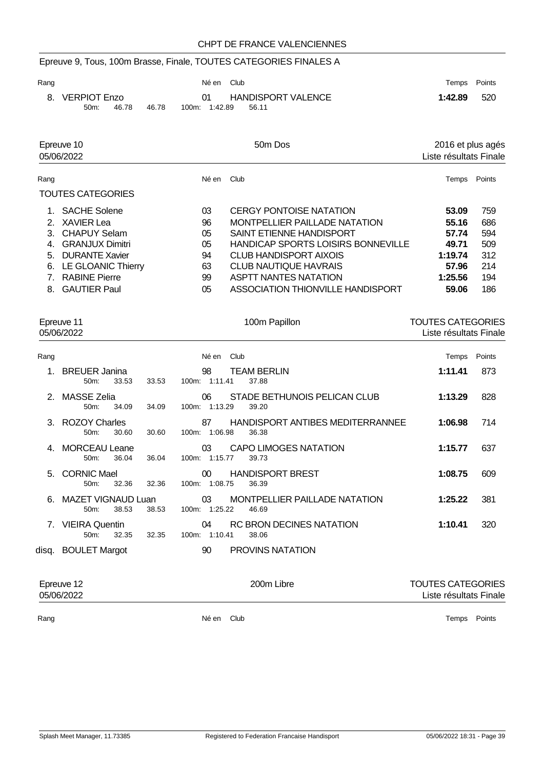## Epreuve 9, Tous, 100m Brasse, Finale, TOUTES CATEGORIES FINALES A

| Rang | | Né en | Club | Temps | Points |
|---|---|---|---|---|---|
| 8. | VERPIOT Enzo | 01 | HANDISPORT VALENCE | **1:42.89** | 520 |
| | 50m: 46.78 46.78 | 100m: 1:42.89 | 56.11 | | |

## Epreuve 10 — 50m Dos — 2016 et plus agés

05/06/2022 — Liste résultats Finale

| Rang | | Né en | Club | Temps | Points |
|---|---|---|---|---|---|
| | **TOUTES CATEGORIES** | | | | |
| 1. | SACHE Solene | 03 | CERGY PONTOISE NATATION | **53.09** | 759 |
| 2. | XAVIER Lea | 96 | MONTPELLIER PAILLADE NATATION | **55.16** | 686 |
| 3. | CHAPUY Selam | 05 | SAINT ETIENNE HANDISPORT | **57.74** | 594 |
| 4. | GRANJUX Dimitri | 05 | HANDICAP SPORTS LOISIRS BONNEVILLE | **49.71** | 509 |
| 5. | DURANTE Xavier | 94 | CLUB HANDISPORT AIXOIS | **1:19.74** | 312 |
| 6. | LE GLOANIC Thierry | 63 | CLUB NAUTIQUE HAVRAIS | **57.96** | 214 |
| 7. | RABINE Pierre | 99 | ASPTT NANTES NATATION | **1:25.56** | 194 |
| 8. | GAUTIER Paul | 05 | ASSOCIATION THIONVILLE HANDISPORT | **59.06** | 186 |

## Epreuve 11 — 100m Papillon — TOUTES CATEGORIES

05/06/2022 — Liste résultats Finale

| Rang | | Né en | Club | Temps | Points |
|---|---|---|---|---|---|
| 1. | BREUER Janina | 98 | TEAM BERLIN | **1:11.41** | 873 |
| | 50m: 33.53 33.53 | 100m: 1:11.41 | 37.88 | | |
| 2. | MASSE Zelia | 06 | STADE BETHUNOIS PELICAN CLUB | **1:13.29** | 828 |
| | 50m: 34.09 34.09 | 100m: 1:13.29 | 39.20 | | |
| 3. | ROZOY Charles | 87 | HANDISPORT ANTIBES MEDITERRANNEE | **1:06.98** | 714 |
| | 50m: 30.60 30.60 | 100m: 1:06.98 | 36.38 | | |
| 4. | MORCEAU Leane | 03 | CAPO LIMOGES NATATION | **1:15.77** | 637 |
| | 50m: 36.04 36.04 | 100m: 1:15.77 | 39.73 | | |
| 5. | CORNIC Mael | 00 | HANDISPORT BREST | **1:08.75** | 609 |
| | 50m: 32.36 32.36 | 100m: 1:08.75 | 36.39 | | |
| 6. | MAZET VIGNAUD Luan | 03 | MONTPELLIER PAILLADE NATATION | **1:25.22** | 381 |
| | 50m: 38.53 38.53 | 100m: 1:25.22 | 46.69 | | |
| 7. | VIEIRA Quentin | 04 | RC BRON DECINES NATATION | **1:10.41** | 320 |
| | 50m: 32.35 32.35 | 100m: 1:10.41 | 38.06 | | |
| disq. | BOULET Margot | 90 | PROVINS NATATION | | |

## Epreuve 12 — 200m Libre — TOUTES CATEGORIES

05/06/2022 — Liste résultats Finale

| Rang | | Né en | Club | Temps | Points |
|---|---|---|---|---|---|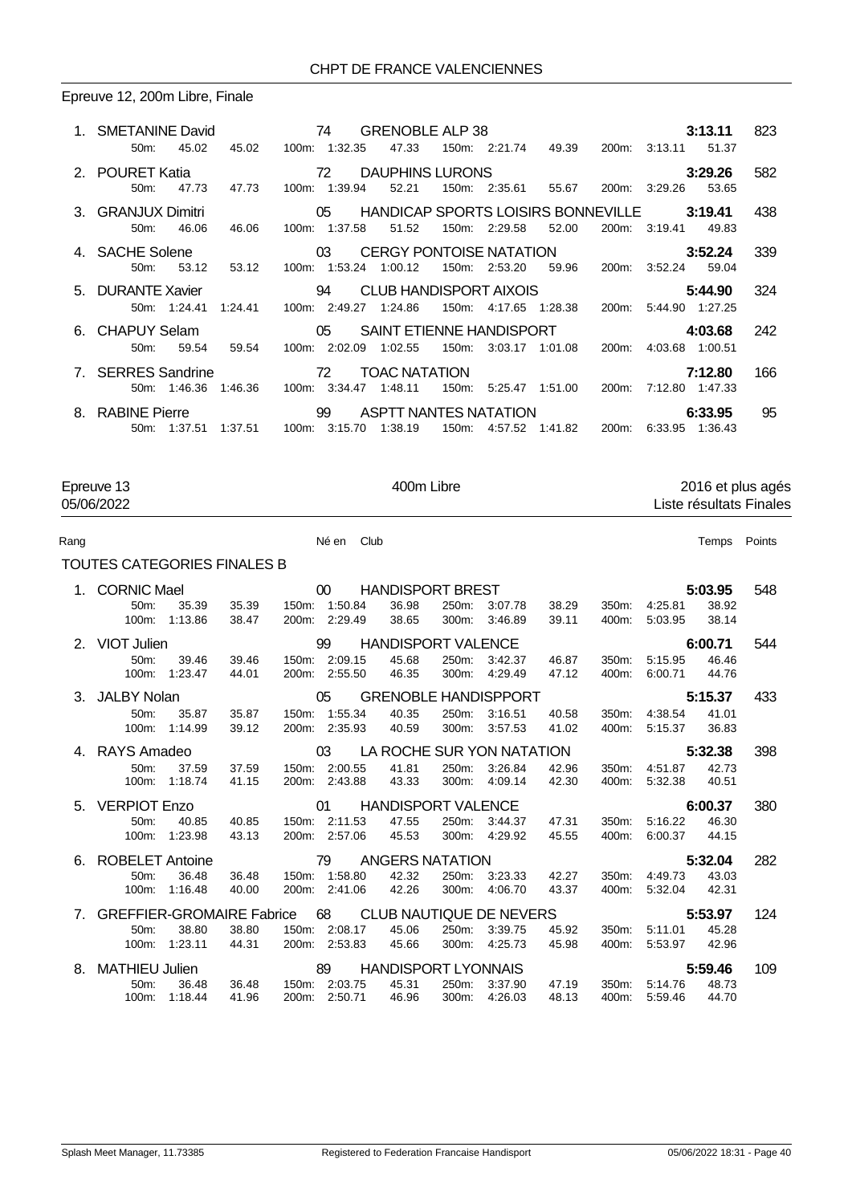CHPT DE FRANCE VALENCIENNES

## Epreuve 12, 200m Libre, Finale

| Rang | Nom | Né en | Club | Temps | Points |
|---|---|---|---|---|---|
| 1. | SMETANINE David | 74 | GRENOBLE ALP 38 | 3:13.11 | 823 |
| | 50m: 45.02 45.02 | 100m: 1:32.35 47.33 | 150m: 2:21.74 49.39 | 200m: 3:13.11 51.37 | |
| 2. | POURET Katia | 72 | DAUPHINS LURONS | 3:29.26 | 582 |
| | 50m: 47.73 47.73 | 100m: 1:39.94 52.21 | 150m: 2:35.61 55.67 | 200m: 3:29.26 53.65 | |
| 3. | GRANJUX Dimitri | 05 | HANDICAP SPORTS LOISIRS BONNEVILLE | 3:19.41 | 438 |
| | 50m: 46.06 46.06 | 100m: 1:37.58 51.52 | 150m: 2:29.58 52.00 | 200m: 3:19.41 49.83 | |
| 4. | SACHE Solene | 03 | CERGY PONTOISE NATATION | 3:52.24 | 339 |
| | 50m: 53.12 53.12 | 100m: 1:53.24 1:00.12 | 150m: 2:53.20 59.96 | 200m: 3:52.24 59.04 | |
| 5. | DURANTE Xavier | 94 | CLUB HANDISPORT AIXOIS | 5:44.90 | 324 |
| | 50m: 1:24.41 1:24.41 | 100m: 2:49.27 1:24.86 | 150m: 4:17.65 1:28.38 | 200m: 5:44.90 1:27.25 | |
| 6. | CHAPUY Selam | 05 | SAINT ETIENNE HANDISPORT | 4:03.68 | 242 |
| | 50m: 59.54 59.54 | 100m: 2:02.09 1:02.55 | 150m: 3:03.17 1:01.08 | 200m: 4:03.68 1:00.51 | |
| 7. | SERRES Sandrine | 72 | TOAC NATATION | 7:12.80 | 166 |
| | 50m: 1:46.36 1:46.36 | 100m: 3:34.47 1:48.11 | 150m: 5:25.47 1:51.00 | 200m: 7:12.80 1:47.33 | |
| 8. | RABINE Pierre | 99 | ASPTT NANTES NATATION | 6:33.95 | 95 |
| | 50m: 1:37.51 1:37.51 | 100m: 3:15.70 1:38.19 | 150m: 4:57.52 1:41.82 | 200m: 6:33.95 1:36.43 | |

## Epreuve 13 — 400m Libre — 2016 et plus agés

05/06/2022 — Liste résultats Finales

### TOUTES CATEGORIES FINALES B

| Rang | Nom | Né en | Club | Temps | Points |
|---|---|---|---|---|---|
| 1. | CORNIC Mael | 00 | HANDISPORT BREST | 5:03.95 | 548 |
| | 50m: 35.39 35.39 / 100m: 1:13.86 38.47 | 150m: 1:50.84 36.98 / 200m: 2:29.49 38.65 | 250m: 3:07.78 38.29 / 300m: 3:46.89 39.11 | 350m: 4:25.81 38.92 / 400m: 5:03.95 38.14 | |
| 2. | VIOT Julien | 99 | HANDISPORT VALENCE | 6:00.71 | 544 |
| | 50m: 39.46 39.46 / 100m: 1:23.47 44.01 | 150m: 2:09.15 45.68 / 200m: 2:55.50 46.35 | 250m: 3:42.37 46.87 / 300m: 4:29.49 47.12 | 350m: 5:15.95 46.46 / 400m: 6:00.71 44.76 | |
| 3. | JALBY Nolan | 05 | GRENOBLE HANDISPPORT | 5:15.37 | 433 |
| | 50m: 35.87 35.87 / 100m: 1:14.99 39.12 | 150m: 1:55.34 40.35 / 200m: 2:35.93 40.59 | 250m: 3:16.51 40.58 / 300m: 3:57.53 41.02 | 350m: 4:38.54 41.01 / 400m: 5:15.37 36.83 | |
| 4. | RAYS Amadeo | 03 | LA ROCHE SUR YON NATATION | 5:32.38 | 398 |
| | 50m: 37.59 37.59 / 100m: 1:18.74 41.15 | 150m: 2:00.55 41.81 / 200m: 2:43.88 43.33 | 250m: 3:26.84 42.96 / 300m: 4:09.14 42.30 | 350m: 4:51.87 42.73 / 400m: 5:32.38 40.51 | |
| 5. | VERPIOT Enzo | 01 | HANDISPORT VALENCE | 6:00.37 | 380 |
| | 50m: 40.85 40.85 / 100m: 1:23.98 43.13 | 150m: 2:11.53 47.55 / 200m: 2:57.06 45.53 | 250m: 3:44.37 47.31 / 300m: 4:29.92 45.55 | 350m: 5:16.22 46.30 / 400m: 6:00.37 44.15 | |
| 6. | ROBELET Antoine | 79 | ANGERS NATATION | 5:32.04 | 282 |
| | 50m: 36.48 36.48 / 100m: 1:16.48 40.00 | 150m: 1:58.80 42.32 / 200m: 2:41.06 42.26 | 250m: 3:23.33 42.27 / 300m: 4:06.70 43.37 | 350m: 4:49.73 43.03 / 400m: 5:32.04 42.31 | |
| 7. | GREFFIER-GROMAIRE Fabrice | 68 | CLUB NAUTIQUE DE NEVERS | 5:53.97 | 124 |
| | 50m: 38.80 38.80 / 100m: 1:23.11 44.31 | 150m: 2:08.17 45.06 / 200m: 2:53.83 45.66 | 250m: 3:39.75 45.92 / 300m: 4:25.73 45.98 | 350m: 5:11.01 45.28 / 400m: 5:53.97 42.96 | |
| 8. | MATHIEU Julien | 89 | HANDISPORT LYONNAIS | 5:59.46 | 109 |
| | 50m: 36.48 36.48 / 100m: 1:18.44 41.96 | 150m: 2:03.75 45.31 / 200m: 2:50.71 46.96 | 250m: 3:37.90 47.19 / 300m: 4:26.03 48.13 | 350m: 5:14.76 48.73 / 400m: 5:59.46 44.70 | |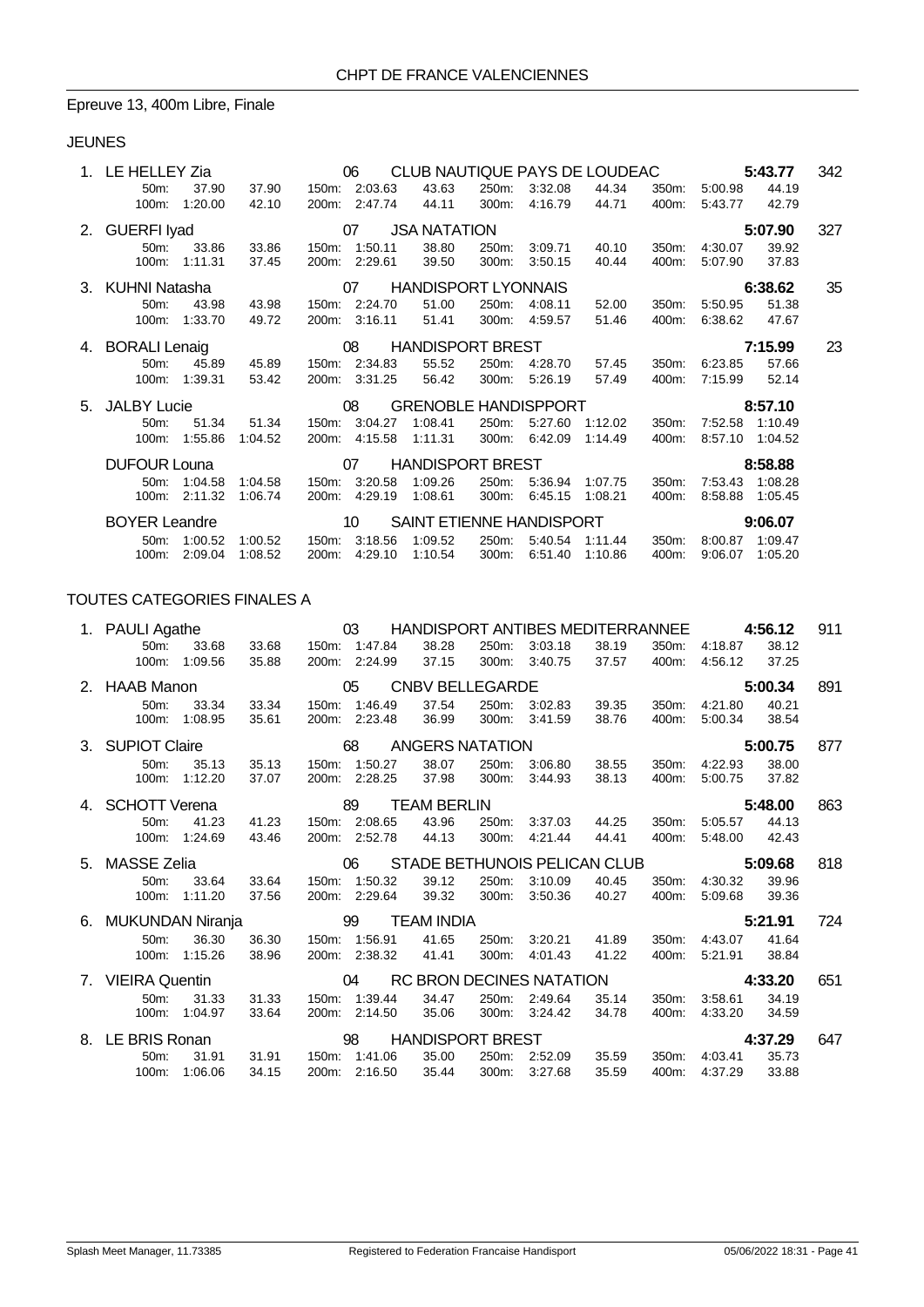Epreuve 13, 400m Libre, Finale

## JEUNES

| Place | Nom | Année | Club | Temps | Points |
|---|---|---|---|---|---|
| 1. | LE HELLEY Zia | 06 | CLUB NAUTIQUE PAYS DE LOUDEAC | 5:43.77 | 342 |
| | 50m: 37.90 37.90 / 100m: 1:20.00 42.10 | | 150m: 2:03.63 43.63 / 200m: 2:47.74 44.11 / 250m: 3:32.08 44.34 / 300m: 4:16.79 44.71 | 350m: 5:00.98 44.19 / 400m: 5:43.77 42.79 | |
| 2. | GUERFI Iyad | 07 | JSA NATATION | 5:07.90 | 327 |
| | 50m: 33.86 33.86 / 100m: 1:11.31 37.45 | | 150m: 1:50.11 38.80 / 200m: 2:29.61 39.50 / 250m: 3:09.71 40.10 / 300m: 3:50.15 40.44 | 350m: 4:30.07 39.92 / 400m: 5:07.90 37.83 | |
| 3. | KUHNI Natasha | 07 | HANDISPORT LYONNAIS | 6:38.62 | 35 |
| | 50m: 43.98 43.98 / 100m: 1:33.70 49.72 | | 150m: 2:24.70 51.00 / 200m: 3:16.11 51.41 / 250m: 4:08.11 52.00 / 300m: 4:59.57 51.46 | 350m: 5:50.95 51.38 / 400m: 6:38.62 47.67 | |
| 4. | BORALI Lenaig | 08 | HANDISPORT BREST | 7:15.99 | 23 |
| | 50m: 45.89 45.89 / 100m: 1:39.31 53.42 | | 150m: 2:34.83 55.52 / 200m: 3:31.25 56.42 / 250m: 4:28.70 57.45 / 300m: 5:26.19 57.49 | 350m: 6:23.85 57.66 / 400m: 7:15.99 52.14 | |
| 5. | JALBY Lucie | 08 | GRENOBLE HANDISPPORT | 8:57.10 | |
| | 50m: 51.34 51.34 / 100m: 1:55.86 1:04.52 | | 150m: 3:04.27 1:08.41 / 200m: 4:15.58 1:11.31 / 250m: 5:27.60 1:12.02 / 300m: 6:42.09 1:14.49 | 350m: 7:52.58 1:10.49 / 400m: 8:57.10 1:04.52 | |
| | DUFOUR Louna | 07 | HANDISPORT BREST | 8:58.88 | |
| | 50m: 1:04.58 1:04.58 / 100m: 2:11.32 1:06.74 | | 150m: 3:20.58 1:09.26 / 200m: 4:29.19 1:08.61 / 250m: 5:36.94 1:07.75 / 300m: 6:45.15 1:08.21 | 350m: 7:53.43 1:08.28 / 400m: 8:58.88 1:05.45 | |
| | BOYER Leandre | 10 | SAINT ETIENNE HANDISPORT | 9:06.07 | |
| | 50m: 1:00.52 1:00.52 / 100m: 2:09.04 1:08.52 | | 150m: 3:18.56 1:09.52 / 200m: 4:29.10 1:10.54 / 250m: 5:40.54 1:11.44 / 300m: 6:51.40 1:10.86 | 350m: 8:00.87 1:09.47 / 400m: 9:06.07 1:05.20 | |

## TOUTES CATEGORIES FINALES A

| Place | Nom | Année | Club | Temps | Points |
|---|---|---|---|---|---|
| 1. | PAULI Agathe | 03 | HANDISPORT ANTIBES MEDITERRANNEE | 4:56.12 | 911 |
| | 50m: 33.68 33.68 / 100m: 1:09.56 35.88 | | 150m: 1:47.84 38.28 / 200m: 2:24.99 37.15 / 250m: 3:03.18 38.19 / 300m: 3:40.75 37.57 | 350m: 4:18.87 38.12 / 400m: 4:56.12 37.25 | |
| 2. | HAAB Manon | 05 | CNBV BELLEGARDE | 5:00.34 | 891 |
| | 50m: 33.34 33.34 / 100m: 1:08.95 35.61 | | 150m: 1:46.49 37.54 / 200m: 2:23.48 36.99 / 250m: 3:02.83 39.35 / 300m: 3:41.59 38.76 | 350m: 4:21.80 40.21 / 400m: 5:00.34 38.54 | |
| 3. | SUPIOT Claire | 68 | ANGERS NATATION | 5:00.75 | 877 |
| | 50m: 35.13 35.13 / 100m: 1:12.20 37.07 | | 150m: 1:50.27 38.07 / 200m: 2:28.25 37.98 / 250m: 3:06.80 38.55 / 300m: 3:44.93 38.13 | 350m: 4:22.93 38.00 / 400m: 5:00.75 37.82 | |
| 4. | SCHOTT Verena | 89 | TEAM BERLIN | 5:48.00 | 863 |
| | 50m: 41.23 41.23 / 100m: 1:24.69 43.46 | | 150m: 2:08.65 43.96 / 200m: 2:52.78 44.13 / 250m: 3:37.03 44.25 / 300m: 4:21.44 44.41 | 350m: 5:05.57 44.13 / 400m: 5:48.00 42.43 | |
| 5. | MASSE Zelia | 06 | STADE BETHUNOIS PELICAN CLUB | 5:09.68 | 818 |
| | 50m: 33.64 33.64 / 100m: 1:11.20 37.56 | | 150m: 1:50.32 39.12 / 200m: 2:29.64 39.32 / 250m: 3:10.09 40.45 / 300m: 3:50.36 40.27 | 350m: 4:30.32 39.96 / 400m: 5:09.68 39.36 | |
| 6. | MUKUNDAN Niranja | 99 | TEAM INDIA | 5:21.91 | 724 |
| | 50m: 36.30 36.30 / 100m: 1:15.26 38.96 | | 150m: 1:56.91 41.65 / 200m: 2:38.32 41.41 / 250m: 3:20.21 41.89 / 300m: 4:01.43 41.22 | 350m: 4:43.07 41.64 / 400m: 5:21.91 38.84 | |
| 7. | VIEIRA Quentin | 04 | RC BRON DECINES NATATION | 4:33.20 | 651 |
| | 50m: 31.33 31.33 / 100m: 1:04.97 33.64 | | 150m: 1:39.44 34.47 / 200m: 2:14.50 35.06 / 250m: 2:49.64 35.14 / 300m: 3:24.42 34.78 | 350m: 3:58.61 34.19 / 400m: 4:33.20 34.59 | |
| 8. | LE BRIS Ronan | 98 | HANDISPORT BREST | 4:37.29 | 647 |
| | 50m: 31.91 31.91 / 100m: 1:06.06 34.15 | | 150m: 1:41.06 35.00 / 200m: 2:16.50 35.44 / 250m: 2:52.09 35.59 / 300m: 3:27.68 35.59 | 350m: 4:03.41 35.73 / 400m: 4:37.29 33.88 | |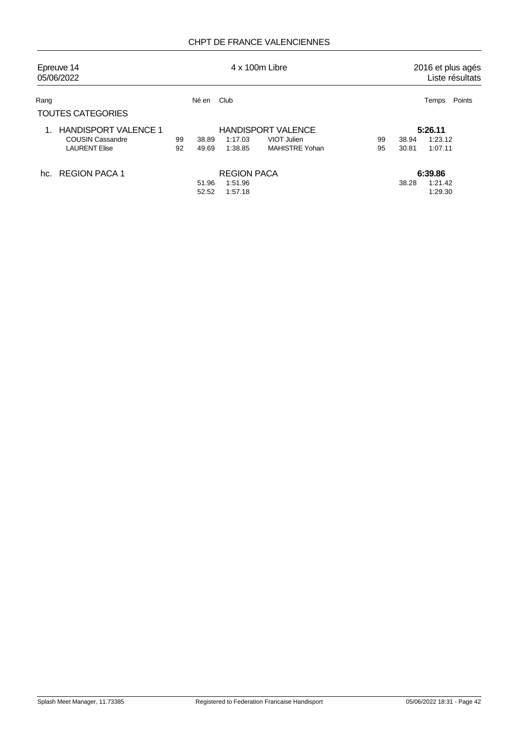# CHPT DE FRANCE VALENCIENNES

Epreuve 14
05/06/2022

4 x 100m Libre

2016 et plus agés
Liste résultats

| Rang | | Né en | | Club | | | | | Temps | Points |
|---|---|---|---|---|---|---|---|---|---|---|
| **TOUTES CATEGORIES** | | | | | | | | | | |
| 1. | HANDISPORT VALENCE 1 | | | HANDISPORT VALENCE | | | | | **5:26.11** | |
| | COUSIN Cassandre | 99 | 38.89 | 1:17.03 | VIOT Julien | 99 | 38.94 | | 1:23.12 | |
| | LAURENT Elise | 92 | 49.69 | 1:38.85 | MAHISTRE Yohan | 95 | 30.81 | | 1:07.11 | |
| hc. | REGION PACA 1 | | | REGION PACA | | | | | **6:39.86** | |
| | | | 51.96 | 1:51.96 | | | 38.28 | | 1:21.42 | |
| | | | 52.52 | 1:57.18 | | | | | 1:29.30 | |